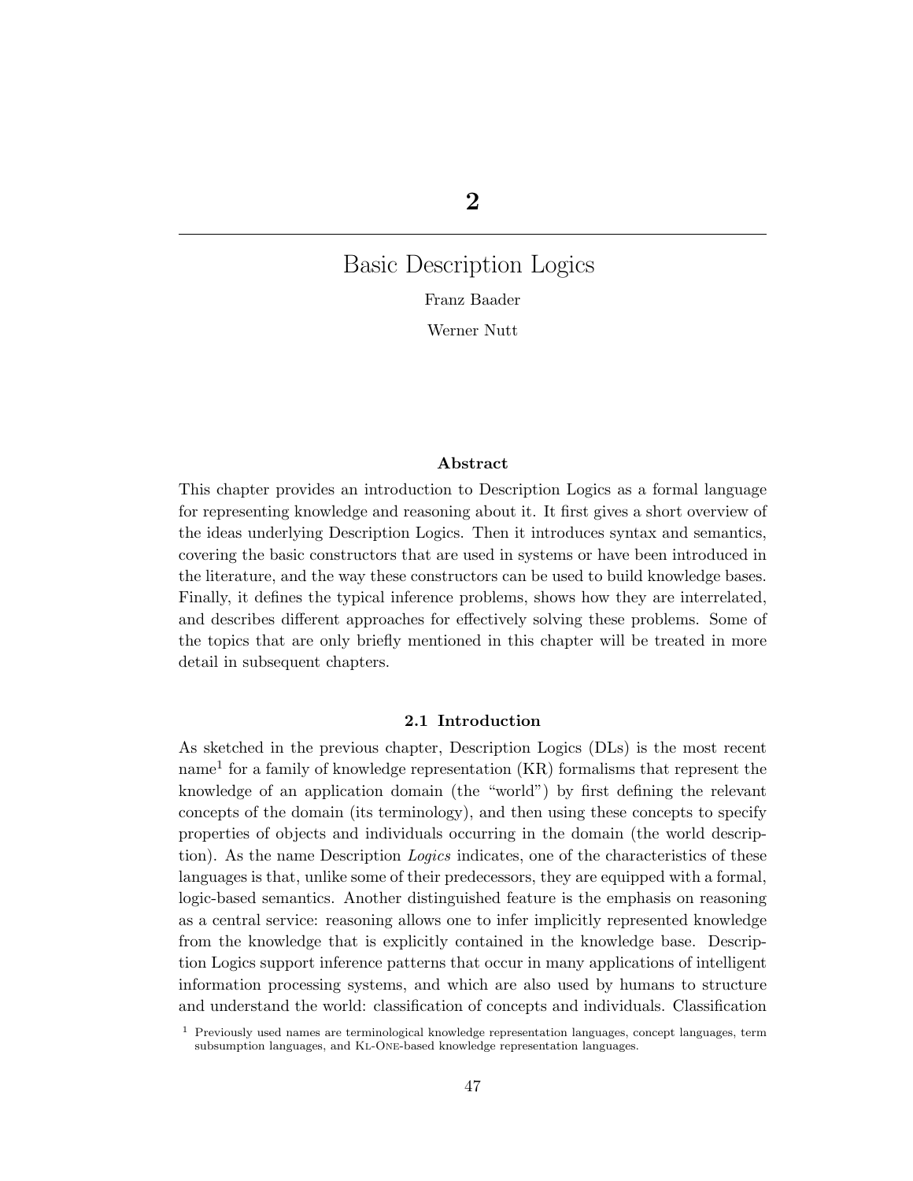# 2

# Basic Description Logics

Franz Baader

Werner Nutt

### Abstract

This chapter provides an introduction to Description Logics as a formal language for representing knowledge and reasoning about it. It first gives a short overview of the ideas underlying Description Logics. Then it introduces syntax and semantics, covering the basic constructors that are used in systems or have been introduced in the literature, and the way these constructors can be used to build knowledge bases. Finally, it defines the typical inference problems, shows how they are interrelated, and describes different approaches for effectively solving these problems. Some of the topics that are only briefly mentioned in this chapter will be treated in more detail in subsequent chapters.

## 2.1 Introduction

As sketched in the previous chapter, Description Logics (DLs) is the most recent name[1] for a family of knowledge representation (KR) formalisms that represent the knowledge of an application domain (the "world") by first defining the relevant concepts of the domain (its terminology), and then using these concepts to specify properties of objects and individuals occurring in the domain (the world description). As the name Description *Logics* indicates, one of the characteristics of these languages is that, unlike some of their predecessors, they are equipped with a formal, logic-based semantics. Another distinguished feature is the emphasis on reasoning as a central service: reasoning allows one to infer implicitly represented knowledge from the knowledge that is explicitly contained in the knowledge base. Description Logics support inference patterns that occur in many applications of intelligent information processing systems, and which are also used by humans to structure and understand the world: classification of concepts and individuals. Classification

[1] Previously used names are terminological knowledge representation languages, concept languages, term subsumption languages, and Kl-One-based knowledge representation languages.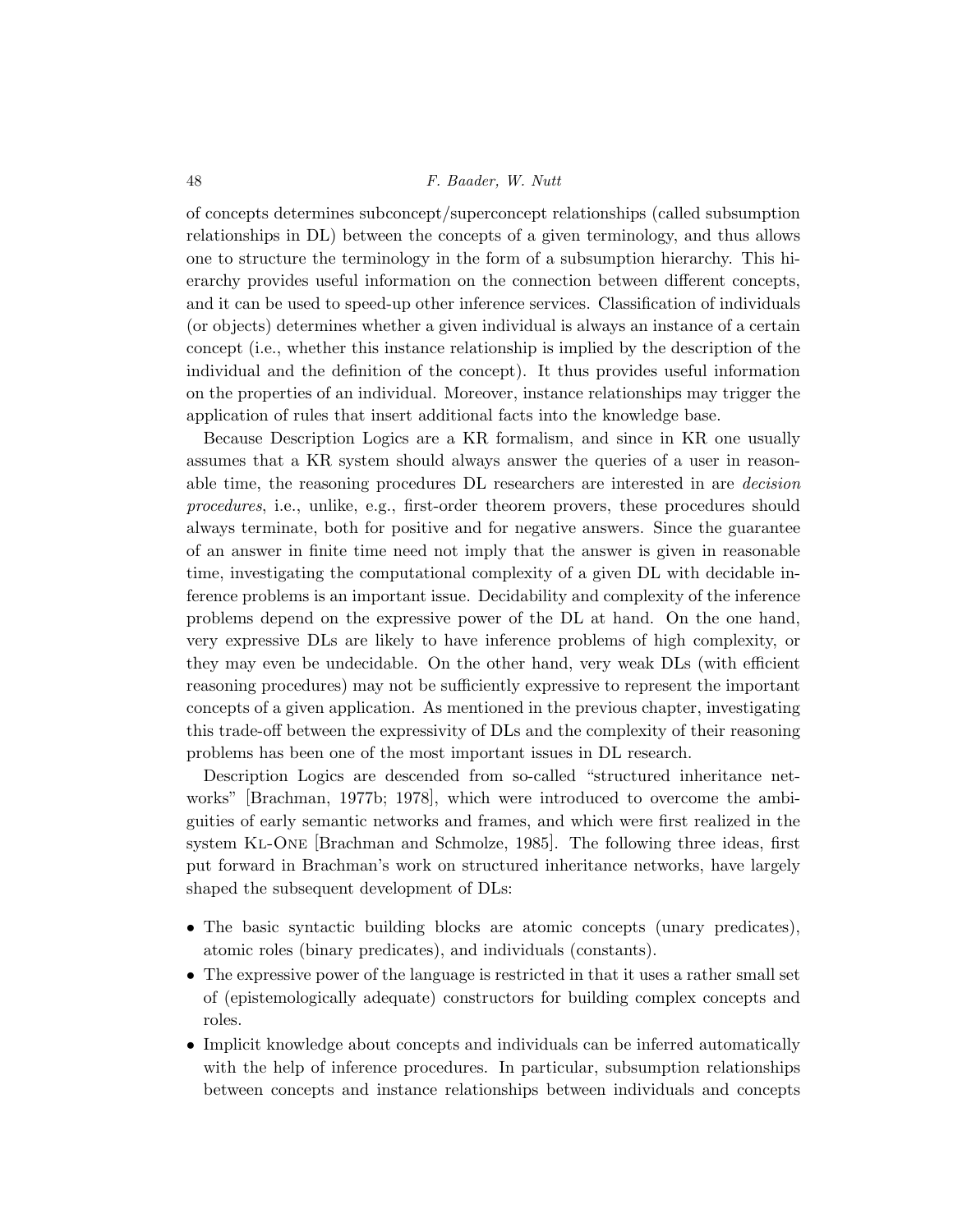of concepts determines subconcept/superconcept relationships (called subsumption relationships in DL) between the concepts of a given terminology, and thus allows one to structure the terminology in the form of a subsumption hierarchy. This hierarchy provides useful information on the connection between different concepts, and it can be used to speed-up other inference services. Classification of individuals (or objects) determines whether a given individual is always an instance of a certain concept (i.e., whether this instance relationship is implied by the description of the individual and the definition of the concept). It thus provides useful information on the properties of an individual. Moreover, instance relationships may trigger the application of rules that insert additional facts into the knowledge base.

Because Description Logics are a KR formalism, and since in KR one usually assumes that a KR system should always answer the queries of a user in reasonable time, the reasoning procedures DL researchers are interested in are *decision procedures*, i.e., unlike, e.g., first-order theorem provers, these procedures should always terminate, both for positive and for negative answers. Since the guarantee of an answer in finite time need not imply that the answer is given in reasonable time, investigating the computational complexity of a given DL with decidable inference problems is an important issue. Decidability and complexity of the inference problems depend on the expressive power of the DL at hand. On the one hand, very expressive DLs are likely to have inference problems of high complexity, or they may even be undecidable. On the other hand, very weak DLs (with efficient reasoning procedures) may not be sufficiently expressive to represent the important concepts of a given application. As mentioned in the previous chapter, investigating this trade-off between the expressivity of DLs and the complexity of their reasoning problems has been one of the most important issues in DL research.

Description Logics are descended from so-called "structured inheritance networks" [Brachman, 1977b; 1978], which were introduced to overcome the ambiguities of early semantic networks and frames, and which were first realized in the system Kl-One [Brachman and Schmolze, 1985]. The following three ideas, first put forward in Brachman's work on structured inheritance networks, have largely shaped the subsequent development of DLs:

- The basic syntactic building blocks are atomic concepts (unary predicates), atomic roles (binary predicates), and individuals (constants).
- The expressive power of the language is restricted in that it uses a rather small set of (epistemologically adequate) constructors for building complex concepts and roles.
- Implicit knowledge about concepts and individuals can be inferred automatically with the help of inference procedures. In particular, subsumption relationships between concepts and instance relationships between individuals and concepts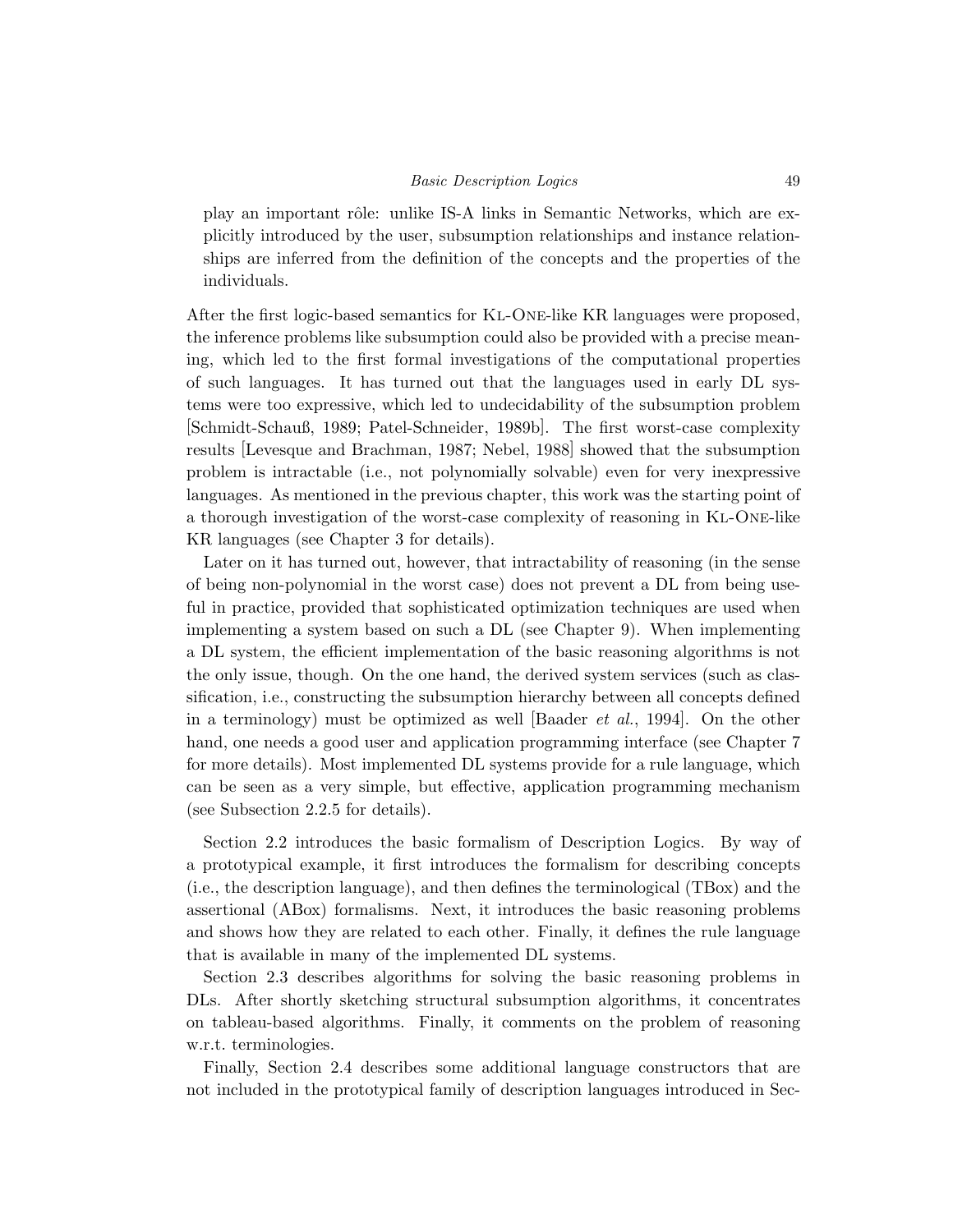play an important rôle: unlike IS-A links in Semantic Networks, which are explicitly introduced by the user, subsumption relationships and instance relationships are inferred from the definition of the concepts and the properties of the individuals.

After the first logic-based semantics for Kl-One-like KR languages were proposed, the inference problems like subsumption could also be provided with a precise meaning, which led to the first formal investigations of the computational properties of such languages. It has turned out that the languages used in early DL systems were too expressive, which led to undecidability of the subsumption problem [Schmidt-Schauß, 1989; Patel-Schneider, 1989b]. The first worst-case complexity results [Levesque and Brachman, 1987; Nebel, 1988] showed that the subsumption problem is intractable (i.e., not polynomially solvable) even for very inexpressive languages. As mentioned in the previous chapter, this work was the starting point of a thorough investigation of the worst-case complexity of reasoning in Kl-One-like KR languages (see Chapter 3 for details).

Later on it has turned out, however, that intractability of reasoning (in the sense of being non-polynomial in the worst case) does not prevent a DL from being useful in practice, provided that sophisticated optimization techniques are used when implementing a system based on such a DL (see Chapter 9). When implementing a DL system, the efficient implementation of the basic reasoning algorithms is not the only issue, though. On the one hand, the derived system services (such as classification, i.e., constructing the subsumption hierarchy between all concepts defined in a terminology) must be optimized as well [Baader *et al.*, 1994]. On the other hand, one needs a good user and application programming interface (see Chapter 7 for more details). Most implemented DL systems provide for a rule language, which can be seen as a very simple, but effective, application programming mechanism (see Subsection 2.2.5 for details).

Section 2.2 introduces the basic formalism of Description Logics. By way of a prototypical example, it first introduces the formalism for describing concepts (i.e., the description language), and then defines the terminological (TBox) and the assertional (ABox) formalisms. Next, it introduces the basic reasoning problems and shows how they are related to each other. Finally, it defines the rule language that is available in many of the implemented DL systems.

Section 2.3 describes algorithms for solving the basic reasoning problems in DLs. After shortly sketching structural subsumption algorithms, it concentrates on tableau-based algorithms. Finally, it comments on the problem of reasoning w.r.t. terminologies.

Finally, Section 2.4 describes some additional language constructors that are not included in the prototypical family of description languages introduced in Sec-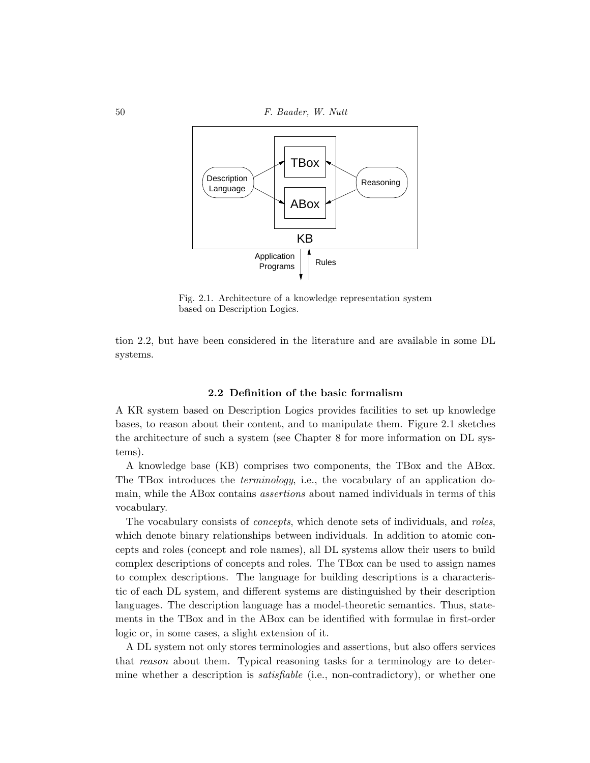Fig. 2.1. Architecture of a knowledge representation system based on Description Logics.

tion 2.2, but have been considered in the literature and are available in some DL systems.

### 2.2 Definition of the basic formalism

A KR system based on Description Logics provides facilities to set up knowledge bases, to reason about their content, and to manipulate them. Figure 2.1 sketches the architecture of such a system (see Chapter 8 for more information on DL systems).

A knowledge base (KB) comprises two components, the TBox and the ABox. The TBox introduces the *terminology*, i.e., the vocabulary of an application domain, while the ABox contains *assertions* about named individuals in terms of this vocabulary.

The vocabulary consists of *concepts*, which denote sets of individuals, and *roles*, which denote binary relationships between individuals. In addition to atomic concepts and roles (concept and role names), all DL systems allow their users to build complex descriptions of concepts and roles. The TBox can be used to assign names to complex descriptions. The language for building descriptions is a characteristic of each DL system, and different systems are distinguished by their description languages. The description language has a model-theoretic semantics. Thus, statements in the TBox and in the ABox can be identified with formulae in first-order logic or, in some cases, a slight extension of it.

A DL system not only stores terminologies and assertions, but also offers services that *reason* about them. Typical reasoning tasks for a terminology are to determine whether a description is *satisfiable* (i.e., non-contradictory), or whether one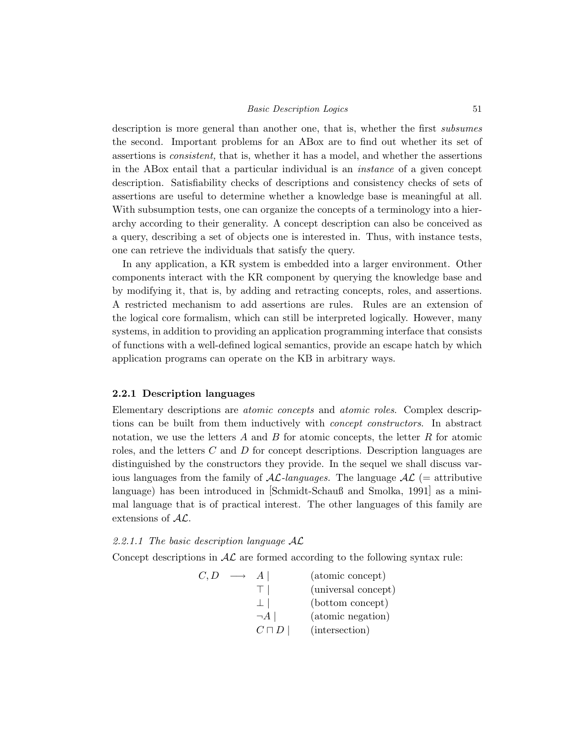description is more general than another one, that is, whether the first *subsumes* the second. Important problems for an ABox are to find out whether its set of assertions is *consistent,* that is, whether it has a model, and whether the assertions in the ABox entail that a particular individual is an *instance* of a given concept description. Satisfiability checks of descriptions and consistency checks of sets of assertions are useful to determine whether a knowledge base is meaningful at all. With subsumption tests, one can organize the concepts of a terminology into a hierarchy according to their generality. A concept description can also be conceived as a query, describing a set of objects one is interested in. Thus, with instance tests, one can retrieve the individuals that satisfy the query.

In any application, a KR system is embedded into a larger environment. Other components interact with the KR component by querying the knowledge base and by modifying it, that is, by adding and retracting concepts, roles, and assertions. A restricted mechanism to add assertions are rules. Rules are an extension of the logical core formalism, which can still be interpreted logically. However, many systems, in addition to providing an application programming interface that consists of functions with a well-defined logical semantics, provide an escape hatch by which application programs can operate on the KB in arbitrary ways.

### 2.2.1 Description languages

Elementary descriptions are *atomic concepts* and *atomic roles*. Complex descriptions can be built from them inductively with *concept constructors*. In abstract notation, we use the letters $A$ and $B$ for atomic concepts, the letter $R$ for atomic roles, and the letters $C$ and $D$ for concept descriptions. Description languages are distinguished by the constructors they provide. In the sequel we shall discuss various languages from the family of $\mathcal{AL}$*-languages*. The language $\mathcal{AL}$ (= attributive language) has been introduced in [Schmidt-Schauß and Smolka, 1991] as a minimal language that is of practical interest. The other languages of this family are extensions of $\mathcal{AL}$.

#### *2.2.1.1 The basic description language* $\mathcal{AL}$

Concept descriptions in $\mathcal{AL}$ are formed according to the following syntax rule:

$$
\begin{array}{rcll}
C, D & \longrightarrow & A \mid & \text{(atomic concept)} \\
 & & \top \mid & \text{(universal concept)} \\
 & & \bot \mid & \text{(bottom concept)} \\
 & & \neg A \mid & \text{(atomic negation)} \\
 & & C \sqcap D \mid & \text{(intersection)}
\end{array}
$$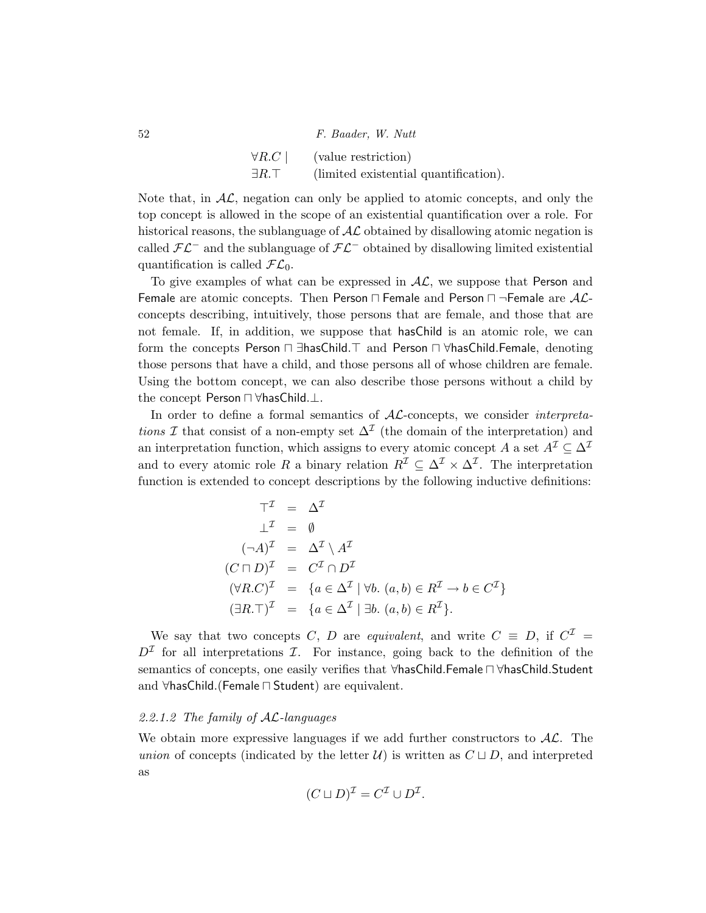$$
\begin{array}{ll}
\forall R.C \mid & \text{(value restriction)} \\
\exists R.\top & \text{(limited existential quantification).}
\end{array}
$$

Note that, in $\mathcal{AL}$, negation can only be applied to atomic concepts, and only the top concept is allowed in the scope of an existential quantification over a role. For historical reasons, the sublanguage of $\mathcal{AL}$ obtained by disallowing atomic negation is called $\mathcal{FL}^-$ and the sublanguage of $\mathcal{FL}^-$ obtained by disallowing limited existential quantification is called $\mathcal{FL}_0$.

To give examples of what can be expressed in $\mathcal{AL}$, we suppose that $\mathsf{Person}$ and $\mathsf{Female}$ are atomic concepts. Then $\mathsf{Person} \sqcap \mathsf{Female}$ and $\mathsf{Person} \sqcap \neg\mathsf{Female}$ are $\mathcal{AL}$-concepts describing, intuitively, those persons that are female, and those that are not female. If, in addition, we suppose that $\mathsf{hasChild}$ is an atomic role, we can form the concepts $\mathsf{Person} \sqcap \exists\mathsf{hasChild}.\top$ and $\mathsf{Person} \sqcap \forall\mathsf{hasChild}.\mathsf{Female}$, denoting those persons that have a child, and those persons all of whose children are female. Using the bottom concept, we can also describe those persons without a child by the concept $\mathsf{Person} \sqcap \forall\mathsf{hasChild}.\bot$.

In order to define a formal semantics of $\mathcal{AL}$-concepts, we consider *interpretations* $\mathcal{I}$ that consist of a non-empty set $\Delta^{\mathcal{I}}$ (the domain of the interpretation) and an interpretation function, which assigns to every atomic concept $A$ a set $A^{\mathcal{I}} \subseteq \Delta^{\mathcal{I}}$ and to every atomic role $R$ a binary relation $R^{\mathcal{I}} \subseteq \Delta^{\mathcal{I}} \times \Delta^{\mathcal{I}}$. The interpretation function is extended to concept descriptions by the following inductive definitions:

$$
\begin{array}{rcl}
\top^{\mathcal{I}} & = & \Delta^{\mathcal{I}} \\
\bot^{\mathcal{I}} & = & \emptyset \\
(\neg A)^{\mathcal{I}} & = & \Delta^{\mathcal{I}} \setminus A^{\mathcal{I}} \\
(C \sqcap D)^{\mathcal{I}} & = & C^{\mathcal{I}} \cap D^{\mathcal{I}} \\
(\forall R.C)^{\mathcal{I}} & = & \{a \in \Delta^{\mathcal{I}} \mid \forall b.\ (a,b) \in R^{\mathcal{I}} \to b \in C^{\mathcal{I}}\} \\
(\exists R.\top)^{\mathcal{I}} & = & \{a \in \Delta^{\mathcal{I}} \mid \exists b.\ (a,b) \in R^{\mathcal{I}}\}.
\end{array}
$$

We say that two concepts $C$, $D$ are *equivalent*, and write $C \equiv D$, if $C^{\mathcal{I}} = D^{\mathcal{I}}$ for all interpretations $\mathcal{I}$. For instance, going back to the definition of the semantics of concepts, one easily verifies that $\forall\mathsf{hasChild}.\mathsf{Female} \sqcap \forall\mathsf{hasChild}.\mathsf{Student}$ and $\forall\mathsf{hasChild}.(\mathsf{Female} \sqcap \mathsf{Student})$ are equivalent.

#### *2.2.1.2 The family of $\mathcal{AL}$-languages*

We obtain more expressive languages if we add further constructors to $\mathcal{AL}$. The *union* of concepts (indicated by the letter $\mathcal{U}$) is written as $C \sqcup D$, and interpreted as

$$
(C \sqcup D)^{\mathcal{I}} = C^{\mathcal{I}} \cup D^{\mathcal{I}}.
$$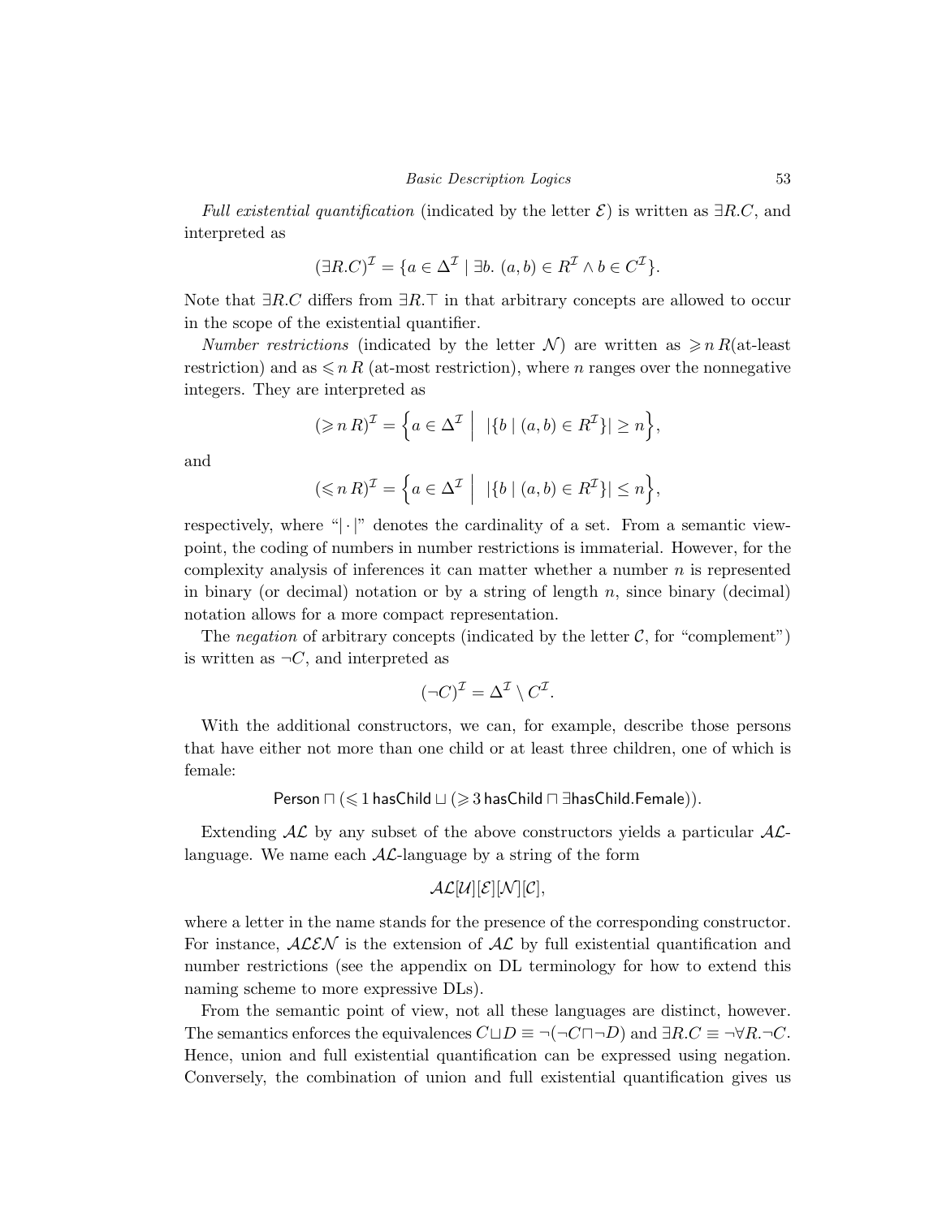*Full existential quantification* (indicated by the letter $\mathcal{E}$) is written as $\exists R.C$, and interpreted as

$$(\exists R.C)^{\mathcal{I}} = \{a \in \Delta^{\mathcal{I}} \mid \exists b.\ (a,b) \in R^{\mathcal{I}} \wedge b \in C^{\mathcal{I}}\}.$$

Note that $\exists R.C$ differs from $\exists R.\top$ in that arbitrary concepts are allowed to occur in the scope of the existential quantifier.

*Number restrictions* (indicated by the letter $\mathcal{N}$) are written as $\geqslant n\, R$(at-least restriction) and as $\leqslant n\, R$ (at-most restriction), where $n$ ranges over the nonnegative integers. They are interpreted as

$$(\geqslant n\, R)^{\mathcal{I}} = \Big\{a \in \Delta^{\mathcal{I}} \;\Big|\; |\{b \mid (a,b) \in R^{\mathcal{I}}\}| \geq n\Big\},$$

and

$$(\leqslant n\, R)^{\mathcal{I}} = \Big\{a \in \Delta^{\mathcal{I}} \;\Big|\; |\{b \mid (a,b) \in R^{\mathcal{I}}\}| \leq n\Big\},$$

respectively, where "$|\cdot|$" denotes the cardinality of a set. From a semantic viewpoint, the coding of numbers in number restrictions is immaterial. However, for the complexity analysis of inferences it can matter whether a number $n$ is represented in binary (or decimal) notation or by a string of length $n$, since binary (decimal) notation allows for a more compact representation.

The *negation* of arbitrary concepts (indicated by the letter $\mathcal{C}$, for "complement") is written as $\neg C$, and interpreted as

$$(\neg C)^{\mathcal{I}} = \Delta^{\mathcal{I}} \setminus C^{\mathcal{I}}.$$

With the additional constructors, we can, for example, describe those persons that have either not more than one child or at least three children, one of which is female:

$$\mathsf{Person} \sqcap (\leqslant 1\, \mathsf{hasChild} \sqcup (\geqslant 3\, \mathsf{hasChild} \sqcap \exists \mathsf{hasChild}.\mathsf{Female})).$$

Extending $\mathcal{AL}$ by any subset of the above constructors yields a particular $\mathcal{AL}$-language. We name each $\mathcal{AL}$-language by a string of the form

$$\mathcal{AL}[\mathcal{U}][\mathcal{E}][\mathcal{N}][\mathcal{C}],$$

where a letter in the name stands for the presence of the corresponding constructor. For instance, $\mathcal{ALEN}$ is the extension of $\mathcal{AL}$ by full existential quantification and number restrictions (see the appendix on DL terminology for how to extend this naming scheme to more expressive DLs).

From the semantic point of view, not all these languages are distinct, however. The semantics enforces the equivalences $C \sqcup D \equiv \neg(\neg C \sqcap \neg D)$ and $\exists R.C \equiv \neg \forall R.\neg C$. Hence, union and full existential quantification can be expressed using negation. Conversely, the combination of union and full existential quantification gives us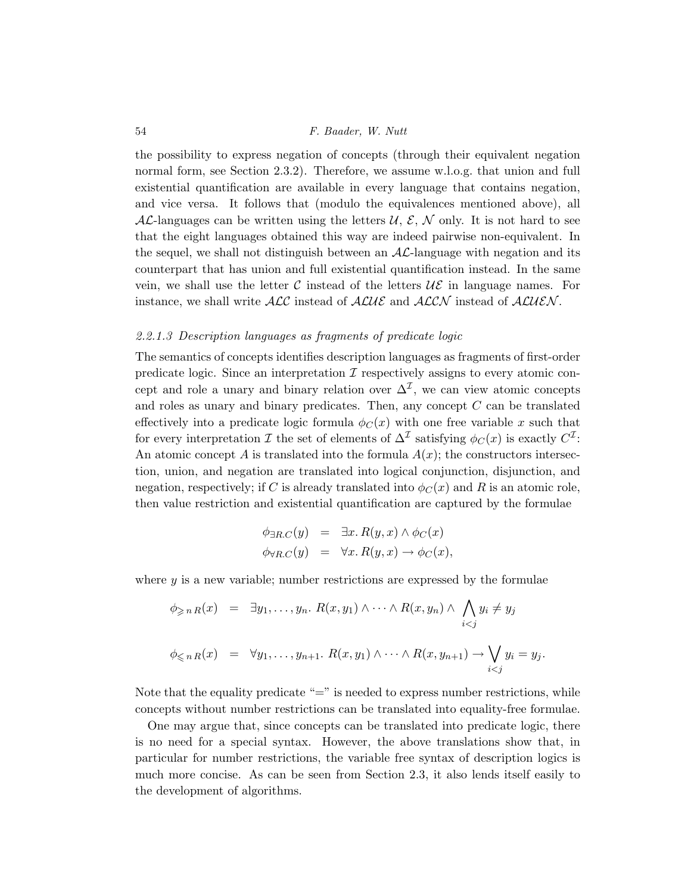the possibility to express negation of concepts (through their equivalent negation normal form, see Section 2.3.2). Therefore, we assume w.l.o.g. that union and full existential quantification are available in every language that contains negation, and vice versa. It follows that (modulo the equivalences mentioned above), all $\mathcal{AL}$-languages can be written using the letters $\mathcal{U}$, $\mathcal{E}$, $\mathcal{N}$ only. It is not hard to see that the eight languages obtained this way are indeed pairwise non-equivalent. In the sequel, we shall not distinguish between an $\mathcal{AL}$-language with negation and its counterpart that has union and full existential quantification instead. In the same vein, we shall use the letter $\mathcal{C}$ instead of the letters $\mathcal{UE}$ in language names. For instance, we shall write $\mathcal{ALC}$ instead of $\mathcal{ALUE}$ and $\mathcal{ALCN}$ instead of $\mathcal{ALUEN}$.

#### *2.2.1.3 Description languages as fragments of predicate logic*

The semantics of concepts identifies description languages as fragments of first-order predicate logic. Since an interpretation $\mathcal{I}$ respectively assigns to every atomic concept and role a unary and binary relation over $\Delta^{\mathcal{I}}$, we can view atomic concepts and roles as unary and binary predicates. Then, any concept $C$ can be translated effectively into a predicate logic formula $\phi_C(x)$ with one free variable $x$ such that for every interpretation $\mathcal{I}$ the set of elements of $\Delta^{\mathcal{I}}$ satisfying $\phi_C(x)$ is exactly $C^{\mathcal{I}}$: An atomic concept $A$ is translated into the formula $A(x)$; the constructors intersection, union, and negation are translated into logical conjunction, disjunction, and negation, respectively; if $C$ is already translated into $\phi_C(x)$ and $R$ is an atomic role, then value restriction and existential quantification are captured by the formulae

$$
\begin{aligned}
\phi_{\exists R.C}(y) &= \exists x.\, R(y,x) \wedge \phi_C(x) \\
\phi_{\forall R.C}(y) &= \forall x.\, R(y,x) \rightarrow \phi_C(x),
\end{aligned}
$$

where $y$ is a new variable; number restrictions are expressed by the formulae

$$
\begin{aligned}
\phi_{\geqslant n\, R}(x) &= \exists y_1,\ldots,y_n.\ R(x,y_1) \wedge \cdots \wedge R(x,y_n) \wedge \bigwedge_{i<j} y_i \neq y_j \\
\phi_{\leqslant n\, R}(x) &= \forall y_1,\ldots,y_{n+1}.\ R(x,y_1) \wedge \cdots \wedge R(x,y_{n+1}) \rightarrow \bigvee_{i<j} y_i = y_j.
\end{aligned}
$$

Note that the equality predicate "=" is needed to express number restrictions, while concepts without number restrictions can be translated into equality-free formulae.

One may argue that, since concepts can be translated into predicate logic, there is no need for a special syntax. However, the above translations show that, in particular for number restrictions, the variable free syntax of description logics is much more concise. As can be seen from Section 2.3, it also lends itself easily to the development of algorithms.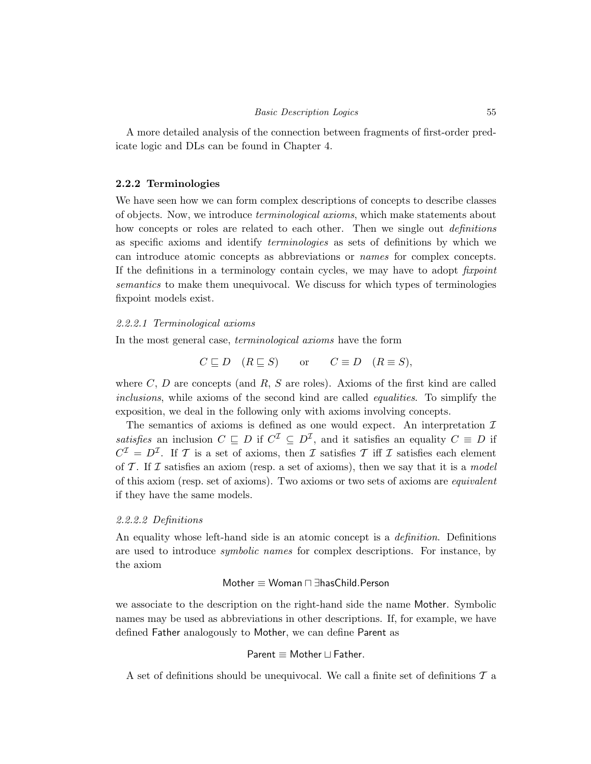A more detailed analysis of the connection between fragments of first-order predicate logic and DLs can be found in Chapter 4.

### 2.2.2 Terminologies

We have seen how we can form complex descriptions of concepts to describe classes of objects. Now, we introduce *terminological axioms*, which make statements about how concepts or roles are related to each other. Then we single out *definitions* as specific axioms and identify *terminologies* as sets of definitions by which we can introduce atomic concepts as abbreviations or *names* for complex concepts. If the definitions in a terminology contain cycles, we may have to adopt *fixpoint semantics* to make them unequivocal. We discuss for which types of terminologies fixpoint models exist.

#### *2.2.2.1 Terminological axioms*

In the most general case, *terminological axioms* have the form

$$C \sqsubseteq D \quad (R \sqsubseteq S) \qquad \text{or} \qquad C \equiv D \quad (R \equiv S),$$

where $C$, $D$ are concepts (and $R$, $S$ are roles). Axioms of the first kind are called *inclusions*, while axioms of the second kind are called *equalities*. To simplify the exposition, we deal in the following only with axioms involving concepts.

The semantics of axioms is defined as one would expect. An interpretation $\mathcal{I}$ *satisfies* an inclusion $C \sqsubseteq D$ if $C^{\mathcal{I}} \subseteq D^{\mathcal{I}}$, and it satisfies an equality $C \equiv D$ if $C^{\mathcal{I}} = D^{\mathcal{I}}$. If $\mathcal{T}$ is a set of axioms, then $\mathcal{I}$ satisfies $\mathcal{T}$ iff $\mathcal{I}$ satisfies each element of $\mathcal{T}$. If $\mathcal{I}$ satisfies an axiom (resp. a set of axioms), then we say that it is a *model* of this axiom (resp. set of axioms). Two axioms or two sets of axioms are *equivalent* if they have the same models.

#### *2.2.2.2 Definitions*

An equality whose left-hand side is an atomic concept is a *definition*. Definitions are used to introduce *symbolic names* for complex descriptions. For instance, by the axiom

$$\mathsf{Mother} \equiv \mathsf{Woman} \sqcap \exists \mathsf{hasChild}.\mathsf{Person}$$

we associate to the description on the right-hand side the name Mother. Symbolic names may be used as abbreviations in other descriptions. If, for example, we have defined Father analogously to Mother, we can define Parent as

$$\mathsf{Parent} \equiv \mathsf{Mother} \sqcup \mathsf{Father}.$$

A set of definitions should be unequivocal. We call a finite set of definitions $\mathcal{T}$ a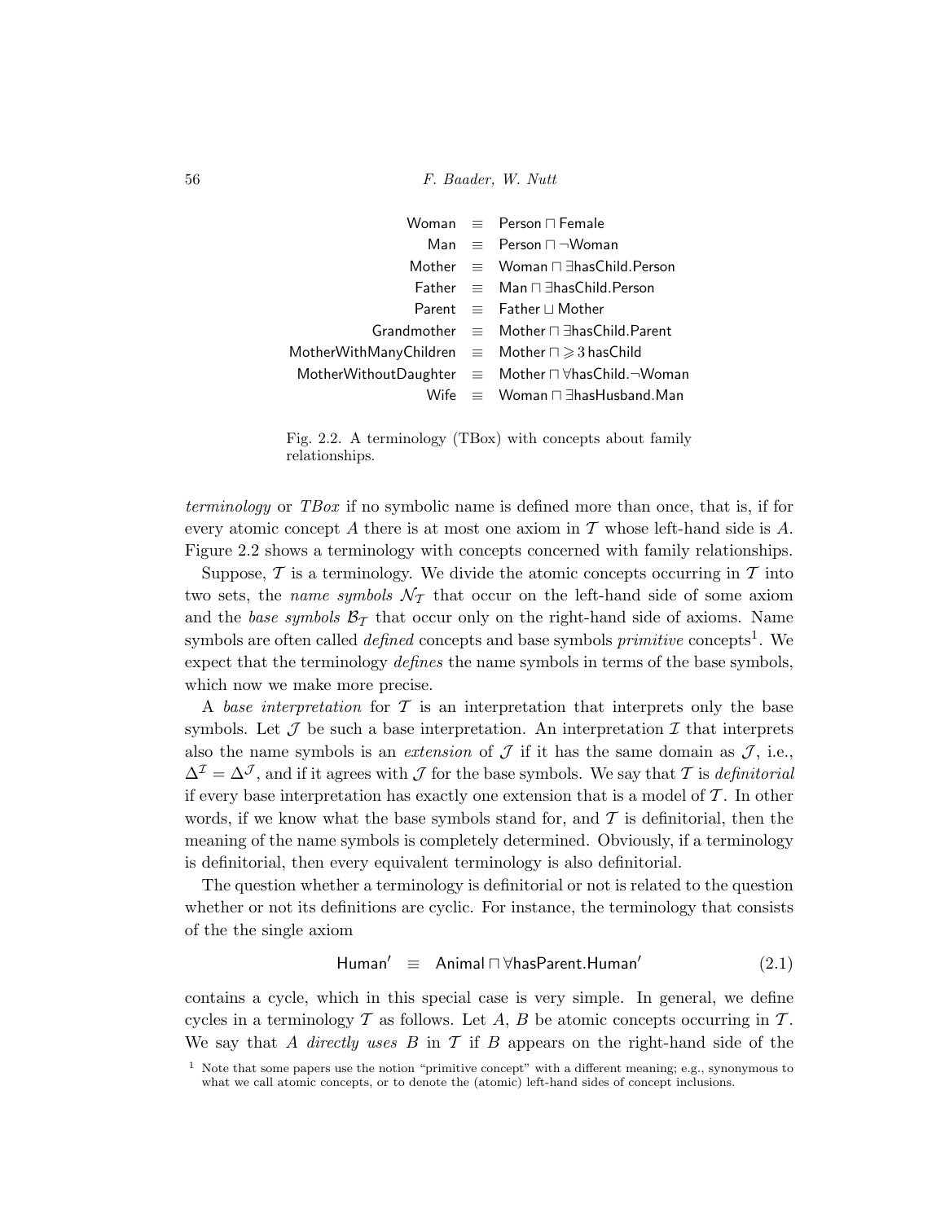$$
\begin{array}{rcl}
\mathsf{Woman} & \equiv & \mathsf{Person} \sqcap \mathsf{Female} \\
\mathsf{Man} & \equiv & \mathsf{Person} \sqcap \neg\mathsf{Woman} \\
\mathsf{Mother} & \equiv & \mathsf{Woman} \sqcap \exists \mathsf{hasChild}.\mathsf{Person} \\
\mathsf{Father} & \equiv & \mathsf{Man} \sqcap \exists \mathsf{hasChild}.\mathsf{Person} \\
\mathsf{Parent} & \equiv & \mathsf{Father} \sqcup \mathsf{Mother} \\
\mathsf{Grandmother} & \equiv & \mathsf{Mother} \sqcap \exists \mathsf{hasChild}.\mathsf{Parent} \\
\mathsf{MotherWithManyChildren} & \equiv & \mathsf{Mother} \sqcap \geqslant 3\, \mathsf{hasChild} \\
\mathsf{MotherWithoutDaughter} & \equiv & \mathsf{Mother} \sqcap \forall \mathsf{hasChild}.\neg\mathsf{Woman} \\
\mathsf{Wife} & \equiv & \mathsf{Woman} \sqcap \exists \mathsf{hasHusband}.\mathsf{Man}
\end{array}
$$

Fig. 2.2. A terminology (TBox) with concepts about family relationships.

*terminology* or *TBox* if no symbolic name is defined more than once, that is, if for every atomic concept $A$ there is at most one axiom in $\mathcal{T}$ whose left-hand side is $A$. Figure 2.2 shows a terminology with concepts concerned with family relationships.

Suppose, $\mathcal{T}$ is a terminology. We divide the atomic concepts occurring in $\mathcal{T}$ into two sets, the *name symbols* $\mathcal{N}_{\mathcal{T}}$ that occur on the left-hand side of some axiom and the *base symbols* $\mathcal{B}_{\mathcal{T}}$ that occur only on the right-hand side of axioms. Name symbols are often called *defined* concepts and base symbols *primitive* concepts[1]. We expect that the terminology *defines* the name symbols in terms of the base symbols, which now we make more precise.

A *base interpretation* for $\mathcal{T}$ is an interpretation that interprets only the base symbols. Let $\mathcal{J}$ be such a base interpretation. An interpretation $\mathcal{I}$ that interprets also the name symbols is an *extension* of $\mathcal{J}$ if it has the same domain as $\mathcal{J}$, i.e., $\Delta^{\mathcal{I}} = \Delta^{\mathcal{J}}$, and if it agrees with $\mathcal{J}$ for the base symbols. We say that $\mathcal{T}$ is *definitorial* if every base interpretation has exactly one extension that is a model of $\mathcal{T}$. In other words, if we know what the base symbols stand for, and $\mathcal{T}$ is definitorial, then the meaning of the name symbols is completely determined. Obviously, if a terminology is definitorial, then every equivalent terminology is also definitorial.

The question whether a terminology is definitorial or not is related to the question whether or not its definitions are cyclic. For instance, the terminology that consists of the the single axiom

$$
\mathsf{Human}' \equiv \mathsf{Animal} \sqcap \forall \mathsf{hasParent}.\mathsf{Human}' \tag{2.1}
$$

contains a cycle, which in this special case is very simple. In general, we define cycles in a terminology $\mathcal{T}$ as follows. Let $A$, $B$ be atomic concepts occurring in $\mathcal{T}$. We say that $A$ *directly uses* $B$ in $\mathcal{T}$ if $B$ appears on the right-hand side of the

[1] Note that some papers use the notion "primitive concept" with a different meaning; e.g., synonymous to what we call atomic concepts, or to denote the (atomic) left-hand sides of concept inclusions.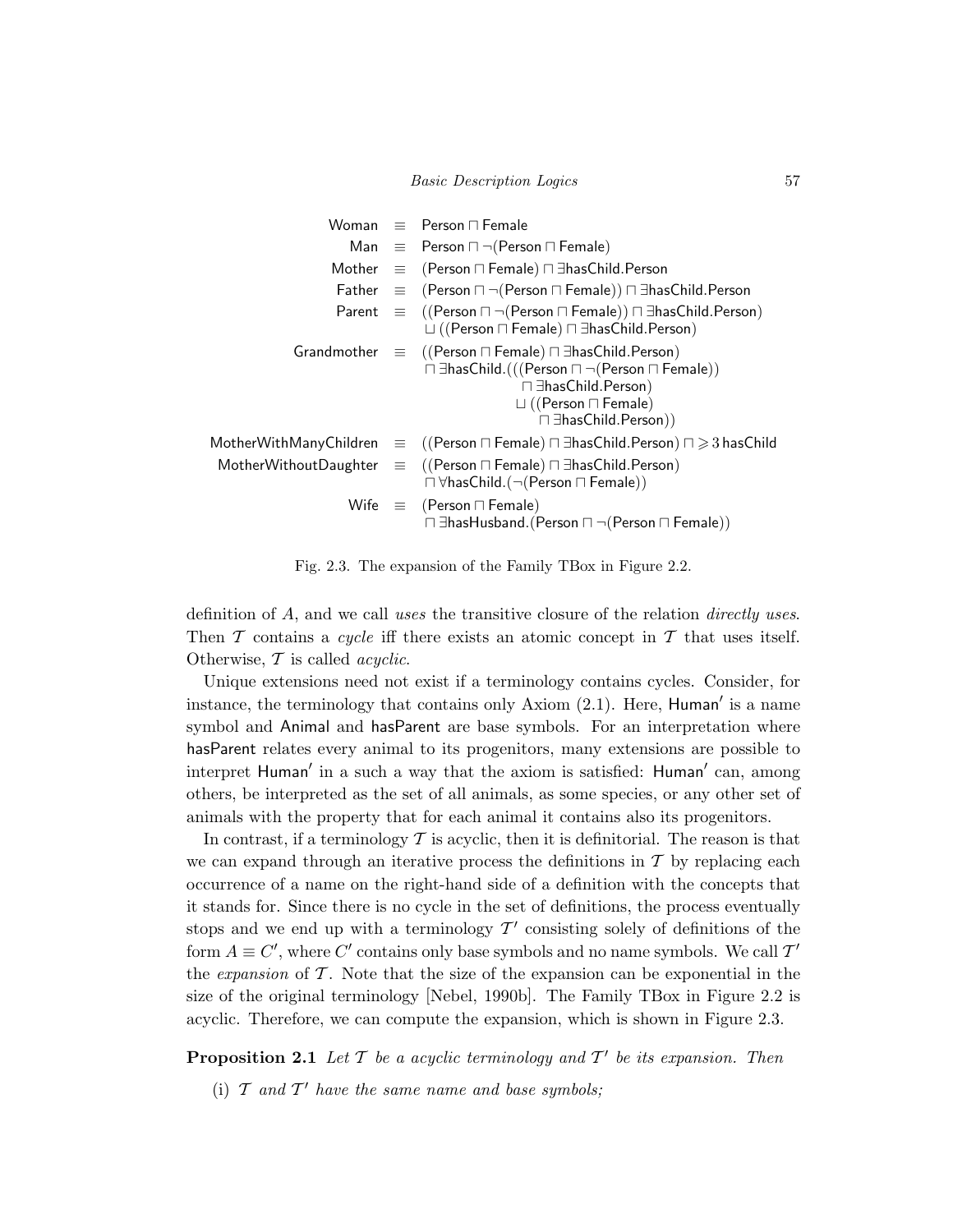$$
\begin{array}{rcl}
\mathsf{Woman} & \equiv & \mathsf{Person} \sqcap \mathsf{Female} \\
\mathsf{Man} & \equiv & \mathsf{Person} \sqcap \neg(\mathsf{Person} \sqcap \mathsf{Female}) \\
\mathsf{Mother} & \equiv & (\mathsf{Person} \sqcap \mathsf{Female}) \sqcap \exists \mathsf{hasChild}.\mathsf{Person} \\
\mathsf{Father} & \equiv & (\mathsf{Person} \sqcap \neg(\mathsf{Person} \sqcap \mathsf{Female})) \sqcap \exists \mathsf{hasChild}.\mathsf{Person} \\
\mathsf{Parent} & \equiv & ((\mathsf{Person} \sqcap \neg(\mathsf{Person} \sqcap \mathsf{Female})) \sqcap \exists \mathsf{hasChild}.\mathsf{Person}) \\
& & \sqcup ((\mathsf{Person} \sqcap \mathsf{Female}) \sqcap \exists \mathsf{hasChild}.\mathsf{Person}) \\
\mathsf{Grandmother} & \equiv & ((\mathsf{Person} \sqcap \mathsf{Female}) \sqcap \exists \mathsf{hasChild}.\mathsf{Person}) \\
& & \sqcap \exists \mathsf{hasChild}.(((\mathsf{Person} \sqcap \neg(\mathsf{Person} \sqcap \mathsf{Female})) \\
& & \qquad \sqcap \exists \mathsf{hasChild}.\mathsf{Person}) \\
& & \qquad \sqcup ((\mathsf{Person} \sqcap \mathsf{Female}) \\
& & \qquad \sqcap \exists \mathsf{hasChild}.\mathsf{Person})) \\
\mathsf{MotherWithManyChildren} & \equiv & ((\mathsf{Person} \sqcap \mathsf{Female}) \sqcap \exists \mathsf{hasChild}.\mathsf{Person}) \sqcap \geqslant 3\, \mathsf{hasChild} \\
\mathsf{MotherWithoutDaughter} & \equiv & ((\mathsf{Person} \sqcap \mathsf{Female}) \sqcap \exists \mathsf{hasChild}.\mathsf{Person}) \\
& & \sqcap \forall \mathsf{hasChild}.(\neg(\mathsf{Person} \sqcap \mathsf{Female})) \\
\mathsf{Wife} & \equiv & (\mathsf{Person} \sqcap \mathsf{Female}) \\
& & \sqcap \exists \mathsf{hasHusband}.(\mathsf{Person} \sqcap \neg(\mathsf{Person} \sqcap \mathsf{Female}))
\end{array}
$$

Fig. 2.3. The expansion of the Family TBox in Figure 2.2.

definition of $A$, and we call *uses* the transitive closure of the relation *directly uses*. Then $\mathcal{T}$ contains a *cycle* iff there exists an atomic concept in $\mathcal{T}$ that uses itself. Otherwise, $\mathcal{T}$ is called *acyclic*.

Unique extensions need not exist if a terminology contains cycles. Consider, for instance, the terminology that contains only Axiom (2.1). Here, Human′ is a name symbol and Animal and hasParent are base symbols. For an interpretation where hasParent relates every animal to its progenitors, many extensions are possible to interpret Human′ in a such a way that the axiom is satisfied: Human′ can, among others, be interpreted as the set of all animals, as some species, or any other set of animals with the property that for each animal it contains also its progenitors.

In contrast, if a terminology $\mathcal{T}$ is acyclic, then it is definitorial. The reason is that we can expand through an iterative process the definitions in $\mathcal{T}$ by replacing each occurrence of a name on the right-hand side of a definition with the concepts that it stands for. Since there is no cycle in the set of definitions, the process eventually stops and we end up with a terminology $\mathcal{T}'$ consisting solely of definitions of the form $A \equiv C'$, where $C'$ contains only base symbols and no name symbols. We call $\mathcal{T}'$ the *expansion* of $\mathcal{T}$. Note that the size of the expansion can be exponential in the size of the original terminology [Nebel, 1990b]. The Family TBox in Figure 2.2 is acyclic. Therefore, we can compute the expansion, which is shown in Figure 2.3.

**Proposition 2.1** *Let $\mathcal{T}$ be a acyclic terminology and $\mathcal{T}'$ be its expansion. Then*

(i) *$\mathcal{T}$ and $\mathcal{T}'$ have the same name and base symbols;*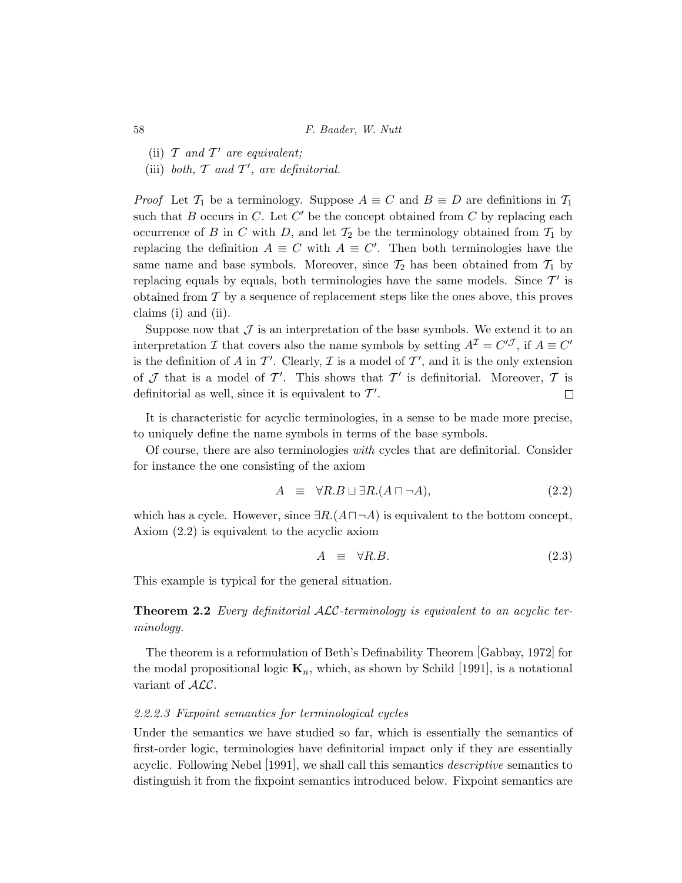(ii) $\mathcal{T}$ *and* $\mathcal{T}'$ *are equivalent;*

(iii) *both,* $\mathcal{T}$ *and* $\mathcal{T}'$*, are definitorial.*

*Proof* Let $\mathcal{T}_1$ be a terminology. Suppose $A \equiv C$ and $B \equiv D$ are definitions in $\mathcal{T}_1$ such that $B$ occurs in $C$. Let $C'$ be the concept obtained from $C$ by replacing each occurrence of $B$ in $C$ with $D$, and let $\mathcal{T}_2$ be the terminology obtained from $\mathcal{T}_1$ by replacing the definition $A \equiv C$ with $A \equiv C'$. Then both terminologies have the same name and base symbols. Moreover, since $\mathcal{T}_2$ has been obtained from $\mathcal{T}_1$ by replacing equals by equals, both terminologies have the same models. Since $\mathcal{T}'$ is obtained from $\mathcal{T}$ by a sequence of replacement steps like the ones above, this proves claims (i) and (ii).

Suppose now that $\mathcal{J}$ is an interpretation of the base symbols. We extend it to an interpretation $\mathcal{I}$ that covers also the name symbols by setting $A^{\mathcal{I}} = C'^{\mathcal{J}}$, if $A \equiv C'$ is the definition of $A$ in $\mathcal{T}'$. Clearly, $\mathcal{I}$ is a model of $\mathcal{T}'$, and it is the only extension of $\mathcal{J}$ that is a model of $\mathcal{T}'$. This shows that $\mathcal{T}'$ is definitorial. Moreover, $\mathcal{T}$ is definitorial as well, since it is equivalent to $\mathcal{T}'$. □

It is characteristic for acyclic terminologies, in a sense to be made more precise, to uniquely define the name symbols in terms of the base symbols.

Of course, there are also terminologies *with* cycles that are definitorial. Consider for instance the one consisting of the axiom

$$A \equiv \forall R.B \sqcup \exists R.(A \sqcap \neg A), \tag{2.2}$$

which has a cycle. However, since $\exists R.(A \sqcap \neg A)$ is equivalent to the bottom concept, Axiom (2.2) is equivalent to the acyclic axiom

$$A \equiv \forall R.B. \tag{2.3}$$

This example is typical for the general situation.

**Theorem 2.2** *Every definitorial $\mathcal{ALC}$-terminology is equivalent to an acyclic terminology.*

The theorem is a reformulation of Beth's Definability Theorem [Gabbay, 1972] for the modal propositional logic $\mathbf{K}_n$, which, as shown by Schild [1991], is a notational variant of $\mathcal{ALC}$.

#### *2.2.2.3 Fixpoint semantics for terminological cycles*

Under the semantics we have studied so far, which is essentially the semantics of first-order logic, terminologies have definitorial impact only if they are essentially acyclic. Following Nebel [1991], we shall call this semantics *descriptive* semantics to distinguish it from the fixpoint semantics introduced below. Fixpoint semantics are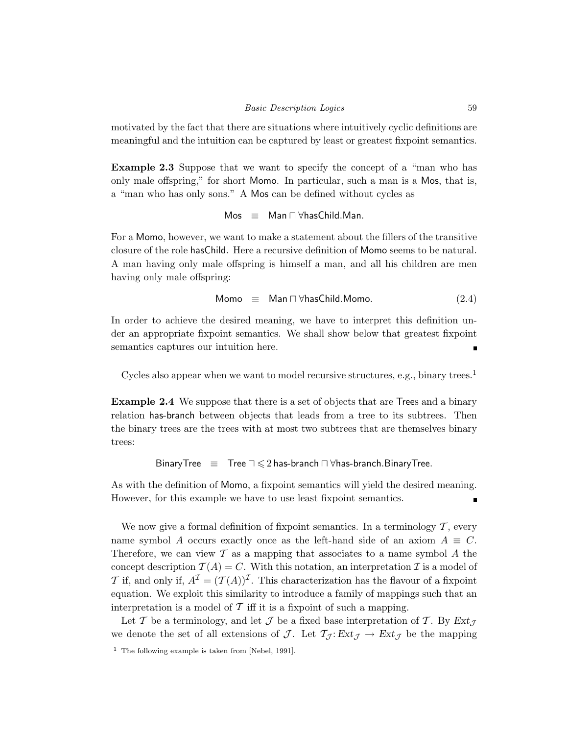motivated by the fact that there are situations where intuitively cyclic definitions are meaningful and the intuition can be captured by least or greatest fixpoint semantics.

**Example 2.3** Suppose that we want to specify the concept of a "man who has only male offspring," for short Momo. In particular, such a man is a Mos, that is, a "man who has only sons." A Mos can be defined without cycles as

$$\mathsf{Mos} \quad \equiv \quad \mathsf{Man} \sqcap \forall \mathsf{hasChild}.\mathsf{Man}.$$

For a Momo, however, we want to make a statement about the fillers of the transitive closure of the role hasChild. Here a recursive definition of Momo seems to be natural. A man having only male offspring is himself a man, and all his children are men having only male offspring:

$$\mathsf{Momo} \quad \equiv \quad \mathsf{Man} \sqcap \forall \mathsf{hasChild}.\mathsf{Momo}. \tag{2.4}$$

In order to achieve the desired meaning, we have to interpret this definition under an appropriate fixpoint semantics. We shall show below that greatest fixpoint semantics captures our intuition here. ∎

Cycles also appear when we want to model recursive structures, e.g., binary trees.[1]

**Example 2.4** We suppose that there is a set of objects that are Trees and a binary relation has-branch between objects that leads from a tree to its subtrees. Then the binary trees are the trees with at most two subtrees that are themselves binary trees:

$$\mathsf{BinaryTree} \quad \equiv \quad \mathsf{Tree} \sqcap \leqslant 2\, \mathsf{has\text{-}branch} \sqcap \forall \mathsf{has\text{-}branch}.\mathsf{BinaryTree}.$$

As with the definition of Momo, a fixpoint semantics will yield the desired meaning. However, for this example we have to use least fixpoint semantics. ∎

We now give a formal definition of fixpoint semantics. In a terminology $\mathcal{T}$, every name symbol $A$ occurs exactly once as the left-hand side of an axiom $A \equiv C$. Therefore, we can view $\mathcal{T}$ as a mapping that associates to a name symbol $A$ the concept description $\mathcal{T}(A) = C$. With this notation, an interpretation $\mathcal{I}$ is a model of $\mathcal{T}$ if, and only if, $A^{\mathcal{I}} = (\mathcal{T}(A))^{\mathcal{I}}$. This characterization has the flavour of a fixpoint equation. We exploit this similarity to introduce a family of mappings such that an interpretation is a model of $\mathcal{T}$ iff it is a fixpoint of such a mapping.

Let $\mathcal{T}$ be a terminology, and let $\mathcal{J}$ be a fixed base interpretation of $\mathcal{T}$. By $Ext_{\mathcal{J}}$ we denote the set of all extensions of $\mathcal{J}$. Let $\mathcal{T}_{\mathcal{J}}\colon Ext_{\mathcal{J}} \to Ext_{\mathcal{J}}$ be the mapping

[1] The following example is taken from [Nebel, 1991].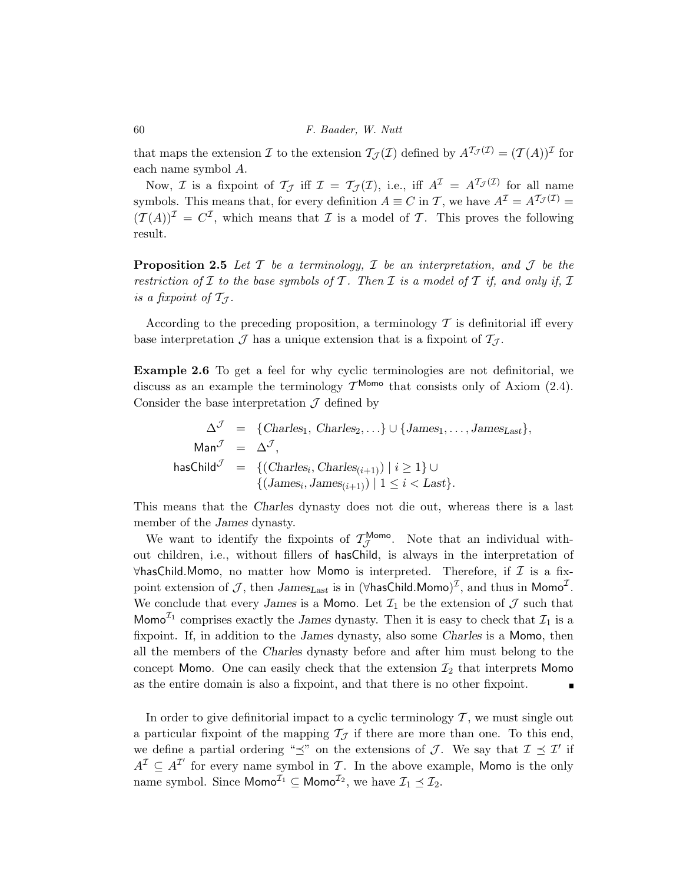that maps the extension $\mathcal{I}$ to the extension $\mathcal{T}_{\mathcal{J}}(\mathcal{I})$ defined by $A^{\mathcal{T}_{\mathcal{J}}(\mathcal{I})} = (\mathcal{T}(A))^{\mathcal{I}}$ for each name symbol $A$.

Now, $\mathcal{I}$ is a fixpoint of $\mathcal{T}_{\mathcal{J}}$ iff $\mathcal{I} = \mathcal{T}_{\mathcal{J}}(\mathcal{I})$, i.e., iff $A^{\mathcal{I}} = A^{\mathcal{T}_{\mathcal{J}}(\mathcal{I})}$ for all name symbols. This means that, for every definition $A \equiv C$ in $\mathcal{T}$, we have $A^{\mathcal{I}} = A^{\mathcal{T}_{\mathcal{J}}(\mathcal{I})} = (\mathcal{T}(A))^{\mathcal{I}} = C^{\mathcal{I}}$, which means that $\mathcal{I}$ is a model of $\mathcal{T}$. This proves the following result.

**Proposition 2.5** *Let $\mathcal{T}$ be a terminology, $\mathcal{I}$ be an interpretation, and $\mathcal{J}$ be the restriction of $\mathcal{I}$ to the base symbols of $\mathcal{T}$. Then $\mathcal{I}$ is a model of $\mathcal{T}$ if, and only if, $\mathcal{I}$ is a fixpoint of $\mathcal{T}_{\mathcal{J}}$.*

According to the preceding proposition, a terminology $\mathcal{T}$ is definitorial iff every base interpretation $\mathcal{J}$ has a unique extension that is a fixpoint of $\mathcal{T}_{\mathcal{J}}$.

**Example 2.6** To get a feel for why cyclic terminologies are not definitorial, we discuss as an example the terminology $\mathcal{T}^{\mathsf{Momo}}$ that consists only of Axiom (2.4). Consider the base interpretation $\mathcal{J}$ defined by

$$
\begin{aligned}
\Delta^{\mathcal{J}} &= \{\mathit{Charles}_1,\ \mathit{Charles}_2, \ldots\} \cup \{\mathit{James}_1, \ldots, \mathit{James}_{\mathit{Last}}\}, \\
\mathsf{Man}^{\mathcal{J}} &= \Delta^{\mathcal{J}}, \\
\mathsf{hasChild}^{\mathcal{J}} &= \{(\mathit{Charles}_i, \mathit{Charles}_{(i+1)}) \mid i \geq 1\} \cup \\
&\phantom{=}\ \{(\mathit{James}_i, \mathit{James}_{(i+1)}) \mid 1 \leq i < \mathit{Last}\}.
\end{aligned}
$$

This means that the *Charles* dynasty does not die out, whereas there is a last member of the *James* dynasty.

We want to identify the fixpoints of $\mathcal{T}^{\mathsf{Momo}}_{\mathcal{J}}$. Note that an individual without children, i.e., without fillers of $\mathsf{hasChild}$, is always in the interpretation of $\forall\mathsf{hasChild}.\mathsf{Momo}$, no matter how $\mathsf{Momo}$ is interpreted. Therefore, if $\mathcal{I}$ is a fixpoint extension of $\mathcal{J}$, then $\mathit{James}_{\mathit{Last}}$ is in $(\forall\mathsf{hasChild}.\mathsf{Momo})^{\mathcal{I}}$, and thus in $\mathsf{Momo}^{\mathcal{I}}$. We conclude that every *James* is a $\mathsf{Momo}$. Let $\mathcal{I}_1$ be the extension of $\mathcal{J}$ such that $\mathsf{Momo}^{\mathcal{I}_1}$ comprises exactly the *James* dynasty. Then it is easy to check that $\mathcal{I}_1$ is a fixpoint. If, in addition to the *James* dynasty, also some *Charles* is a $\mathsf{Momo}$, then all the members of the *Charles* dynasty before and after him must belong to the concept $\mathsf{Momo}$. One can easily check that the extension $\mathcal{I}_2$ that interprets $\mathsf{Momo}$ as the entire domain is also a fixpoint, and that there is no other fixpoint. ∎

In order to give definitorial impact to a cyclic terminology $\mathcal{T}$, we must single out a particular fixpoint of the mapping $\mathcal{T}_{\mathcal{J}}$ if there are more than one. To this end, we define a partial ordering "$\preceq$" on the extensions of $\mathcal{J}$. We say that $\mathcal{I} \preceq \mathcal{I}'$ if $A^{\mathcal{I}} \subseteq A^{\mathcal{I}'}$ for every name symbol in $\mathcal{T}$. In the above example, $\mathsf{Momo}$ is the only name symbol. Since $\mathsf{Momo}^{\mathcal{I}_1} \subseteq \mathsf{Momo}^{\mathcal{I}_2}$, we have $\mathcal{I}_1 \preceq \mathcal{I}_2$.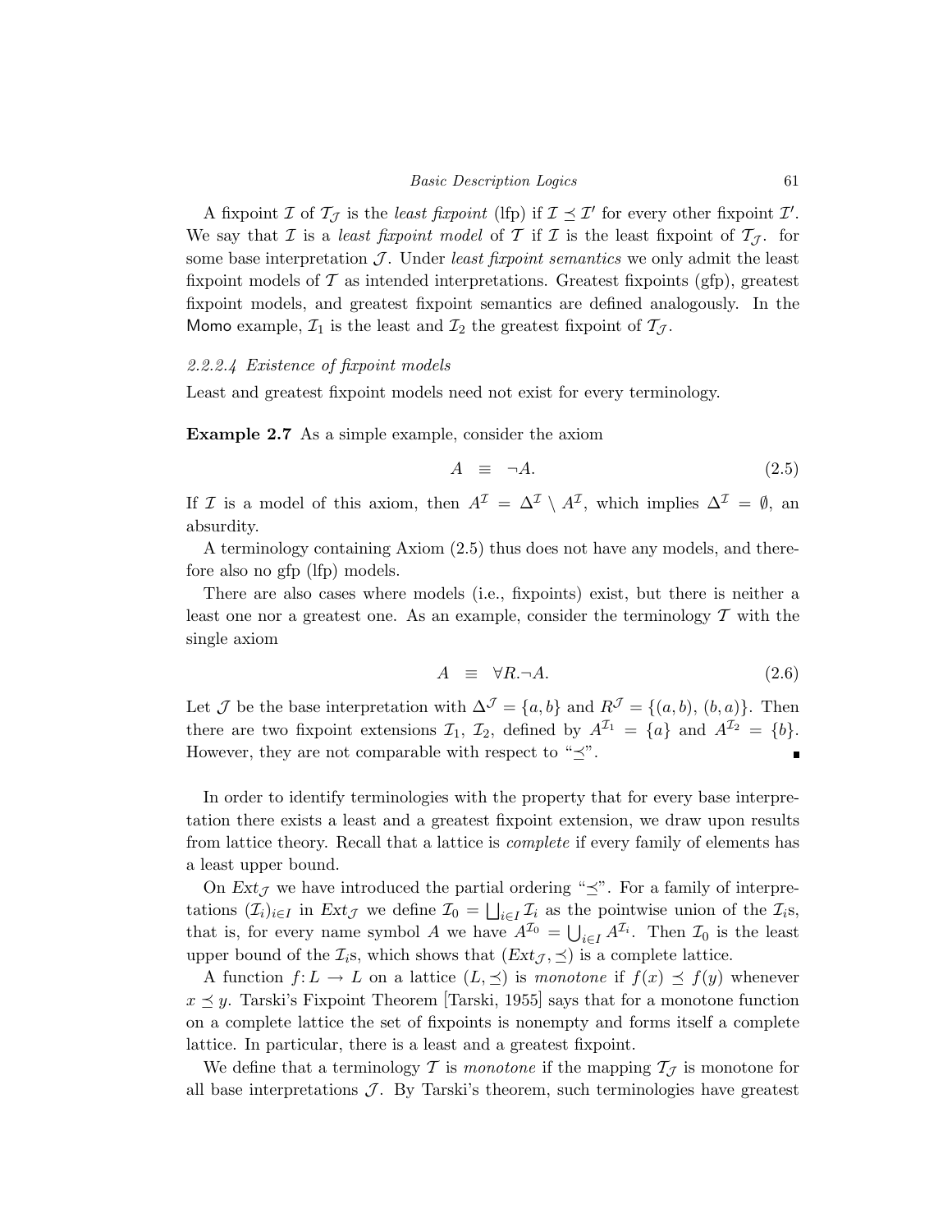A fixpoint $\mathcal{I}$ of $\mathcal{T}_{\mathcal{J}}$ is the *least fixpoint* (lfp) if $\mathcal{I} \preceq \mathcal{I}'$ for every other fixpoint $\mathcal{I}'$. We say that $\mathcal{I}$ is a *least fixpoint model* of $\mathcal{T}$ if $\mathcal{I}$ is the least fixpoint of $\mathcal{T}_{\mathcal{J}}$. for some base interpretation $\mathcal{J}$. Under *least fixpoint semantics* we only admit the least fixpoint models of $\mathcal{T}$ as intended interpretations. Greatest fixpoints (gfp), greatest fixpoint models, and greatest fixpoint semantics are defined analogously. In the Momo example, $\mathcal{I}_1$ is the least and $\mathcal{I}_2$ the greatest fixpoint of $\mathcal{T}_{\mathcal{J}}$.

#### *2.2.2.4 Existence of fixpoint models*

Least and greatest fixpoint models need not exist for every terminology.

**Example 2.7** As a simple example, consider the axiom

$$A \equiv \neg A. \tag{2.5}$$

If $\mathcal{I}$ is a model of this axiom, then $A^{\mathcal{I}} = \Delta^{\mathcal{I}} \setminus A^{\mathcal{I}}$, which implies $\Delta^{\mathcal{I}} = \emptyset$, an absurdity.

A terminology containing Axiom (2.5) thus does not have any models, and therefore also no gfp (lfp) models.

There are also cases where models (i.e., fixpoints) exist, but there is neither a least one nor a greatest one. As an example, consider the terminology $\mathcal{T}$ with the single axiom

$$A \equiv \forall R.\neg A. \tag{2.6}$$

Let $\mathcal{J}$ be the base interpretation with $\Delta^{\mathcal{J}} = \{a, b\}$ and $R^{\mathcal{J}} = \{(a, b), (b, a)\}$. Then there are two fixpoint extensions $\mathcal{I}_1$, $\mathcal{I}_2$, defined by $A^{\mathcal{I}_1} = \{a\}$ and $A^{\mathcal{I}_2} = \{b\}$. However, they are not comparable with respect to "$\preceq$". ∎

In order to identify terminologies with the property that for every base interpretation there exists a least and a greatest fixpoint extension, we draw upon results from lattice theory. Recall that a lattice is *complete* if every family of elements has a least upper bound.

On $Ext_{\mathcal{J}}$ we have introduced the partial ordering "$\preceq$". For a family of interpretations $(\mathcal{I}_i)_{i \in I}$ in $Ext_{\mathcal{J}}$ we define $\mathcal{I}_0 = \bigsqcup_{i \in I} \mathcal{I}_i$ as the pointwise union of the $\mathcal{I}_i$s, that is, for every name symbol $A$ we have $A^{\mathcal{I}_0} = \bigcup_{i \in I} A^{\mathcal{I}_i}$. Then $\mathcal{I}_0$ is the least upper bound of the $\mathcal{I}_i$s, which shows that $(Ext_{\mathcal{J}}, \preceq)$ is a complete lattice.

A function $f: L \to L$ on a lattice $(L, \preceq)$ is *monotone* if $f(x) \preceq f(y)$ whenever $x \preceq y$. Tarski's Fixpoint Theorem [Tarski, 1955] says that for a monotone function on a complete lattice the set of fixpoints is nonempty and forms itself a complete lattice. In particular, there is a least and a greatest fixpoint.

We define that a terminology $\mathcal{T}$ is *monotone* if the mapping $\mathcal{T}_{\mathcal{J}}$ is monotone for all base interpretations $\mathcal{J}$. By Tarski's theorem, such terminologies have greatest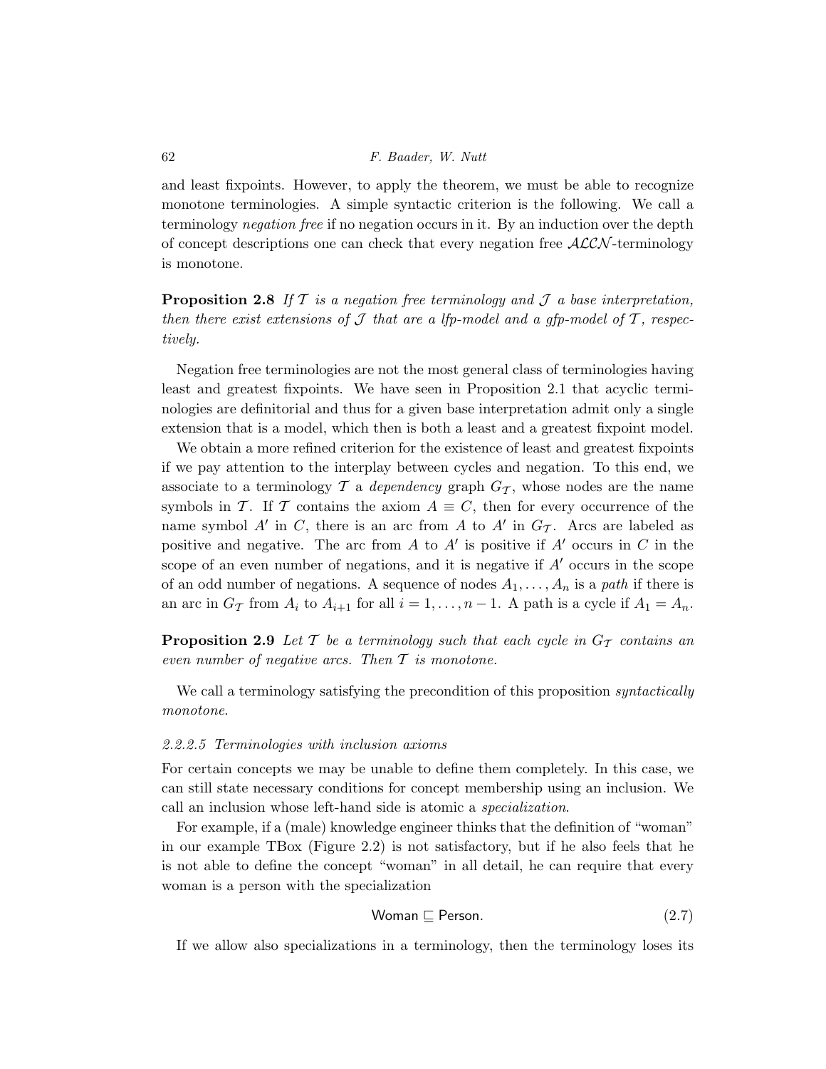and least fixpoints. However, to apply the theorem, we must be able to recognize monotone terminologies. A simple syntactic criterion is the following. We call a terminology *negation free* if no negation occurs in it. By an induction over the depth of concept descriptions one can check that every negation free $\mathcal{ALCN}$-terminology is monotone.

**Proposition 2.8** *If $\mathcal{T}$ is a negation free terminology and $\mathcal{J}$ a base interpretation, then there exist extensions of $\mathcal{J}$ that are a lfp-model and a gfp-model of $\mathcal{T}$, respectively.*

Negation free terminologies are not the most general class of terminologies having least and greatest fixpoints. We have seen in Proposition 2.1 that acyclic terminologies are definitorial and thus for a given base interpretation admit only a single extension that is a model, which then is both a least and a greatest fixpoint model.

We obtain a more refined criterion for the existence of least and greatest fixpoints if we pay attention to the interplay between cycles and negation. To this end, we associate to a terminology $\mathcal{T}$ a *dependency* graph $G_{\mathcal{T}}$, whose nodes are the name symbols in $\mathcal{T}$. If $\mathcal{T}$ contains the axiom $A \equiv C$, then for every occurrence of the name symbol $A'$ in $C$, there is an arc from $A$ to $A'$ in $G_{\mathcal{T}}$. Arcs are labeled as positive and negative. The arc from $A$ to $A'$ is positive if $A'$ occurs in $C$ in the scope of an even number of negations, and it is negative if $A'$ occurs in the scope of an odd number of negations. A sequence of nodes $A_1, \ldots, A_n$ is a *path* if there is an arc in $G_{\mathcal{T}}$ from $A_i$ to $A_{i+1}$ for all $i = 1, \ldots, n-1$. A path is a cycle if $A_1 = A_n$.

**Proposition 2.9** *Let $\mathcal{T}$ be a terminology such that each cycle in $G_{\mathcal{T}}$ contains an even number of negative arcs. Then $\mathcal{T}$ is monotone.*

We call a terminology satisfying the precondition of this proposition *syntactically monotone*.

#### *2.2.2.5 Terminologies with inclusion axioms*

For certain concepts we may be unable to define them completely. In this case, we can still state necessary conditions for concept membership using an inclusion. We call an inclusion whose left-hand side is atomic a *specialization*.

For example, if a (male) knowledge engineer thinks that the definition of "woman" in our example TBox (Figure 2.2) is not satisfactory, but if he also feels that he is not able to define the concept "woman" in all detail, he can require that every woman is a person with the specialization

$$\mathsf{Woman} \sqsubseteq \mathsf{Person}. \tag{2.7}$$

If we allow also specializations in a terminology, then the terminology loses its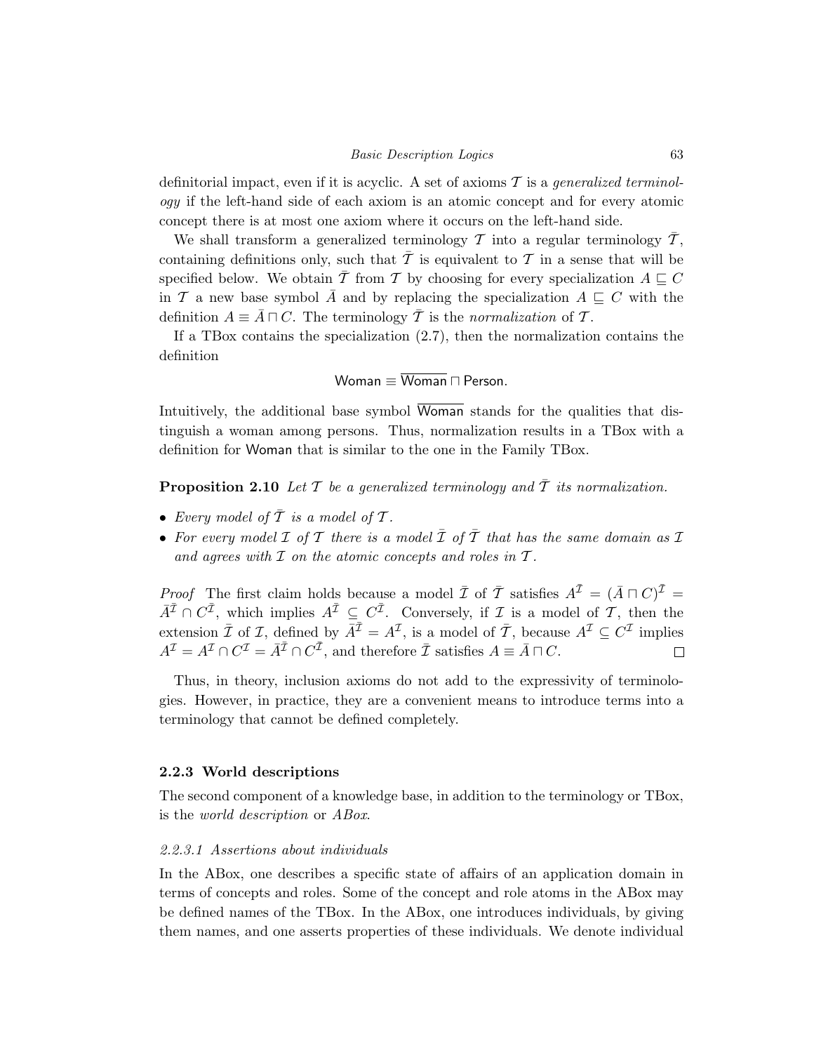definitorial impact, even if it is acyclic. A set of axioms $\mathcal{T}$ is a *generalized terminology* if the left-hand side of each axiom is an atomic concept and for every atomic concept there is at most one axiom where it occurs on the left-hand side.

We shall transform a generalized terminology $\mathcal{T}$ into a regular terminology $\bar{\mathcal{T}}$, containing definitions only, such that $\bar{\mathcal{T}}$ is equivalent to $\mathcal{T}$ in a sense that will be specified below. We obtain $\bar{\mathcal{T}}$ from $\mathcal{T}$ by choosing for every specialization $A \sqsubseteq C$ in $\mathcal{T}$ a new base symbol $\bar{A}$ and by replacing the specialization $A \sqsubseteq C$ with the definition $A \equiv \bar{A} \sqcap C$. The terminology $\bar{\mathcal{T}}$ is the *normalization* of $\mathcal{T}$.

If a TBox contains the specialization (2.7), then the normalization contains the definition

$$\mathsf{Woman} \equiv \overline{\mathsf{Woman}} \sqcap \mathsf{Person}.$$

Intuitively, the additional base symbol $\overline{\mathsf{Woman}}$ stands for the qualities that distinguish a woman among persons. Thus, normalization results in a TBox with a definition for Woman that is similar to the one in the Family TBox.

**Proposition 2.10** *Let $\mathcal{T}$ be a generalized terminology and $\bar{\mathcal{T}}$ its normalization.*

- *Every model of $\bar{\mathcal{T}}$ is a model of $\mathcal{T}$.*
- *For every model $\mathcal{I}$ of $\mathcal{T}$ there is a model $\bar{\mathcal{I}}$ of $\bar{\mathcal{T}}$ that has the same domain as $\mathcal{I}$ and agrees with $\mathcal{I}$ on the atomic concepts and roles in $\mathcal{T}$.*

*Proof* The first claim holds because a model $\bar{\mathcal{I}}$ of $\bar{\mathcal{T}}$ satisfies $A^{\bar{\mathcal{I}}} = (\bar{A} \sqcap C)^{\bar{\mathcal{I}}} = \bar{A}^{\bar{\mathcal{I}}} \cap C^{\bar{\mathcal{I}}}$, which implies $A^{\bar{\mathcal{I}}} \subseteq C^{\bar{\mathcal{I}}}$. Conversely, if $\mathcal{I}$ is a model of $\mathcal{T}$, then the extension $\bar{\mathcal{I}}$ of $\mathcal{I}$, defined by $\bar{A}^{\bar{\mathcal{I}}} = A^{\mathcal{I}}$, is a model of $\bar{\mathcal{T}}$, because $A^{\mathcal{I}} \subseteq C^{\mathcal{I}}$ implies $A^{\mathcal{I}} = A^{\mathcal{I}} \cap C^{\mathcal{I}} = \bar{A}^{\bar{\mathcal{I}}} \cap C^{\bar{\mathcal{I}}}$, and therefore $\bar{\mathcal{I}}$ satisfies $A \equiv \bar{A} \sqcap C$. □

Thus, in theory, inclusion axioms do not add to the expressivity of terminologies. However, in practice, they are a convenient means to introduce terms into a terminology that cannot be defined completely.

### 2.2.3 World descriptions

The second component of a knowledge base, in addition to the terminology or TBox, is the *world description* or *ABox*.

#### *2.2.3.1 Assertions about individuals*

In the ABox, one describes a specific state of affairs of an application domain in terms of concepts and roles. Some of the concept and role atoms in the ABox may be defined names of the TBox. In the ABox, one introduces individuals, by giving them names, and one asserts properties of these individuals. We denote individual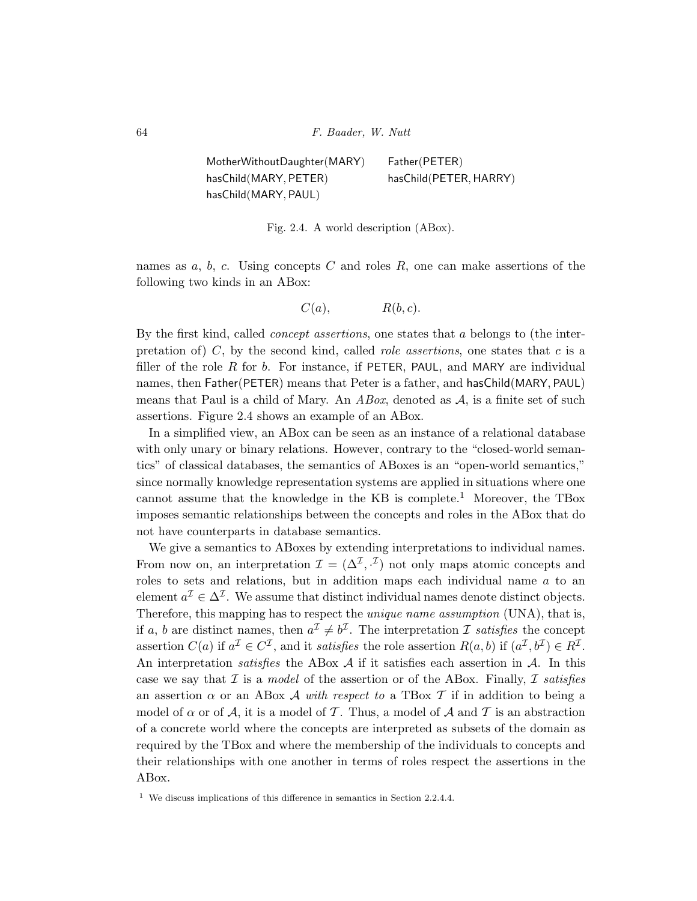| | |
|---|---|
| MotherWithoutDaughter(MARY) | Father(PETER) |
| hasChild(MARY, PETER) | hasChild(PETER, HARRY) |
| hasChild(MARY, PAUL) | |

Fig. 2.4. A world description (ABox).

names as $a$, $b$, $c$. Using concepts $C$ and roles $R$, one can make assertions of the following two kinds in an ABox:

$$C(a), \qquad\qquad R(b, c).$$

By the first kind, called *concept assertions*, one states that $a$ belongs to (the interpretation of) $C$, by the second kind, called *role assertions*, one states that $c$ is a filler of the role $R$ for $b$. For instance, if PETER, PAUL, and MARY are individual names, then Father(PETER) means that Peter is a father, and hasChild(MARY, PAUL) means that Paul is a child of Mary. An *ABox*, denoted as $\mathcal{A}$, is a finite set of such assertions. Figure 2.4 shows an example of an ABox.

In a simplified view, an ABox can be seen as an instance of a relational database with only unary or binary relations. However, contrary to the "closed-world semantics" of classical databases, the semantics of ABoxes is an "open-world semantics," since normally knowledge representation systems are applied in situations where one cannot assume that the knowledge in the KB is complete.[1] Moreover, the TBox imposes semantic relationships between the concepts and roles in the ABox that do not have counterparts in database semantics.

We give a semantics to ABoxes by extending interpretations to individual names. From now on, an interpretation $\mathcal{I} = (\Delta^{\mathcal{I}}, \cdot^{\mathcal{I}})$ not only maps atomic concepts and roles to sets and relations, but in addition maps each individual name $a$ to an element $a^{\mathcal{I}} \in \Delta^{\mathcal{I}}$. We assume that distinct individual names denote distinct objects. Therefore, this mapping has to respect the *unique name assumption* (UNA), that is, if $a$, $b$ are distinct names, then $a^{\mathcal{I}} \neq b^{\mathcal{I}}$. The interpretation $\mathcal{I}$ *satisfies* the concept assertion $C(a)$ if $a^{\mathcal{I}} \in C^{\mathcal{I}}$, and it *satisfies* the role assertion $R(a, b)$ if $(a^{\mathcal{I}}, b^{\mathcal{I}}) \in R^{\mathcal{I}}$. An interpretation *satisfies* the ABox $\mathcal{A}$ if it satisfies each assertion in $\mathcal{A}$. In this case we say that $\mathcal{I}$ is a *model* of the assertion or of the ABox. Finally, $\mathcal{I}$ *satisfies* an assertion $\alpha$ or an ABox $\mathcal{A}$ *with respect to* a TBox $\mathcal{T}$ if in addition to being a model of $\alpha$ or of $\mathcal{A}$, it is a model of $\mathcal{T}$. Thus, a model of $\mathcal{A}$ and $\mathcal{T}$ is an abstraction of a concrete world where the concepts are interpreted as subsets of the domain as required by the TBox and where the membership of the individuals to concepts and their relationships with one another in terms of roles respect the assertions in the ABox.

[1] We discuss implications of this difference in semantics in Section 2.2.4.4.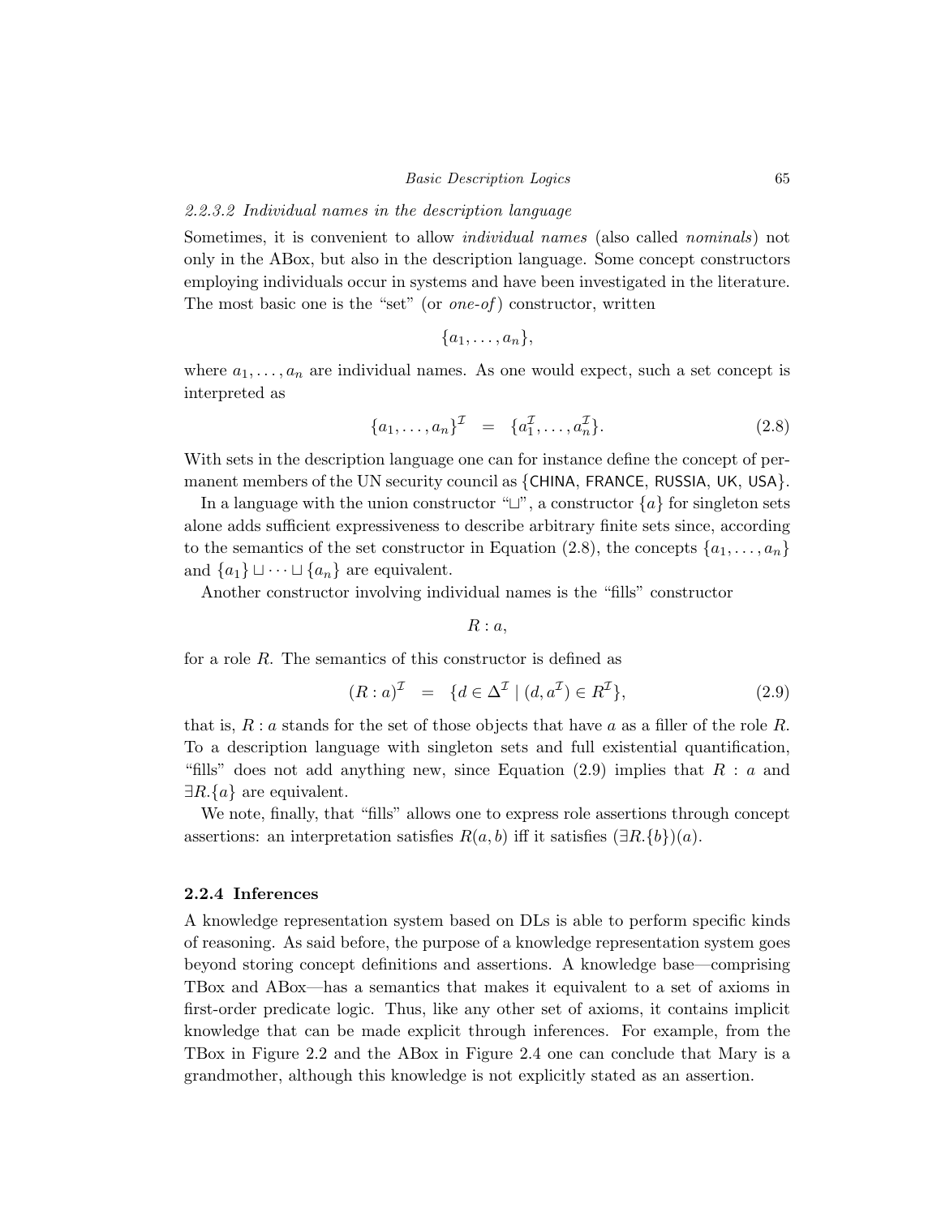#### *2.2.3.2 Individual names in the description language*

Sometimes, it is convenient to allow *individual names* (also called *nominals*) not only in the ABox, but also in the description language. Some concept constructors employing individuals occur in systems and have been investigated in the literature. The most basic one is the "set" (or *one-of*) constructor, written

$$\{a_1, \ldots, a_n\},$$

where $a_1, \ldots, a_n$ are individual names. As one would expect, such a set concept is interpreted as

$$\{a_1, \ldots, a_n\}^{\mathcal{I}} \quad = \quad \{a_1^{\mathcal{I}}, \ldots, a_n^{\mathcal{I}}\}. \tag{2.8}$$

With sets in the description language one can for instance define the concept of permanent members of the UN security council as $\{\mathsf{CHINA}, \mathsf{FRANCE}, \mathsf{RUSSIA}, \mathsf{UK}, \mathsf{USA}\}$.

In a language with the union constructor "$\sqcup$", a constructor $\{a\}$ for singleton sets alone adds sufficient expressiveness to describe arbitrary finite sets since, according to the semantics of the set constructor in Equation (2.8), the concepts $\{a_1, \ldots, a_n\}$ and $\{a_1\} \sqcup \cdots \sqcup \{a_n\}$ are equivalent.

Another constructor involving individual names is the "fills" constructor

$$R : a,$$

for a role $R$. The semantics of this constructor is defined as

$$(R : a)^{\mathcal{I}} \quad = \quad \{d \in \Delta^{\mathcal{I}} \mid (d, a^{\mathcal{I}}) \in R^{\mathcal{I}}\}, \tag{2.9}$$

that is, $R : a$ stands for the set of those objects that have $a$ as a filler of the role $R$. To a description language with singleton sets and full existential quantification, "fills" does not add anything new, since Equation (2.9) implies that $R : a$ and $\exists R.\{a\}$ are equivalent.

We note, finally, that "fills" allows one to express role assertions through concept assertions: an interpretation satisfies $R(a, b)$ iff it satisfies $(\exists R.\{b\})(a)$.

### 2.2.4 Inferences

A knowledge representation system based on DLs is able to perform specific kinds of reasoning. As said before, the purpose of a knowledge representation system goes beyond storing concept definitions and assertions. A knowledge base—comprising TBox and ABox—has a semantics that makes it equivalent to a set of axioms in first-order predicate logic. Thus, like any other set of axioms, it contains implicit knowledge that can be made explicit through inferences. For example, from the TBox in Figure 2.2 and the ABox in Figure 2.4 one can conclude that Mary is a grandmother, although this knowledge is not explicitly stated as an assertion.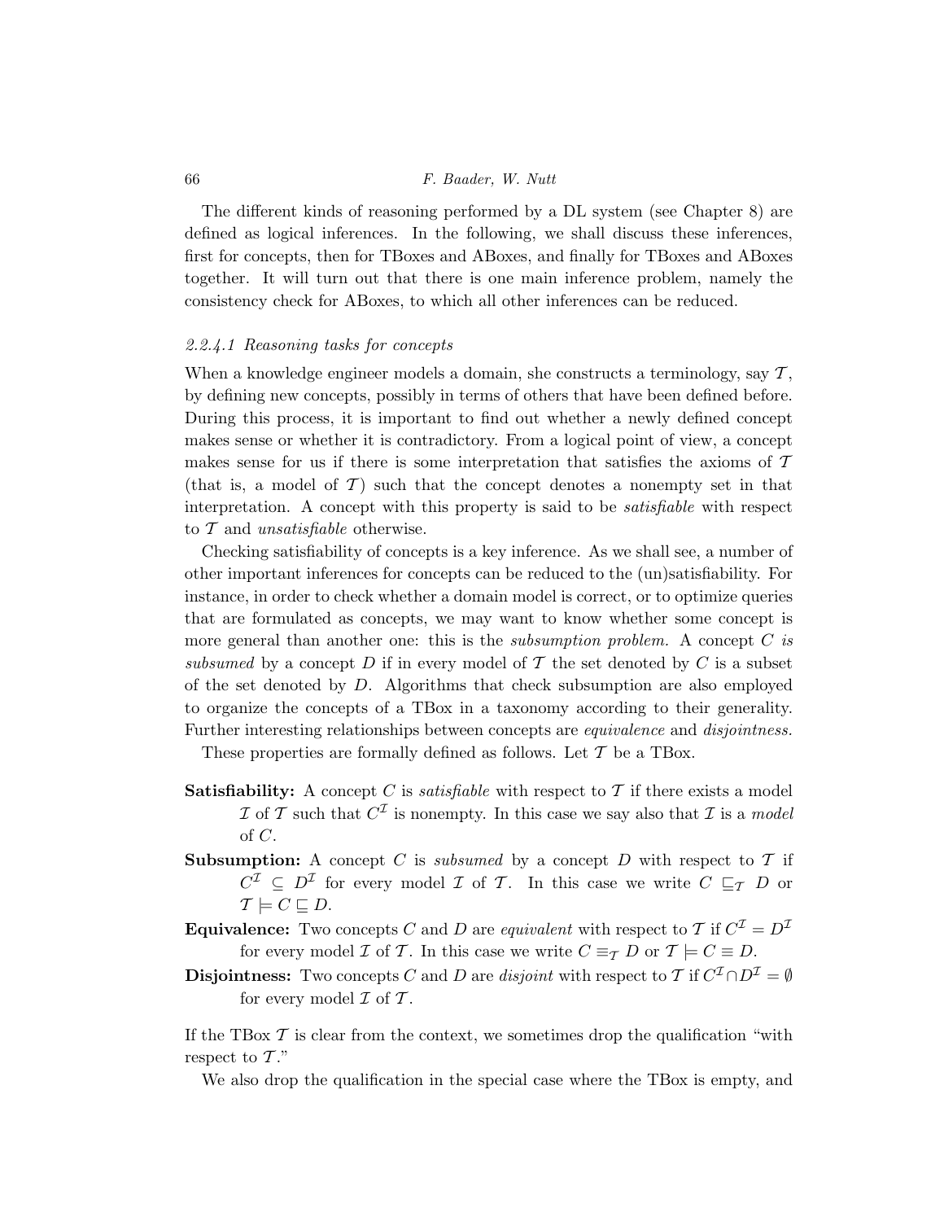The different kinds of reasoning performed by a DL system (see Chapter 8) are defined as logical inferences. In the following, we shall discuss these inferences, first for concepts, then for TBoxes and ABoxes, and finally for TBoxes and ABoxes together. It will turn out that there is one main inference problem, namely the consistency check for ABoxes, to which all other inferences can be reduced.

#### *2.2.4.1 Reasoning tasks for concepts*

When a knowledge engineer models a domain, she constructs a terminology, say $\mathcal{T}$, by defining new concepts, possibly in terms of others that have been defined before. During this process, it is important to find out whether a newly defined concept makes sense or whether it is contradictory. From a logical point of view, a concept makes sense for us if there is some interpretation that satisfies the axioms of $\mathcal{T}$ (that is, a model of $\mathcal{T}$) such that the concept denotes a nonempty set in that interpretation. A concept with this property is said to be *satisfiable* with respect to $\mathcal{T}$ and *unsatisfiable* otherwise.

Checking satisfiability of concepts is a key inference. As we shall see, a number of other important inferences for concepts can be reduced to the (un)satisfiability. For instance, in order to check whether a domain model is correct, or to optimize queries that are formulated as concepts, we may want to know whether some concept is more general than another one: this is the *subsumption problem.* A concept $C$ *is subsumed* by a concept $D$ if in every model of $\mathcal{T}$ the set denoted by $C$ is a subset of the set denoted by $D$. Algorithms that check subsumption are also employed to organize the concepts of a TBox in a taxonomy according to their generality. Further interesting relationships between concepts are *equivalence* and *disjointness.*

These properties are formally defined as follows. Let $\mathcal{T}$ be a TBox.

**Satisfiability:** A concept $C$ is *satisfiable* with respect to $\mathcal{T}$ if there exists a model $\mathcal{I}$ of $\mathcal{T}$ such that $C^{\mathcal{I}}$ is nonempty. In this case we say also that $\mathcal{I}$ is a *model* of $C$.

**Subsumption:** A concept $C$ is *subsumed* by a concept $D$ with respect to $\mathcal{T}$ if $C^{\mathcal{I}} \subseteq D^{\mathcal{I}}$ for every model $\mathcal{I}$ of $\mathcal{T}$. In this case we write $C \sqsubseteq_{\mathcal{T}} D$ or $\mathcal{T} \models C \sqsubseteq D$.

**Equivalence:** Two concepts $C$ and $D$ are *equivalent* with respect to $\mathcal{T}$ if $C^{\mathcal{I}} = D^{\mathcal{I}}$ for every model $\mathcal{I}$ of $\mathcal{T}$. In this case we write $C \equiv_{\mathcal{T}} D$ or $\mathcal{T} \models C \equiv D$.

**Disjointness:** Two concepts $C$ and $D$ are *disjoint* with respect to $\mathcal{T}$ if $C^{\mathcal{I}} \cap D^{\mathcal{I}} = \emptyset$ for every model $\mathcal{I}$ of $\mathcal{T}$.

If the TBox $\mathcal{T}$ is clear from the context, we sometimes drop the qualification "with respect to $\mathcal{T}$."

We also drop the qualification in the special case where the TBox is empty, and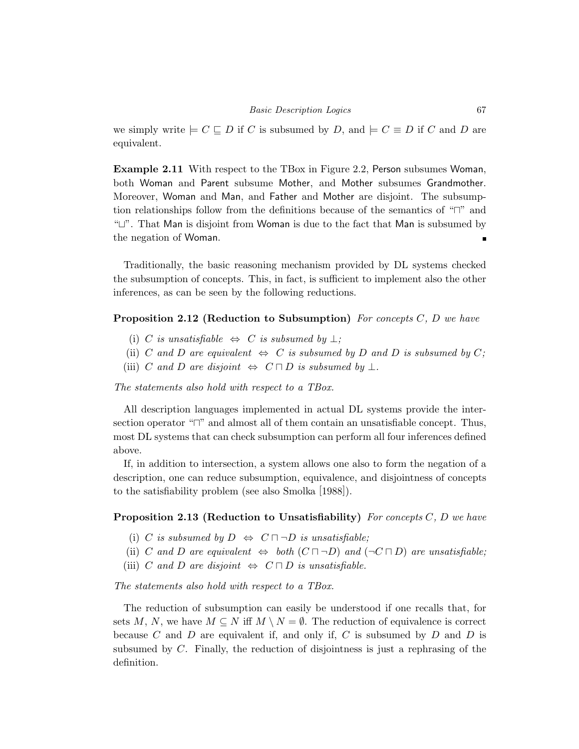we simply write $\models C \sqsubseteq D$ if $C$ is subsumed by $D$, and $\models C \equiv D$ if $C$ and $D$ are equivalent.

**Example 2.11** With respect to the TBox in Figure 2.2, Person subsumes Woman, both Woman and Parent subsume Mother, and Mother subsumes Grandmother. Moreover, Woman and Man, and Father and Mother are disjoint. The subsumption relationships follow from the definitions because of the semantics of "$\sqcap$" and "$\sqcup$". That Man is disjoint from Woman is due to the fact that Man is subsumed by the negation of Woman. ■

Traditionally, the basic reasoning mechanism provided by DL systems checked the subsumption of concepts. This, in fact, is sufficient to implement also the other inferences, as can be seen by the following reductions.

**Proposition 2.12 (Reduction to Subsumption)** *For concepts $C$, $D$ we have*

(i) *$C$ is unsatisfiable $\Leftrightarrow$ $C$ is subsumed by $\bot$;*

(ii) *$C$ and $D$ are equivalent $\Leftrightarrow$ $C$ is subsumed by $D$ and $D$ is subsumed by $C$;*

(iii) *$C$ and $D$ are disjoint $\Leftrightarrow$ $C \sqcap D$ is subsumed by $\bot$.*

*The statements also hold with respect to a TBox.*

All description languages implemented in actual DL systems provide the intersection operator "$\sqcap$" and almost all of them contain an unsatisfiable concept. Thus, most DL systems that can check subsumption can perform all four inferences defined above.

If, in addition to intersection, a system allows one also to form the negation of a description, one can reduce subsumption, equivalence, and disjointness of concepts to the satisfiability problem (see also Smolka [1988]).

**Proposition 2.13 (Reduction to Unsatisfiability)** *For concepts $C$, $D$ we have*

(i) *$C$ is subsumed by $D$ $\Leftrightarrow$ $C \sqcap \neg D$ is unsatisfiable;*

(ii) *$C$ and $D$ are equivalent $\Leftrightarrow$ both $(C \sqcap \neg D)$ and $(\neg C \sqcap D)$ are unsatisfiable;*

(iii) *$C$ and $D$ are disjoint $\Leftrightarrow$ $C \sqcap D$ is unsatisfiable.*

*The statements also hold with respect to a TBox.*

The reduction of subsumption can easily be understood if one recalls that, for sets $M$, $N$, we have $M \subseteq N$ iff $M \setminus N = \emptyset$. The reduction of equivalence is correct because $C$ and $D$ are equivalent if, and only if, $C$ is subsumed by $D$ and $D$ is subsumed by $C$. Finally, the reduction of disjointness is just a rephrasing of the definition.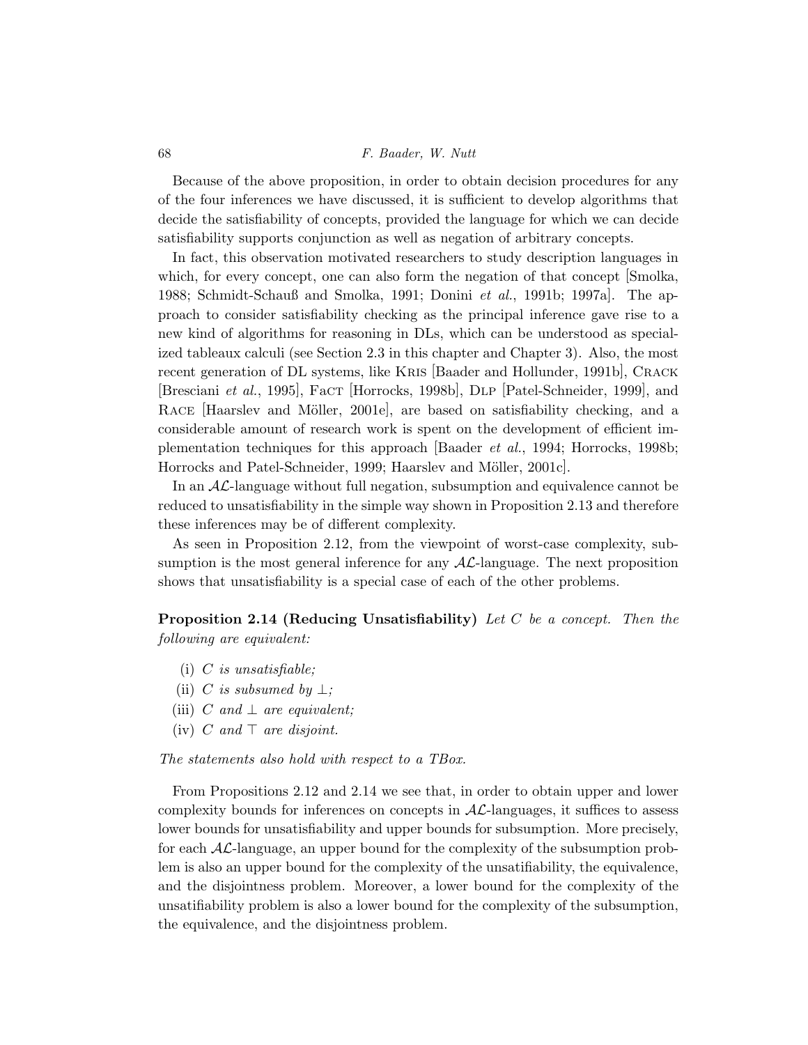Because of the above proposition, in order to obtain decision procedures for any of the four inferences we have discussed, it is sufficient to develop algorithms that decide the satisfiability of concepts, provided the language for which we can decide satisfiability supports conjunction as well as negation of arbitrary concepts.

In fact, this observation motivated researchers to study description languages in which, for every concept, one can also form the negation of that concept [Smolka, 1988; Schmidt-Schauß and Smolka, 1991; Donini *et al.*, 1991b; 1997a]. The approach to consider satisfiability checking as the principal inference gave rise to a new kind of algorithms for reasoning in DLs, which can be understood as specialized tableaux calculi (see Section 2.3 in this chapter and Chapter 3). Also, the most recent generation of DL systems, like Kris [Baader and Hollunder, 1991b], Crack [Bresciani *et al.*, 1995], FaCT [Horrocks, 1998b], Dlp [Patel-Schneider, 1999], and Race [Haarslev and Möller, 2001e], are based on satisfiability checking, and a considerable amount of research work is spent on the development of efficient implementation techniques for this approach [Baader *et al.*, 1994; Horrocks, 1998b; Horrocks and Patel-Schneider, 1999; Haarslev and Möller, 2001c].

In an $\mathcal{AL}$-language without full negation, subsumption and equivalence cannot be reduced to unsatisfiability in the simple way shown in Proposition 2.13 and therefore these inferences may be of different complexity.

As seen in Proposition 2.12, from the viewpoint of worst-case complexity, subsumption is the most general inference for any $\mathcal{AL}$-language. The next proposition shows that unsatisfiability is a special case of each of the other problems.

**Proposition 2.14 (Reducing Unsatisfiability)** *Let $C$ be a concept. Then the following are equivalent:*

(i) *$C$ is unsatisfiable;*
(ii) *$C$ is subsumed by $\bot$;*
(iii) *$C$ and $\bot$ are equivalent;*
(iv) *$C$ and $\top$ are disjoint.*

*The statements also hold with respect to a TBox.*

From Propositions 2.12 and 2.14 we see that, in order to obtain upper and lower complexity bounds for inferences on concepts in $\mathcal{AL}$-languages, it suffices to assess lower bounds for unsatisfiability and upper bounds for subsumption. More precisely, for each $\mathcal{AL}$-language, an upper bound for the complexity of the subsumption problem is also an upper bound for the complexity of the unsatifiability, the equivalence, and the disjointness problem. Moreover, a lower bound for the complexity of the unsatifiability problem is also a lower bound for the complexity of the subsumption, the equivalence, and the disjointness problem.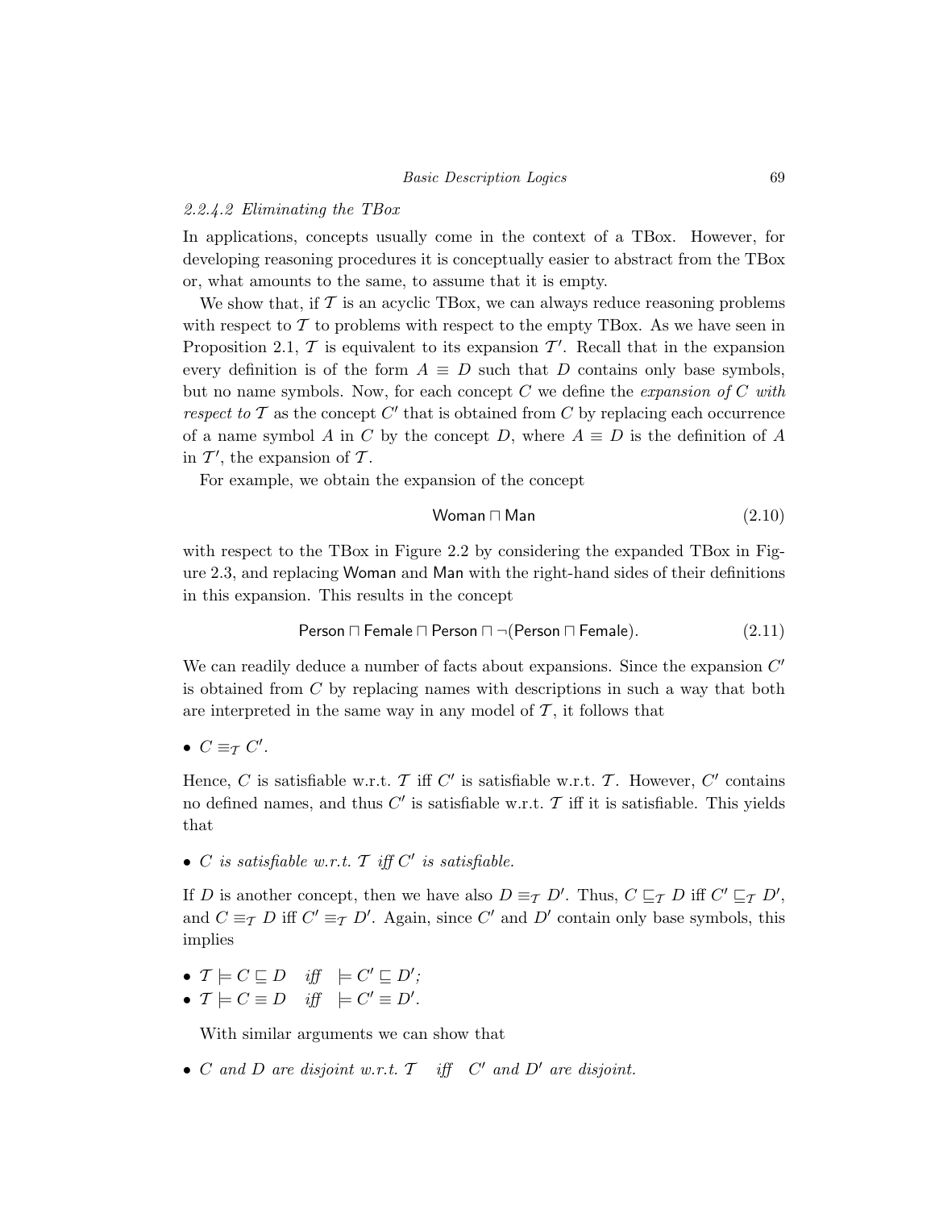#### 2.2.4.2 Eliminating the TBox

In applications, concepts usually come in the context of a TBox. However, for developing reasoning procedures it is conceptually easier to abstract from the TBox or, what amounts to the same, to assume that it is empty.

We show that, if $\mathcal{T}$ is an acyclic TBox, we can always reduce reasoning problems with respect to $\mathcal{T}$ to problems with respect to the empty TBox. As we have seen in Proposition 2.1, $\mathcal{T}$ is equivalent to its expansion $\mathcal{T}'$. Recall that in the expansion every definition is of the form $A \equiv D$ such that $D$ contains only base symbols, but no name symbols. Now, for each concept $C$ we define the *expansion of $C$ with respect to $\mathcal{T}$* as the concept $C'$ that is obtained from $C$ by replacing each occurrence of a name symbol $A$ in $C$ by the concept $D$, where $A \equiv D$ is the definition of $A$ in $\mathcal{T}'$, the expansion of $\mathcal{T}$.

For example, we obtain the expansion of the concept

$$\mathsf{Woman} \sqcap \mathsf{Man} \tag{2.10}$$

with respect to the TBox in Figure 2.2 by considering the expanded TBox in Figure 2.3, and replacing Woman and Man with the right-hand sides of their definitions in this expansion. This results in the concept

$$\mathsf{Person} \sqcap \mathsf{Female} \sqcap \mathsf{Person} \sqcap \neg(\mathsf{Person} \sqcap \mathsf{Female}). \tag{2.11}$$

We can readily deduce a number of facts about expansions. Since the expansion $C'$ is obtained from $C$ by replacing names with descriptions in such a way that both are interpreted in the same way in any model of $\mathcal{T}$, it follows that

- $C \equiv_{\mathcal{T}} C'$.

Hence, $C$ is satisfiable w.r.t. $\mathcal{T}$ iff $C'$ is satisfiable w.r.t. $\mathcal{T}$. However, $C'$ contains no defined names, and thus $C'$ is satisfiable w.r.t. $\mathcal{T}$ iff it is satisfiable. This yields that

- *$C$ is satisfiable w.r.t. $\mathcal{T}$ iff $C'$ is satisfiable.*

If $D$ is another concept, then we have also $D \equiv_{\mathcal{T}} D'$. Thus, $C \sqsubseteq_{\mathcal{T}} D$ iff $C' \sqsubseteq_{\mathcal{T}} D'$, and $C \equiv_{\mathcal{T}} D$ iff $C' \equiv_{\mathcal{T}} D'$. Again, since $C'$ and $D'$ contain only base symbols, this implies

- $\mathcal{T} \models C \sqsubseteq D$ *iff* $\models C' \sqsubseteq D'$;
- $\mathcal{T} \models C \equiv D$ *iff* $\models C' \equiv D'$.

With similar arguments we can show that

- *$C$ and $D$ are disjoint w.r.t. $\mathcal{T}$ iff $C'$ and $D'$ are disjoint.*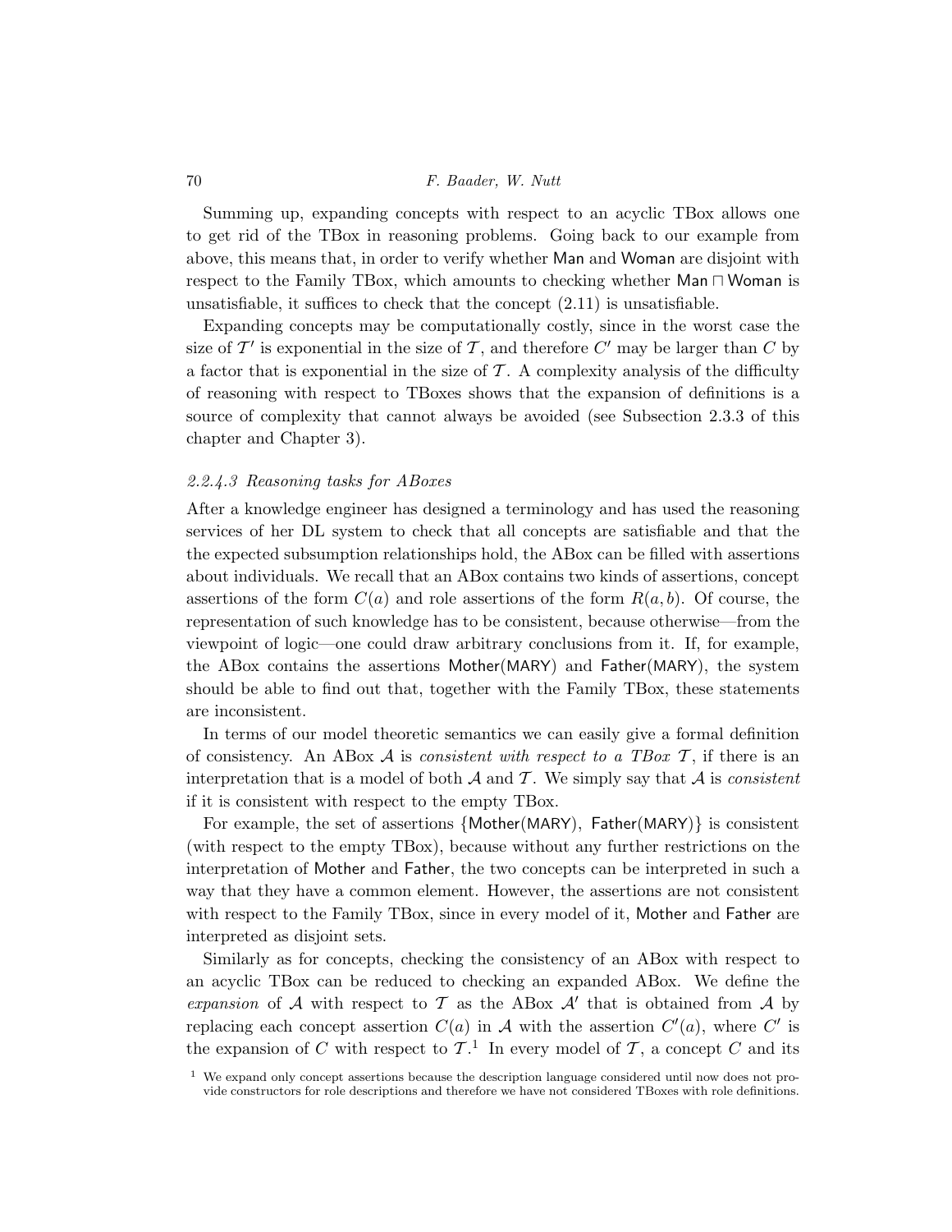Summing up, expanding concepts with respect to an acyclic TBox allows one to get rid of the TBox in reasoning problems. Going back to our example from above, this means that, in order to verify whether Man and Woman are disjoint with respect to the Family TBox, which amounts to checking whether Man $\sqcap$ Woman is unsatisfiable, it suffices to check that the concept (2.11) is unsatisfiable.

Expanding concepts may be computationally costly, since in the worst case the size of $\mathcal{T}'$ is exponential in the size of $\mathcal{T}$, and therefore $C'$ may be larger than $C$ by a factor that is exponential in the size of $\mathcal{T}$. A complexity analysis of the difficulty of reasoning with respect to TBoxes shows that the expansion of definitions is a source of complexity that cannot always be avoided (see Subsection 2.3.3 of this chapter and Chapter 3).

#### *2.2.4.3 Reasoning tasks for ABoxes*

After a knowledge engineer has designed a terminology and has used the reasoning services of her DL system to check that all concepts are satisfiable and that the the expected subsumption relationships hold, the ABox can be filled with assertions about individuals. We recall that an ABox contains two kinds of assertions, concept assertions of the form $C(a)$ and role assertions of the form $R(a, b)$. Of course, the representation of such knowledge has to be consistent, because otherwise—from the viewpoint of logic—one could draw arbitrary conclusions from it. If, for example, the ABox contains the assertions Mother(MARY) and Father(MARY), the system should be able to find out that, together with the Family TBox, these statements are inconsistent.

In terms of our model theoretic semantics we can easily give a formal definition of consistency. An ABox $\mathcal{A}$ is *consistent with respect to a TBox* $\mathcal{T}$, if there is an interpretation that is a model of both $\mathcal{A}$ and $\mathcal{T}$. We simply say that $\mathcal{A}$ is *consistent* if it is consistent with respect to the empty TBox.

For example, the set of assertions {Mother(MARY), Father(MARY)} is consistent (with respect to the empty TBox), because without any further restrictions on the interpretation of Mother and Father, the two concepts can be interpreted in such a way that they have a common element. However, the assertions are not consistent with respect to the Family TBox, since in every model of it, Mother and Father are interpreted as disjoint sets.

Similarly as for concepts, checking the consistency of an ABox with respect to an acyclic TBox can be reduced to checking an expanded ABox. We define the *expansion* of $\mathcal{A}$ with respect to $\mathcal{T}$ as the ABox $\mathcal{A}'$ that is obtained from $\mathcal{A}$ by replacing each concept assertion $C(a)$ in $\mathcal{A}$ with the assertion $C'(a)$, where $C'$ is the expansion of $C$ with respect to $\mathcal{T}$.[1] In every model of $\mathcal{T}$, a concept $C$ and its

[1] We expand only concept assertions because the description language considered until now does not provide constructors for role descriptions and therefore we have not considered TBoxes with role definitions.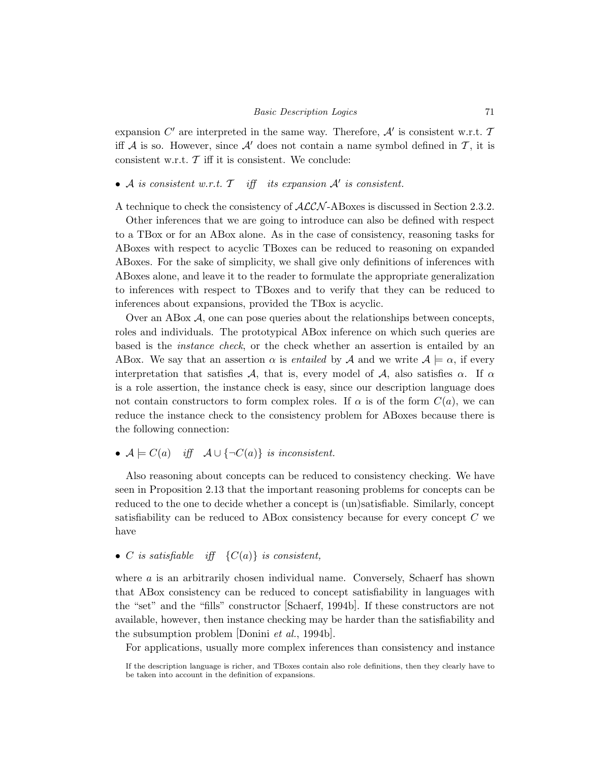expansion $C'$ are interpreted in the same way. Therefore, $\mathcal{A}'$ is consistent w.r.t. $\mathcal{T}$ iff $\mathcal{A}$ is so. However, since $\mathcal{A}'$ does not contain a name symbol defined in $\mathcal{T}$, it is consistent w.r.t. $\mathcal{T}$ iff it is consistent. We conclude:

- *$\mathcal{A}$ is consistent w.r.t. $\mathcal{T}$ iff its expansion $\mathcal{A}'$ is consistent.*

A technique to check the consistency of $\mathcal{ALCN}$-ABoxes is discussed in Section 2.3.2.

Other inferences that we are going to introduce can also be defined with respect to a TBox or for an ABox alone. As in the case of consistency, reasoning tasks for ABoxes with respect to acyclic TBoxes can be reduced to reasoning on expanded ABoxes. For the sake of simplicity, we shall give only definitions of inferences with ABoxes alone, and leave it to the reader to formulate the appropriate generalization to inferences with respect to TBoxes and to verify that they can be reduced to inferences about expansions, provided the TBox is acyclic.

Over an ABox $\mathcal{A}$, one can pose queries about the relationships between concepts, roles and individuals. The prototypical ABox inference on which such queries are based is the *instance check*, or the check whether an assertion is entailed by an ABox. We say that an assertion $\alpha$ is *entailed* by $\mathcal{A}$ and we write $\mathcal{A} \models \alpha$, if every interpretation that satisfies $\mathcal{A}$, that is, every model of $\mathcal{A}$, also satisfies $\alpha$. If $\alpha$ is a role assertion, the instance check is easy, since our description language does not contain constructors to form complex roles. If $\alpha$ is of the form $C(a)$, we can reduce the instance check to the consistency problem for ABoxes because there is the following connection:

- *$\mathcal{A} \models C(a)$ iff $\mathcal{A} \cup \{\neg C(a)\}$ is inconsistent.*

Also reasoning about concepts can be reduced to consistency checking. We have seen in Proposition 2.13 that the important reasoning problems for concepts can be reduced to the one to decide whether a concept is (un)satisfiable. Similarly, concept satisfiability can be reduced to ABox consistency because for every concept $C$ we have

- *$C$ is satisfiable iff $\{C(a)\}$ is consistent,*

where $a$ is an arbitrarily chosen individual name. Conversely, Schaerf has shown that ABox consistency can be reduced to concept satisfiability in languages with the "set" and the "fills" constructor [Schaerf, 1994b]. If these constructors are not available, however, then instance checking may be harder than the satisfiability and the subsumption problem [Donini *et al.*, 1994b].

For applications, usually more complex inferences than consistency and instance

If the description language is richer, and TBoxes contain also role definitions, then they clearly have to be taken into account in the definition of expansions.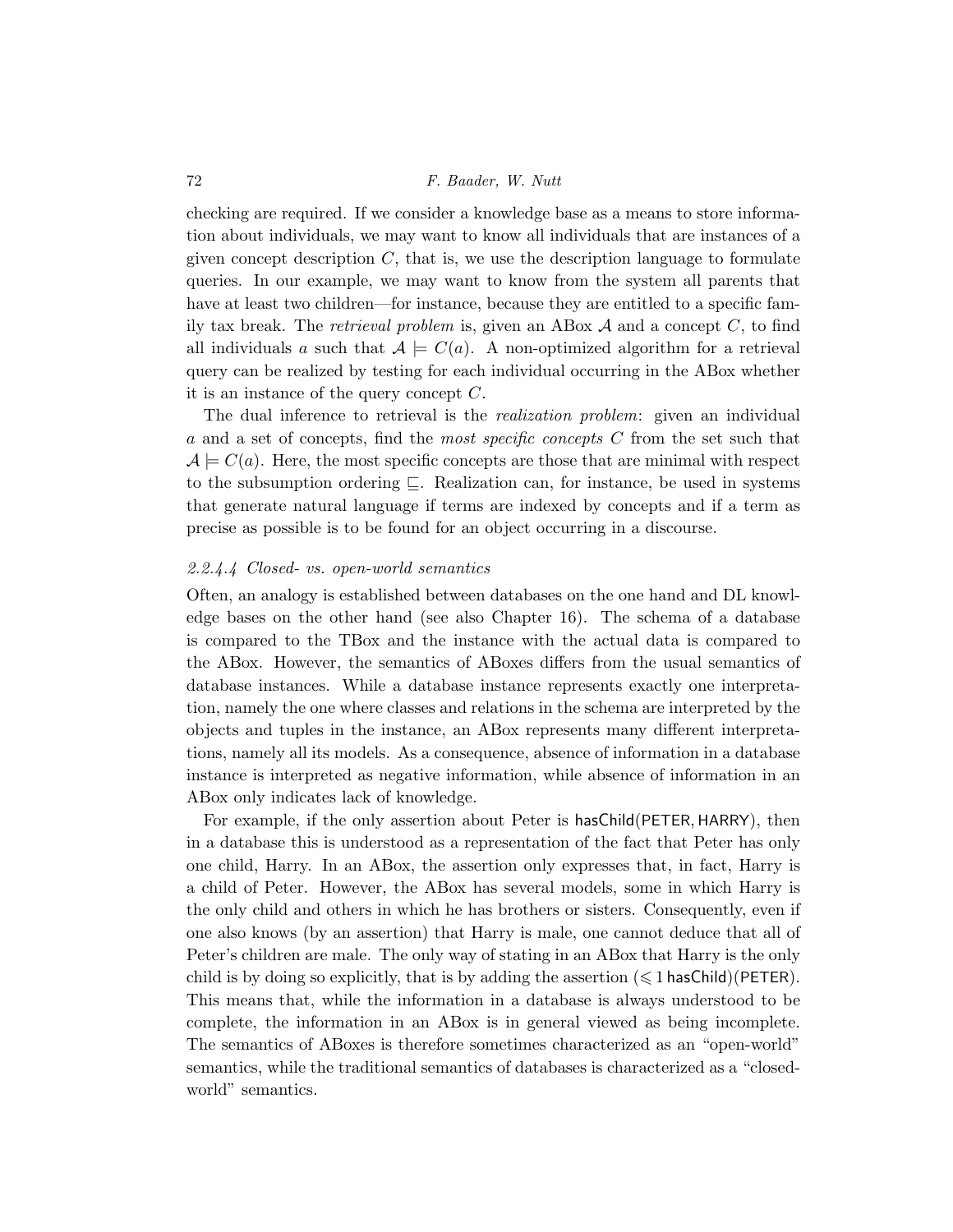checking are required. If we consider a knowledge base as a means to store information about individuals, we may want to know all individuals that are instances of a given concept description $C$, that is, we use the description language to formulate queries. In our example, we may want to know from the system all parents that have at least two children—for instance, because they are entitled to a specific family tax break. The *retrieval problem* is, given an ABox $\mathcal{A}$ and a concept $C$, to find all individuals $a$ such that $\mathcal{A} \models C(a)$. A non-optimized algorithm for a retrieval query can be realized by testing for each individual occurring in the ABox whether it is an instance of the query concept $C$.

The dual inference to retrieval is the *realization problem*: given an individual $a$ and a set of concepts, find the *most specific concepts* $C$ from the set such that $\mathcal{A} \models C(a)$. Here, the most specific concepts are those that are minimal with respect to the subsumption ordering $\sqsubseteq$. Realization can, for instance, be used in systems that generate natural language if terms are indexed by concepts and if a term as precise as possible is to be found for an object occurring in a discourse.

#### *2.2.4.4 Closed- vs. open-world semantics*

Often, an analogy is established between databases on the one hand and DL knowledge bases on the other hand (see also Chapter 16). The schema of a database is compared to the TBox and the instance with the actual data is compared to the ABox. However, the semantics of ABoxes differs from the usual semantics of database instances. While a database instance represents exactly one interpretation, namely the one where classes and relations in the schema are interpreted by the objects and tuples in the instance, an ABox represents many different interpretations, namely all its models. As a consequence, absence of information in a database instance is interpreted as negative information, while absence of information in an ABox only indicates lack of knowledge.

For example, if the only assertion about Peter is $\mathsf{hasChild}(\mathsf{PETER}, \mathsf{HARRY})$, then in a database this is understood as a representation of the fact that Peter has only one child, Harry. In an ABox, the assertion only expresses that, in fact, Harry is a child of Peter. However, the ABox has several models, some in which Harry is the only child and others in which he has brothers or sisters. Consequently, even if one also knows (by an assertion) that Harry is male, one cannot deduce that all of Peter's children are male. The only way of stating in an ABox that Harry is the only child is by doing so explicitly, that is by adding the assertion $(\leqslant 1\,\mathsf{hasChild})(\mathsf{PETER})$. This means that, while the information in a database is always understood to be complete, the information in an ABox is in general viewed as being incomplete. The semantics of ABoxes is therefore sometimes characterized as an "open-world" semantics, while the traditional semantics of databases is characterized as a "closed-world" semantics.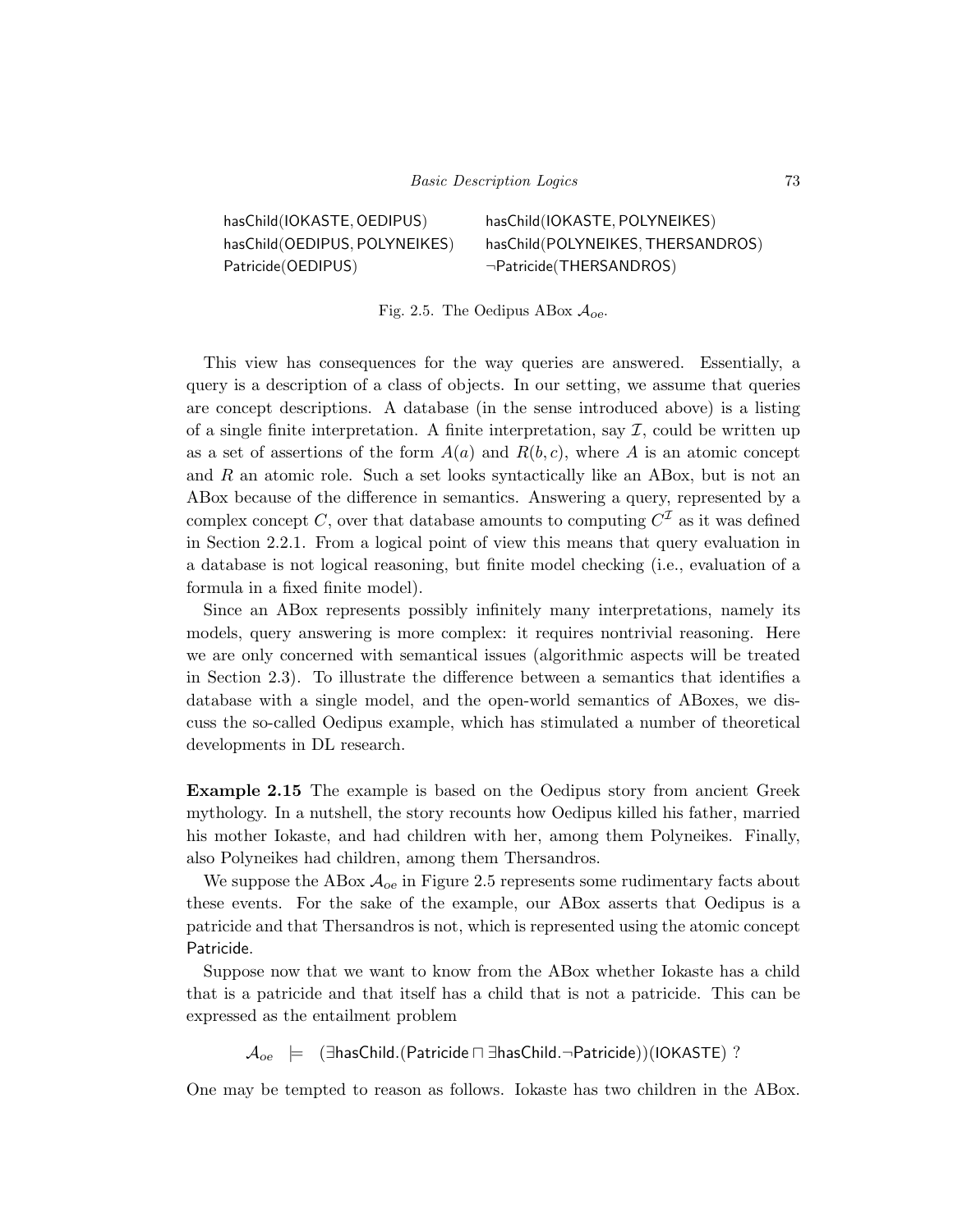$$
\begin{array}{ll}
\mathsf{hasChild}(\mathsf{IOKASTE}, \mathsf{OEDIPUS}) & \mathsf{hasChild}(\mathsf{IOKASTE}, \mathsf{POLYNEIKES}) \\
\mathsf{hasChild}(\mathsf{OEDIPUS}, \mathsf{POLYNEIKES}) & \mathsf{hasChild}(\mathsf{POLYNEIKES}, \mathsf{THERSANDROS}) \\
\mathsf{Patricide}(\mathsf{OEDIPUS}) & \neg\mathsf{Patricide}(\mathsf{THERSANDROS})
\end{array}
$$

Fig. 2.5. The Oedipus ABox $\mathcal{A}_{oe}$.

This view has consequences for the way queries are answered. Essentially, a query is a description of a class of objects. In our setting, we assume that queries are concept descriptions. A database (in the sense introduced above) is a listing of a single finite interpretation. A finite interpretation, say $\mathcal{I}$, could be written up as a set of assertions of the form $A(a)$ and $R(b, c)$, where $A$ is an atomic concept and $R$ an atomic role. Such a set looks syntactically like an ABox, but is not an ABox because of the difference in semantics. Answering a query, represented by a complex concept $C$, over that database amounts to computing $C^{\mathcal{I}}$ as it was defined in Section 2.2.1. From a logical point of view this means that query evaluation in a database is not logical reasoning, but finite model checking (i.e., evaluation of a formula in a fixed finite model).

Since an ABox represents possibly infinitely many interpretations, namely its models, query answering is more complex: it requires nontrivial reasoning. Here we are only concerned with semantical issues (algorithmic aspects will be treated in Section 2.3). To illustrate the difference between a semantics that identifies a database with a single model, and the open-world semantics of ABoxes, we discuss the so-called Oedipus example, which has stimulated a number of theoretical developments in DL research.

**Example 2.15** The example is based on the Oedipus story from ancient Greek mythology. In a nutshell, the story recounts how Oedipus killed his father, married his mother Iokaste, and had children with her, among them Polyneikes. Finally, also Polyneikes had children, among them Thersandros.

We suppose the ABox $\mathcal{A}_{oe}$ in Figure 2.5 represents some rudimentary facts about these events. For the sake of the example, our ABox asserts that Oedipus is a patricide and that Thersandros is not, which is represented using the atomic concept Patricide.

Suppose now that we want to know from the ABox whether Iokaste has a child that is a patricide and that itself has a child that is not a patricide. This can be expressed as the entailment problem

$$
\mathcal{A}_{oe} \models (\exists \mathsf{hasChild}.(\mathsf{Patricide} \sqcap \exists \mathsf{hasChild}.\neg\mathsf{Patricide}))(\mathsf{IOKASTE}) \; ?
$$

One may be tempted to reason as follows. Iokaste has two children in the ABox.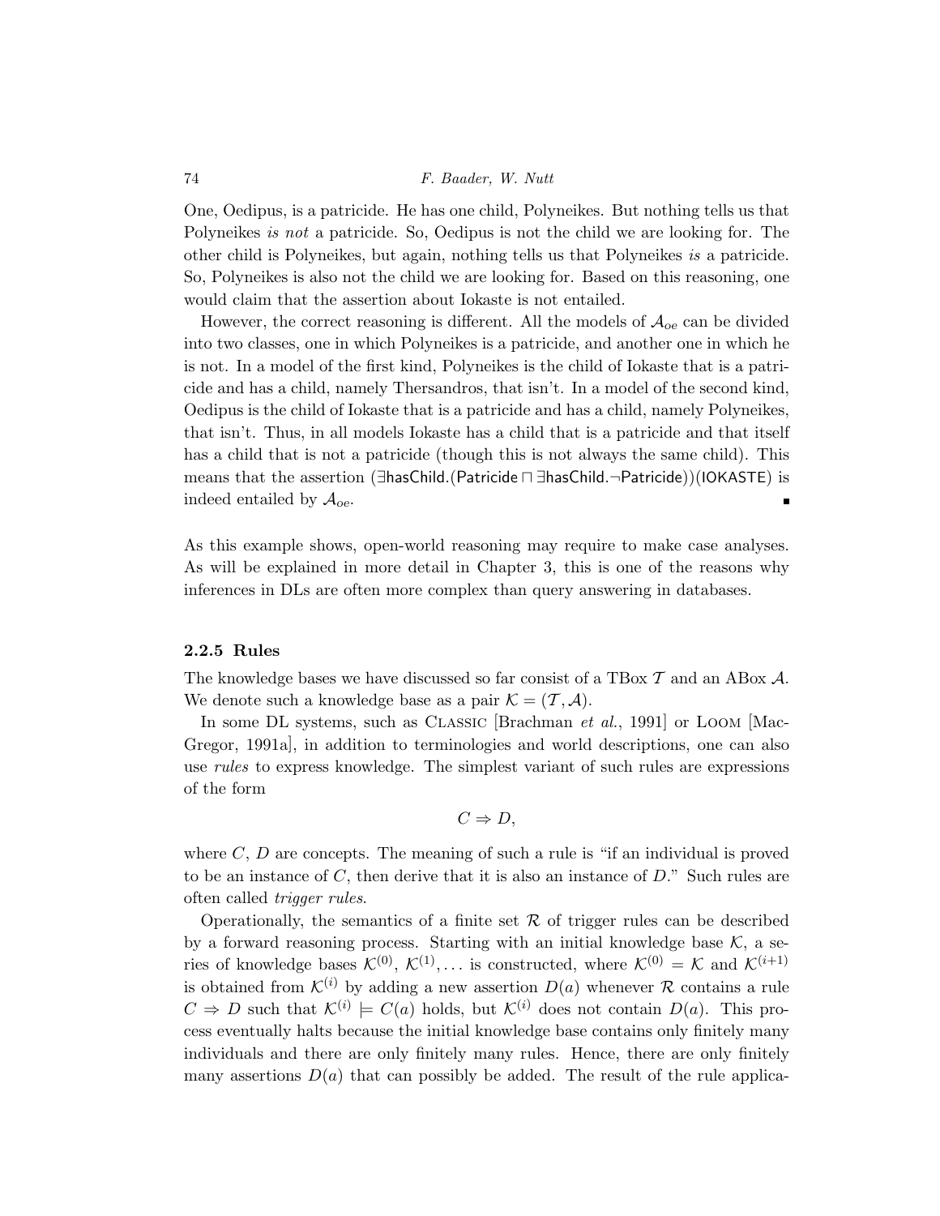One, Oedipus, is a patricide. He has one child, Polyneikes. But nothing tells us that Polyneikes *is not* a patricide. So, Oedipus is not the child we are looking for. The other child is Polyneikes, but again, nothing tells us that Polyneikes *is* a patricide. So, Polyneikes is also not the child we are looking for. Based on this reasoning, one would claim that the assertion about Iokaste is not entailed.

However, the correct reasoning is different. All the models of $\mathcal{A}_{oe}$ can be divided into two classes, one in which Polyneikes is a patricide, and another one in which he is not. In a model of the first kind, Polyneikes is the child of Iokaste that is a patricide and has a child, namely Thersandros, that isn't. In a model of the second kind, Oedipus is the child of Iokaste that is a patricide and has a child, namely Polyneikes, that isn't. Thus, in all models Iokaste has a child that is a patricide and that itself has a child that is not a patricide (though this is not always the same child). This means that the assertion $(\exists \mathsf{hasChild}.(\mathsf{Patricide} \sqcap \exists \mathsf{hasChild}.\neg\mathsf{Patricide}))(\mathsf{IOKASTE})$ is indeed entailed by $\mathcal{A}_{oe}$. ∎

As this example shows, open-world reasoning may require to make case analyses. As will be explained in more detail in Chapter 3, this is one of the reasons why inferences in DLs are often more complex than query answering in databases.

### 2.2.5 Rules

The knowledge bases we have discussed so far consist of a TBox $\mathcal{T}$ and an ABox $\mathcal{A}$. We denote such a knowledge base as a pair $\mathcal{K} = (\mathcal{T}, \mathcal{A})$.

In some DL systems, such as Classic [Brachman *et al.*, 1991] or Loom [MacGregor, 1991a], in addition to terminologies and world descriptions, one can also use *rules* to express knowledge. The simplest variant of such rules are expressions of the form

$$C \Rightarrow D,$$

where $C$, $D$ are concepts. The meaning of such a rule is "if an individual is proved to be an instance of $C$, then derive that it is also an instance of $D$." Such rules are often called *trigger rules*.

Operationally, the semantics of a finite set $\mathcal{R}$ of trigger rules can be described by a forward reasoning process. Starting with an initial knowledge base $\mathcal{K}$, a series of knowledge bases $\mathcal{K}^{(0)}$, $\mathcal{K}^{(1)}, \ldots$ is constructed, where $\mathcal{K}^{(0)} = \mathcal{K}$ and $\mathcal{K}^{(i+1)}$ is obtained from $\mathcal{K}^{(i)}$ by adding a new assertion $D(a)$ whenever $\mathcal{R}$ contains a rule $C \Rightarrow D$ such that $\mathcal{K}^{(i)} \models C(a)$ holds, but $\mathcal{K}^{(i)}$ does not contain $D(a)$. This process eventually halts because the initial knowledge base contains only finitely many individuals and there are only finitely many rules. Hence, there are only finitely many assertions $D(a)$ that can possibly be added. The result of the rule applica-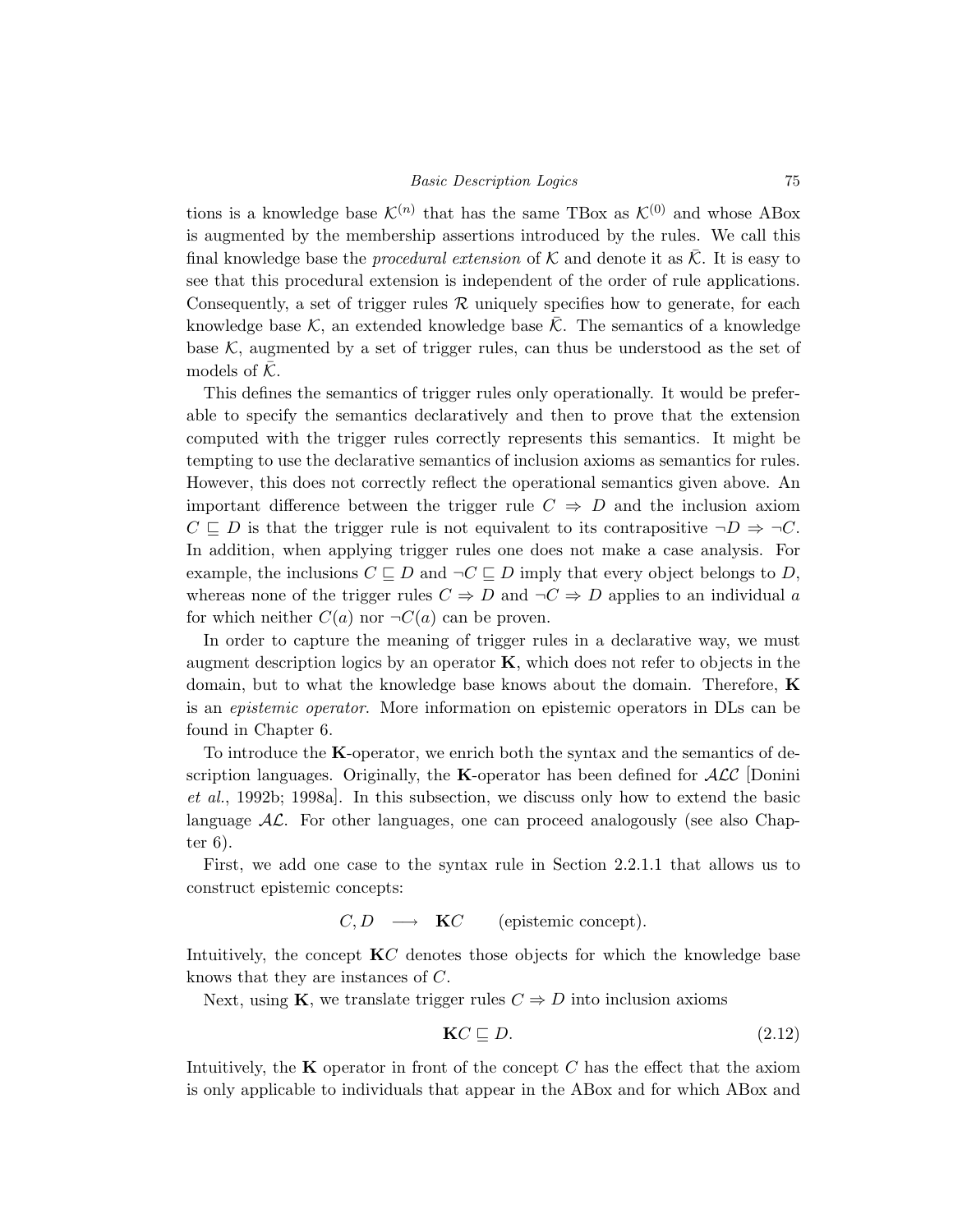tions is a knowledge base $\mathcal{K}^{(n)}$ that has the same TBox as $\mathcal{K}^{(0)}$ and whose ABox is augmented by the membership assertions introduced by the rules. We call this final knowledge base the *procedural extension* of $\mathcal{K}$ and denote it as $\bar{\mathcal{K}}$. It is easy to see that this procedural extension is independent of the order of rule applications. Consequently, a set of trigger rules $\mathcal{R}$ uniquely specifies how to generate, for each knowledge base $\mathcal{K}$, an extended knowledge base $\bar{\mathcal{K}}$. The semantics of a knowledge base $\mathcal{K}$, augmented by a set of trigger rules, can thus be understood as the set of models of $\bar{\mathcal{K}}$.

This defines the semantics of trigger rules only operationally. It would be preferable to specify the semantics declaratively and then to prove that the extension computed with the trigger rules correctly represents this semantics. It might be tempting to use the declarative semantics of inclusion axioms as semantics for rules. However, this does not correctly reflect the operational semantics given above. An important difference between the trigger rule $C \Rightarrow D$ and the inclusion axiom $C \sqsubseteq D$ is that the trigger rule is not equivalent to its contrapositive $\neg D \Rightarrow \neg C$. In addition, when applying trigger rules one does not make a case analysis. For example, the inclusions $C \sqsubseteq D$ and $\neg C \sqsubseteq D$ imply that every object belongs to $D$, whereas none of the trigger rules $C \Rightarrow D$ and $\neg C \Rightarrow D$ applies to an individual $a$ for which neither $C(a)$ nor $\neg C(a)$ can be proven.

In order to capture the meaning of trigger rules in a declarative way, we must augment description logics by an operator $\mathbf{K}$, which does not refer to objects in the domain, but to what the knowledge base knows about the domain. Therefore, $\mathbf{K}$ is an *epistemic operator*. More information on epistemic operators in DLs can be found in Chapter 6.

To introduce the $\mathbf{K}$-operator, we enrich both the syntax and the semantics of description languages. Originally, the $\mathbf{K}$-operator has been defined for $\mathcal{ALC}$ [Donini *et al.*, 1992b; 1998a]. In this subsection, we discuss only how to extend the basic language $\mathcal{AL}$. For other languages, one can proceed analogously (see also Chapter 6).

First, we add one case to the syntax rule in Section 2.2.1.1 that allows us to construct epistemic concepts:

$$C, D \quad \longrightarrow \quad \mathbf{K}C \qquad \text{(epistemic concept).}$$

Intuitively, the concept $\mathbf{K}C$ denotes those objects for which the knowledge base knows that they are instances of $C$.

Next, using $\mathbf{K}$, we translate trigger rules $C \Rightarrow D$ into inclusion axioms

$$\mathbf{K}C \sqsubseteq D. \tag{2.12}$$

Intuitively, the $\mathbf{K}$ operator in front of the concept $C$ has the effect that the axiom is only applicable to individuals that appear in the ABox and for which ABox and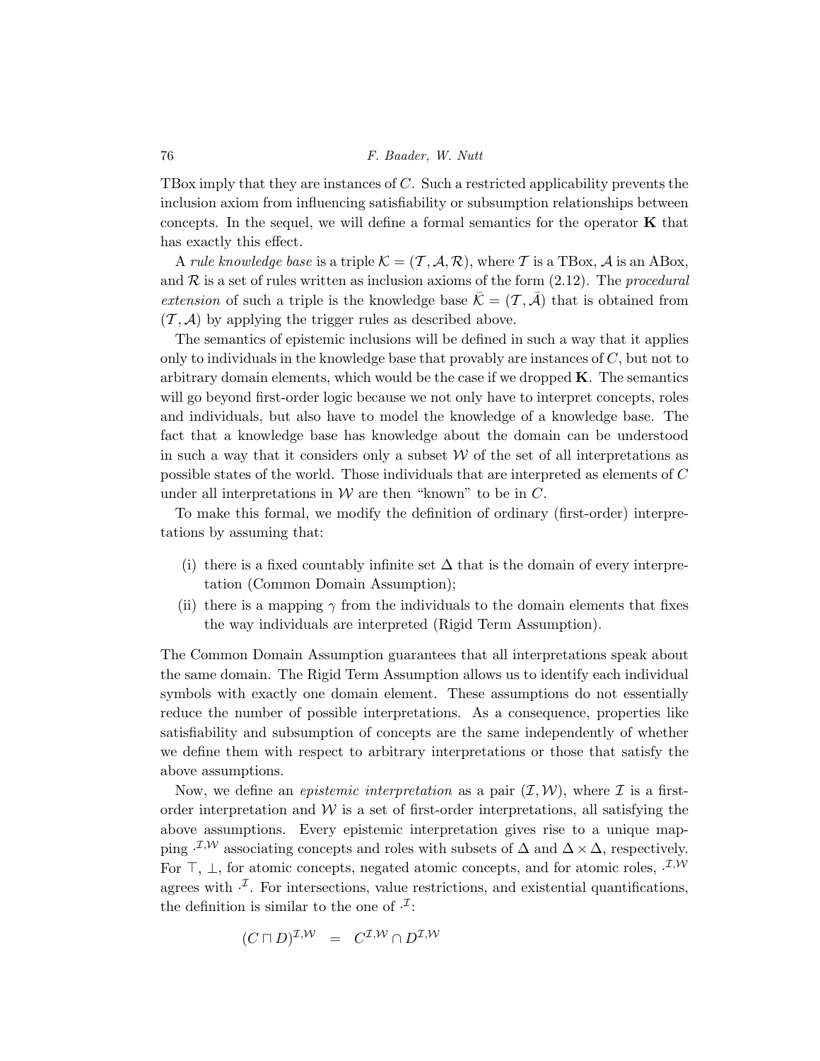TBox imply that they are instances of $C$. Such a restricted applicability prevents the inclusion axiom from influencing satisfiability or subsumption relationships between concepts. In the sequel, we will define a formal semantics for the operator $\mathbf{K}$ that has exactly this effect.

A *rule knowledge base* is a triple $\mathcal{K} = (\mathcal{T}, \mathcal{A}, \mathcal{R})$, where $\mathcal{T}$ is a TBox, $\mathcal{A}$ is an ABox, and $\mathcal{R}$ is a set of rules written as inclusion axioms of the form (2.12). The *procedural extension* of such a triple is the knowledge base $\bar{\mathcal{K}} = (\mathcal{T}, \bar{\mathcal{A}})$ that is obtained from $(\mathcal{T}, \mathcal{A})$ by applying the trigger rules as described above.

The semantics of epistemic inclusions will be defined in such a way that it applies only to individuals in the knowledge base that provably are instances of $C$, but not to arbitrary domain elements, which would be the case if we dropped $\mathbf{K}$. The semantics will go beyond first-order logic because we not only have to interpret concepts, roles and individuals, but also have to model the knowledge of a knowledge base. The fact that a knowledge base has knowledge about the domain can be understood in such a way that it considers only a subset $\mathcal{W}$ of the set of all interpretations as possible states of the world. Those individuals that are interpreted as elements of $C$ under all interpretations in $\mathcal{W}$ are then "known" to be in $C$.

To make this formal, we modify the definition of ordinary (first-order) interpretations by assuming that:

(i) there is a fixed countably infinite set $\Delta$ that is the domain of every interpretation (Common Domain Assumption);

(ii) there is a mapping $\gamma$ from the individuals to the domain elements that fixes the way individuals are interpreted (Rigid Term Assumption).

The Common Domain Assumption guarantees that all interpretations speak about the same domain. The Rigid Term Assumption allows us to identify each individual symbols with exactly one domain element. These assumptions do not essentially reduce the number of possible interpretations. As a consequence, properties like satisfiability and subsumption of concepts are the same independently of whether we define them with respect to arbitrary interpretations or those that satisfy the above assumptions.

Now, we define an *epistemic interpretation* as a pair $(\mathcal{I}, \mathcal{W})$, where $\mathcal{I}$ is a first-order interpretation and $\mathcal{W}$ is a set of first-order interpretations, all satisfying the above assumptions. Every epistemic interpretation gives rise to a unique mapping $\cdot^{\mathcal{I},\mathcal{W}}$ associating concepts and roles with subsets of $\Delta$ and $\Delta \times \Delta$, respectively. For $\top$, $\bot$, for atomic concepts, negated atomic concepts, and for atomic roles, $\cdot^{\mathcal{I},\mathcal{W}}$ agrees with $\cdot^{\mathcal{I}}$. For intersections, value restrictions, and existential quantifications, the definition is similar to the one of $\cdot^{\mathcal{I}}$:

$$(C \sqcap D)^{\mathcal{I},\mathcal{W}} \quad = \quad C^{\mathcal{I},\mathcal{W}} \cap D^{\mathcal{I},\mathcal{W}}$$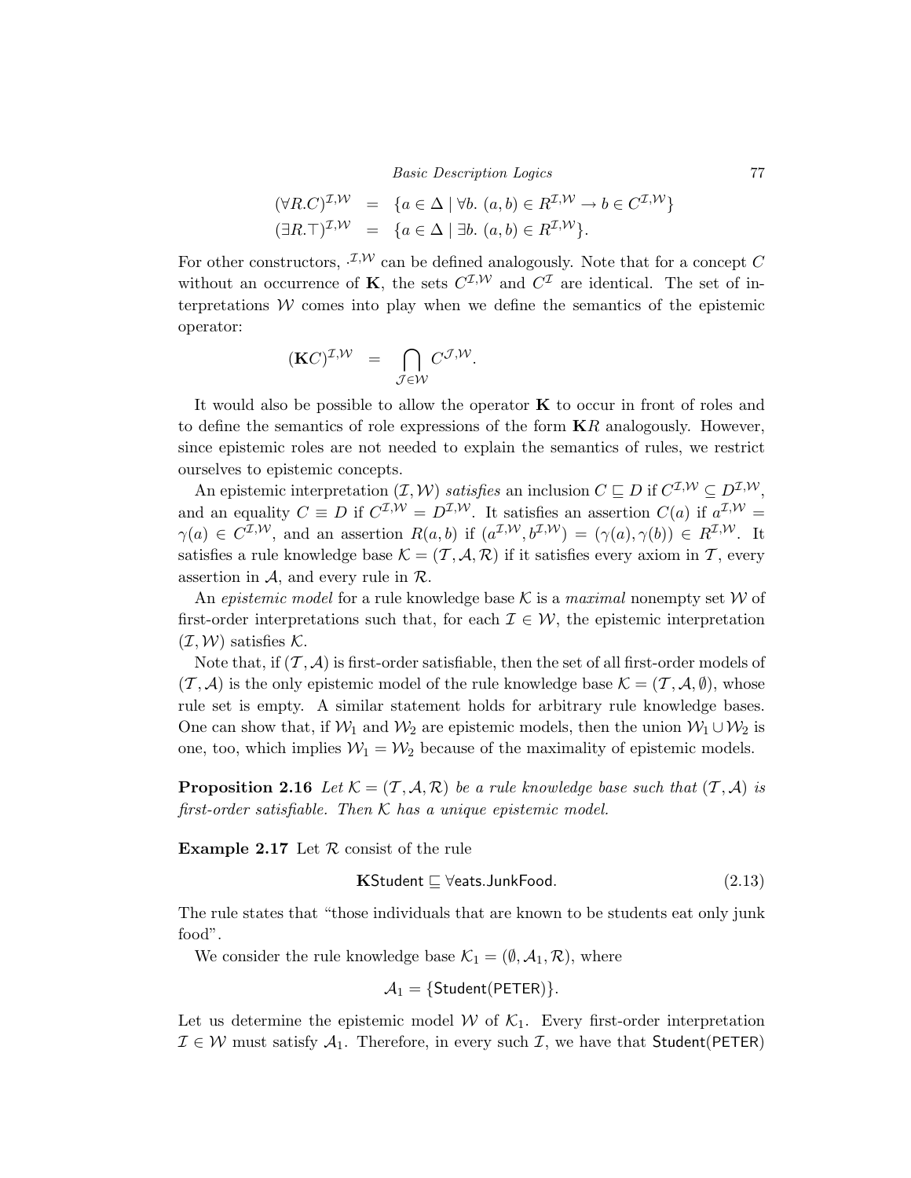$$
\begin{aligned}
(\forall R.C)^{\mathcal{I},\mathcal{W}} &= \{a \in \Delta \mid \forall b.\ (a,b) \in R^{\mathcal{I},\mathcal{W}} \rightarrow b \in C^{\mathcal{I},\mathcal{W}}\} \\
(\exists R.\top)^{\mathcal{I},\mathcal{W}} &= \{a \in \Delta \mid \exists b.\ (a,b) \in R^{\mathcal{I},\mathcal{W}}\}.
\end{aligned}
$$

For other constructors, $\cdot^{\mathcal{I},\mathcal{W}}$ can be defined analogously. Note that for a concept $C$ without an occurrence of $\mathbf{K}$, the sets $C^{\mathcal{I},\mathcal{W}}$ and $C^{\mathcal{I}}$ are identical. The set of interpretations $\mathcal{W}$ comes into play when we define the semantics of the epistemic operator:

$$
(\mathbf{K}C)^{\mathcal{I},\mathcal{W}} = \bigcap_{\mathcal{J} \in \mathcal{W}} C^{\mathcal{J},\mathcal{W}}.
$$

It would also be possible to allow the operator $\mathbf{K}$ to occur in front of roles and to define the semantics of role expressions of the form $\mathbf{K}R$ analogously. However, since epistemic roles are not needed to explain the semantics of rules, we restrict ourselves to epistemic concepts.

An epistemic interpretation $(\mathcal{I},\mathcal{W})$ *satisfies* an inclusion $C \sqsubseteq D$ if $C^{\mathcal{I},\mathcal{W}} \subseteq D^{\mathcal{I},\mathcal{W}}$, and an equality $C \equiv D$ if $C^{\mathcal{I},\mathcal{W}} = D^{\mathcal{I},\mathcal{W}}$. It satisfies an assertion $C(a)$ if $a^{\mathcal{I},\mathcal{W}} = \gamma(a) \in C^{\mathcal{I},\mathcal{W}}$, and an assertion $R(a,b)$ if $(a^{\mathcal{I},\mathcal{W}}, b^{\mathcal{I},\mathcal{W}}) = (\gamma(a),\gamma(b)) \in R^{\mathcal{I},\mathcal{W}}$. It satisfies a rule knowledge base $\mathcal{K} = (\mathcal{T},\mathcal{A},\mathcal{R})$ if it satisfies every axiom in $\mathcal{T}$, every assertion in $\mathcal{A}$, and every rule in $\mathcal{R}$.

An *epistemic model* for a rule knowledge base $\mathcal{K}$ is a *maximal* nonempty set $\mathcal{W}$ of first-order interpretations such that, for each $\mathcal{I} \in \mathcal{W}$, the epistemic interpretation $(\mathcal{I},\mathcal{W})$ satisfies $\mathcal{K}$.

Note that, if $(\mathcal{T},\mathcal{A})$ is first-order satisfiable, then the set of all first-order models of $(\mathcal{T},\mathcal{A})$ is the only epistemic model of the rule knowledge base $\mathcal{K} = (\mathcal{T},\mathcal{A},\emptyset)$, whose rule set is empty. A similar statement holds for arbitrary rule knowledge bases. One can show that, if $\mathcal{W}_1$ and $\mathcal{W}_2$ are epistemic models, then the union $\mathcal{W}_1 \cup \mathcal{W}_2$ is one, too, which implies $\mathcal{W}_1 = \mathcal{W}_2$ because of the maximality of epistemic models.

**Proposition 2.16** *Let $\mathcal{K} = (\mathcal{T},\mathcal{A},\mathcal{R})$ be a rule knowledge base such that $(\mathcal{T},\mathcal{A})$ is first-order satisfiable. Then $\mathcal{K}$ has a unique epistemic model.*

**Example 2.17** Let $\mathcal{R}$ consist of the rule

$$
\mathbf{K}\mathsf{Student} \sqsubseteq \forall \mathsf{eats}.\mathsf{JunkFood}. \tag{2.13}
$$

The rule states that "those individuals that are known to be students eat only junk food".

We consider the rule knowledge base $\mathcal{K}_1 = (\emptyset, \mathcal{A}_1, \mathcal{R})$, where

$$
\mathcal{A}_1 = \{\mathsf{Student}(\mathsf{PETER})\}.
$$

Let us determine the epistemic model $\mathcal{W}$ of $\mathcal{K}_1$. Every first-order interpretation $\mathcal{I} \in \mathcal{W}$ must satisfy $\mathcal{A}_1$. Therefore, in every such $\mathcal{I}$, we have that $\mathsf{Student}(\mathsf{PETER})$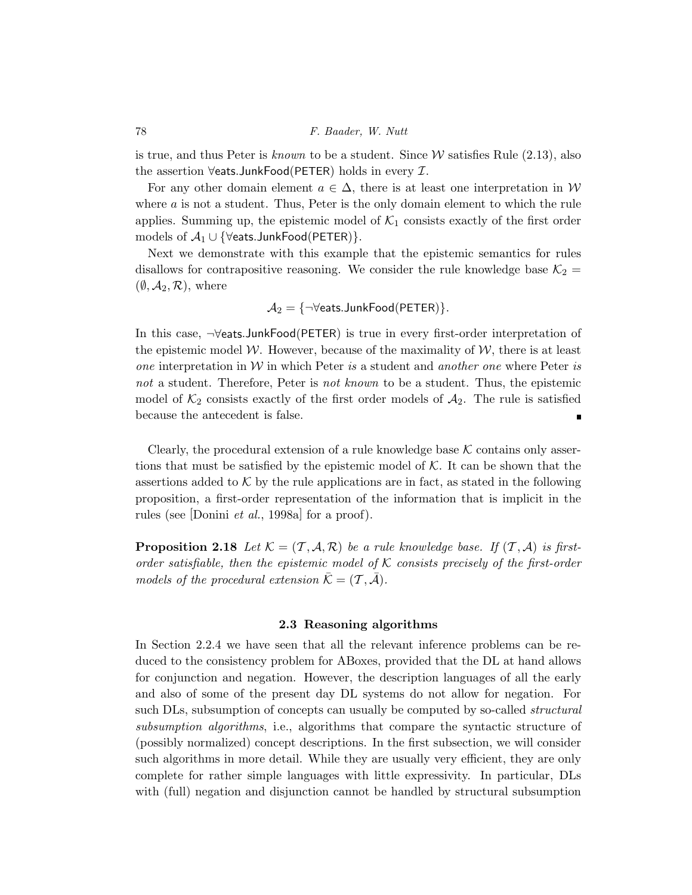is true, and thus Peter is *known* to be a student. Since $\mathcal{W}$ satisfies Rule (2.13), also the assertion $\forall\mathsf{eats.JunkFood}(\mathsf{PETER})$ holds in every $\mathcal{I}$.

For any other domain element $a \in \Delta$, there is at least one interpretation in $\mathcal{W}$ where $a$ is not a student. Thus, Peter is the only domain element to which the rule applies. Summing up, the epistemic model of $\mathcal{K}_1$ consists exactly of the first order models of $\mathcal{A}_1 \cup \{\forall\mathsf{eats.JunkFood}(\mathsf{PETER})\}$.

Next we demonstrate with this example that the epistemic semantics for rules disallows for contrapositive reasoning. We consider the rule knowledge base $\mathcal{K}_2 = (\emptyset, \mathcal{A}_2, \mathcal{R})$, where

$$\mathcal{A}_2 = \{\neg\forall\mathsf{eats.JunkFood}(\mathsf{PETER})\}.$$

In this case, $\neg\forall\mathsf{eats.JunkFood}(\mathsf{PETER})$ is true in every first-order interpretation of the epistemic model $\mathcal{W}$. However, because of the maximality of $\mathcal{W}$, there is at least *one* interpretation in $\mathcal{W}$ in which Peter *is* a student and *another one* where Peter *is not* a student. Therefore, Peter is *not known* to be a student. Thus, the epistemic model of $\mathcal{K}_2$ consists exactly of the first order models of $\mathcal{A}_2$. The rule is satisfied because the antecedent is false. ∎

Clearly, the procedural extension of a rule knowledge base $\mathcal{K}$ contains only assertions that must be satisfied by the epistemic model of $\mathcal{K}$. It can be shown that the assertions added to $\mathcal{K}$ by the rule applications are in fact, as stated in the following proposition, a first-order representation of the information that is implicit in the rules (see [Donini *et al.*, 1998a] for a proof).

**Proposition 2.18** *Let $\mathcal{K} = (\mathcal{T}, \mathcal{A}, \mathcal{R})$ be a rule knowledge base. If $(\mathcal{T}, \mathcal{A})$ is first-order satisfiable, then the epistemic model of $\mathcal{K}$ consists precisely of the first-order models of the procedural extension $\bar{\mathcal{K}} = (\mathcal{T}, \bar{\mathcal{A}})$.*

### 2.3 Reasoning algorithms

In Section 2.2.4 we have seen that all the relevant inference problems can be reduced to the consistency problem for ABoxes, provided that the DL at hand allows for conjunction and negation. However, the description languages of all the early and also of some of the present day DL systems do not allow for negation. For such DLs, subsumption of concepts can usually be computed by so-called *structural subsumption algorithms*, i.e., algorithms that compare the syntactic structure of (possibly normalized) concept descriptions. In the first subsection, we will consider such algorithms in more detail. While they are usually very efficient, they are only complete for rather simple languages with little expressivity. In particular, DLs with (full) negation and disjunction cannot be handled by structural subsumption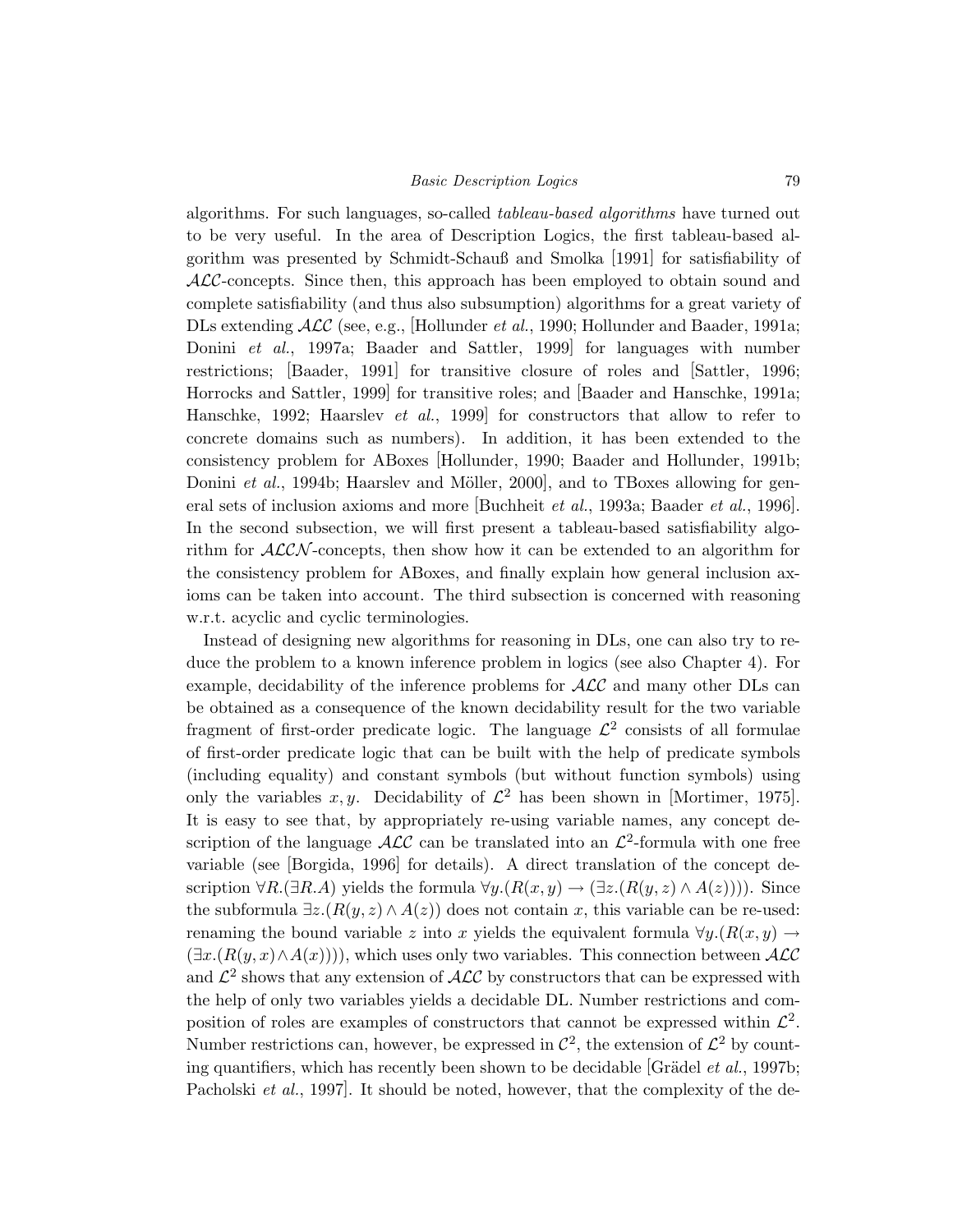algorithms. For such languages, so-called *tableau-based algorithms* have turned out to be very useful. In the area of Description Logics, the first tableau-based algorithm was presented by Schmidt-Schauß and Smolka [1991] for satisfiability of $\mathcal{ALC}$-concepts. Since then, this approach has been employed to obtain sound and complete satisfiability (and thus also subsumption) algorithms for a great variety of DLs extending $\mathcal{ALC}$ (see, e.g., [Hollunder *et al.*, 1990; Hollunder and Baader, 1991a; Donini *et al.*, 1997a; Baader and Sattler, 1999] for languages with number restrictions; [Baader, 1991] for transitive closure of roles and [Sattler, 1996; Horrocks and Sattler, 1999] for transitive roles; and [Baader and Hanschke, 1991a; Hanschke, 1992; Haarslev *et al.*, 1999] for constructors that allow to refer to concrete domains such as numbers). In addition, it has been extended to the consistency problem for ABoxes [Hollunder, 1990; Baader and Hollunder, 1991b; Donini *et al.*, 1994b; Haarslev and Möller, 2000], and to TBoxes allowing for general sets of inclusion axioms and more [Buchheit *et al.*, 1993a; Baader *et al.*, 1996]. In the second subsection, we will first present a tableau-based satisfiability algorithm for $\mathcal{ALCN}$-concepts, then show how it can be extended to an algorithm for the consistency problem for ABoxes, and finally explain how general inclusion axioms can be taken into account. The third subsection is concerned with reasoning w.r.t. acyclic and cyclic terminologies.

Instead of designing new algorithms for reasoning in DLs, one can also try to reduce the problem to a known inference problem in logics (see also Chapter 4). For example, decidability of the inference problems for $\mathcal{ALC}$ and many other DLs can be obtained as a consequence of the known decidability result for the two variable fragment of first-order predicate logic. The language $\mathcal{L}^2$ consists of all formulae of first-order predicate logic that can be built with the help of predicate symbols (including equality) and constant symbols (but without function symbols) using only the variables $x, y$. Decidability of $\mathcal{L}^2$ has been shown in [Mortimer, 1975]. It is easy to see that, by appropriately re-using variable names, any concept description of the language $\mathcal{ALC}$ can be translated into an $\mathcal{L}^2$-formula with one free variable (see [Borgida, 1996] for details). A direct translation of the concept description $\forall R.(\exists R.A)$ yields the formula $\forall y.(R(x,y) \rightarrow (\exists z.(R(y,z) \wedge A(z))))$. Since the subformula $\exists z.(R(y,z) \wedge A(z))$ does not contain $x$, this variable can be re-used: renaming the bound variable $z$ into $x$ yields the equivalent formula $\forall y.(R(x,y) \rightarrow (\exists x.(R(y,x) \wedge A(x))))$, which uses only two variables. This connection between $\mathcal{ALC}$ and $\mathcal{L}^2$ shows that any extension of $\mathcal{ALC}$ by constructors that can be expressed with the help of only two variables yields a decidable DL. Number restrictions and composition of roles are examples of constructors that cannot be expressed within $\mathcal{L}^2$. Number restrictions can, however, be expressed in $\mathcal{C}^2$, the extension of $\mathcal{L}^2$ by counting quantifiers, which has recently been shown to be decidable [Grädel *et al.*, 1997b; Pacholski *et al.*, 1997]. It should be noted, however, that the complexity of the de-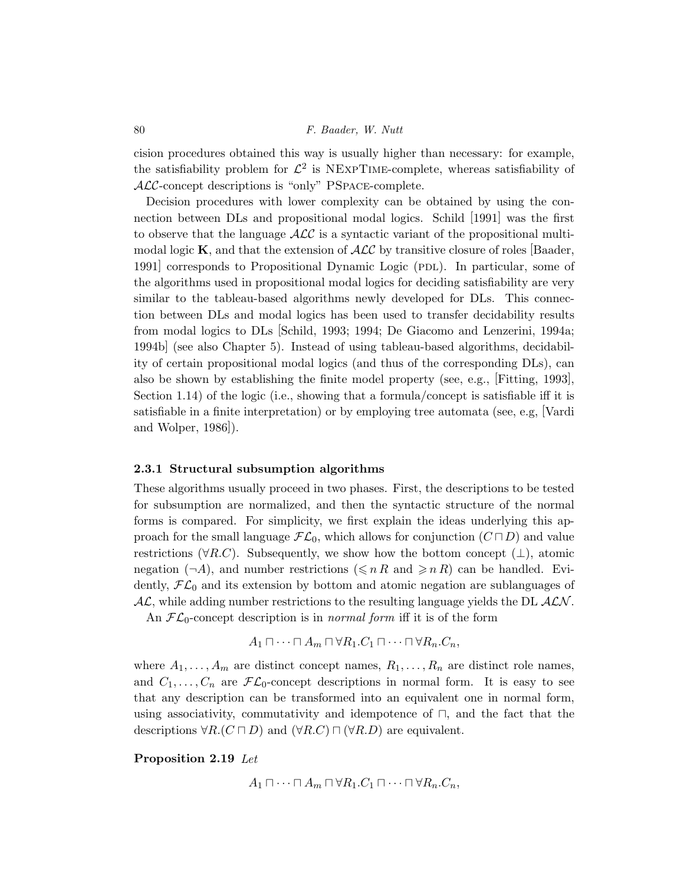cision procedures obtained this way is usually higher than necessary: for example, the satisfiability problem for $\mathcal{L}^2$ is NExpTime-complete, whereas satisfiability of $\mathcal{ALC}$-concept descriptions is "only" PSpace-complete.

Decision procedures with lower complexity can be obtained by using the connection between DLs and propositional modal logics. Schild [1991] was the first to observe that the language $\mathcal{ALC}$ is a syntactic variant of the propositional multi-modal logic $\mathbf{K}$, and that the extension of $\mathcal{ALC}$ by transitive closure of roles [Baader, 1991] corresponds to Propositional Dynamic Logic (PDL). In particular, some of the algorithms used in propositional modal logics for deciding satisfiability are very similar to the tableau-based algorithms newly developed for DLs. This connection between DLs and modal logics has been used to transfer decidability results from modal logics to DLs [Schild, 1993; 1994; De Giacomo and Lenzerini, 1994a; 1994b] (see also Chapter 5). Instead of using tableau-based algorithms, decidability of certain propositional modal logics (and thus of the corresponding DLs), can also be shown by establishing the finite model property (see, e.g., [Fitting, 1993], Section 1.14) of the logic (i.e., showing that a formula/concept is satisfiable iff it is satisfiable in a finite interpretation) or by employing tree automata (see, e.g, [Vardi and Wolper, 1986]).

### 2.3.1 Structural subsumption algorithms

These algorithms usually proceed in two phases. First, the descriptions to be tested for subsumption are normalized, and then the syntactic structure of the normal forms is compared. For simplicity, we first explain the ideas underlying this approach for the small language $\mathcal{FL}_0$, which allows for conjunction ($C \sqcap D$) and value restrictions ($\forall R.C$). Subsequently, we show how the bottom concept ($\bot$), atomic negation ($\neg A$), and number restrictions ($\leqslant n\, R$ and $\geqslant n\, R$) can be handled. Evidently, $\mathcal{FL}_0$ and its extension by bottom and atomic negation are sublanguages of $\mathcal{AL}$, while adding number restrictions to the resulting language yields the DL $\mathcal{ALN}$.

An $\mathcal{FL}_0$-concept description is in *normal form* iff it is of the form

$$A_1 \sqcap \cdots \sqcap A_m \sqcap \forall R_1.C_1 \sqcap \cdots \sqcap \forall R_n.C_n,$$

where $A_1, \ldots, A_m$ are distinct concept names, $R_1, \ldots, R_n$ are distinct role names, and $C_1, \ldots, C_n$ are $\mathcal{FL}_0$-concept descriptions in normal form. It is easy to see that any description can be transformed into an equivalent one in normal form, using associativity, commutativity and idempotence of $\sqcap$, and the fact that the descriptions $\forall R.(C \sqcap D)$ and $(\forall R.C) \sqcap (\forall R.D)$ are equivalent.

**Proposition 2.19** *Let*

$$A_1 \sqcap \cdots \sqcap A_m \sqcap \forall R_1.C_1 \sqcap \cdots \sqcap \forall R_n.C_n,$$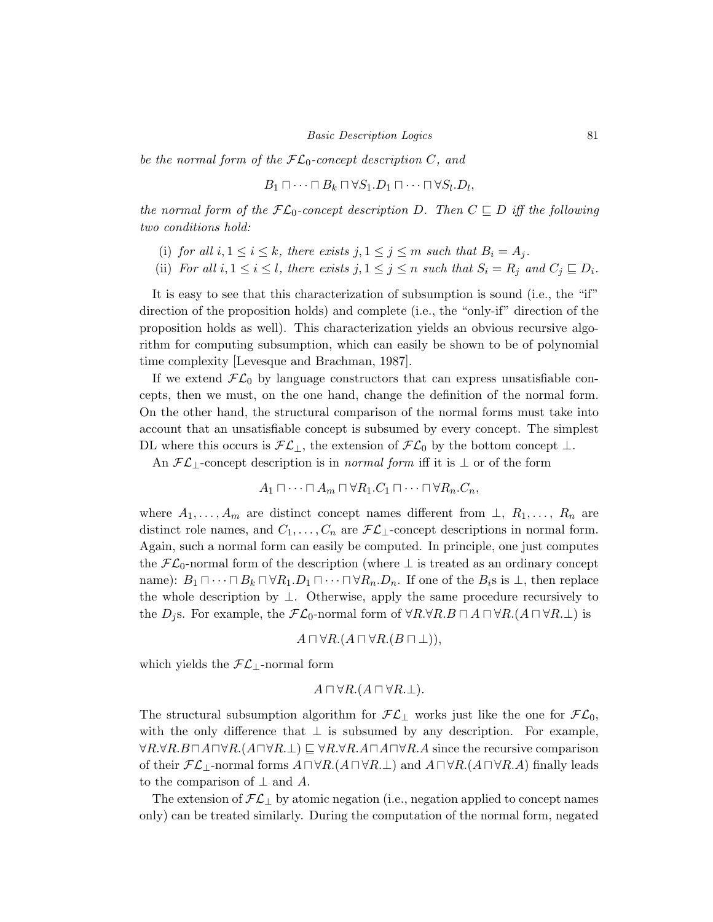*be the normal form of the $\mathcal{FL}_0$-concept description $C$, and*

$$B_1 \sqcap \cdots \sqcap B_k \sqcap \forall S_1.D_1 \sqcap \cdots \sqcap \forall S_l.D_l,$$

*the normal form of the $\mathcal{FL}_0$-concept description $D$. Then $C \sqsubseteq D$ iff the following two conditions hold:*

(i) *for all $i, 1 \leq i \leq k$, there exists $j, 1 \leq j \leq m$ such that $B_i = A_j$.*

(ii) *For all $i, 1 \leq i \leq l$, there exists $j, 1 \leq j \leq n$ such that $S_i = R_j$ and $C_j \sqsubseteq D_i$.*

It is easy to see that this characterization of subsumption is sound (i.e., the "if" direction of the proposition holds) and complete (i.e., the "only-if" direction of the proposition holds as well). This characterization yields an obvious recursive algorithm for computing subsumption, which can easily be shown to be of polynomial time complexity [Levesque and Brachman, 1987].

If we extend $\mathcal{FL}_0$ by language constructors that can express unsatisfiable concepts, then we must, on the one hand, change the definition of the normal form. On the other hand, the structural comparison of the normal forms must take into account that an unsatisfiable concept is subsumed by every concept. The simplest DL where this occurs is $\mathcal{FL}_\bot$, the extension of $\mathcal{FL}_0$ by the bottom concept $\bot$.

An $\mathcal{FL}_\bot$-concept description is in *normal form* iff it is $\bot$ or of the form

$$A_1 \sqcap \cdots \sqcap A_m \sqcap \forall R_1.C_1 \sqcap \cdots \sqcap \forall R_n.C_n,$$

where $A_1, \ldots, A_m$ are distinct concept names different from $\bot$, $R_1, \ldots, R_n$ are distinct role names, and $C_1, \ldots, C_n$ are $\mathcal{FL}_\bot$-concept descriptions in normal form. Again, such a normal form can easily be computed. In principle, one just computes the $\mathcal{FL}_0$-normal form of the description (where $\bot$ is treated as an ordinary concept name): $B_1 \sqcap \cdots \sqcap B_k \sqcap \forall R_1.D_1 \sqcap \cdots \sqcap \forall R_n.D_n$. If one of the $B_i$s is $\bot$, then replace the whole description by $\bot$. Otherwise, apply the same procedure recursively to the $D_j$s. For example, the $\mathcal{FL}_0$-normal form of $\forall R.\forall R.B \sqcap A \sqcap \forall R.(A \sqcap \forall R.\bot)$ is

$$A \sqcap \forall R.(A \sqcap \forall R.(B \sqcap \bot)),$$

which yields the $\mathcal{FL}_\bot$-normal form

$$A \sqcap \forall R.(A \sqcap \forall R.\bot).$$

The structural subsumption algorithm for $\mathcal{FL}_\bot$ works just like the one for $\mathcal{FL}_0$, with the only difference that $\bot$ is subsumed by any description. For example, $\forall R.\forall R.B \sqcap A \sqcap \forall R.(A \sqcap \forall R.\bot) \sqsubseteq \forall R.\forall R.A \sqcap A \sqcap \forall R.A$ since the recursive comparison of their $\mathcal{FL}_\bot$-normal forms $A \sqcap \forall R.(A \sqcap \forall R.\bot)$ and $A \sqcap \forall R.(A \sqcap \forall R.A)$ finally leads to the comparison of $\bot$ and $A$.

The extension of $\mathcal{FL}_\bot$ by atomic negation (i.e., negation applied to concept names only) can be treated similarly. During the computation of the normal form, negated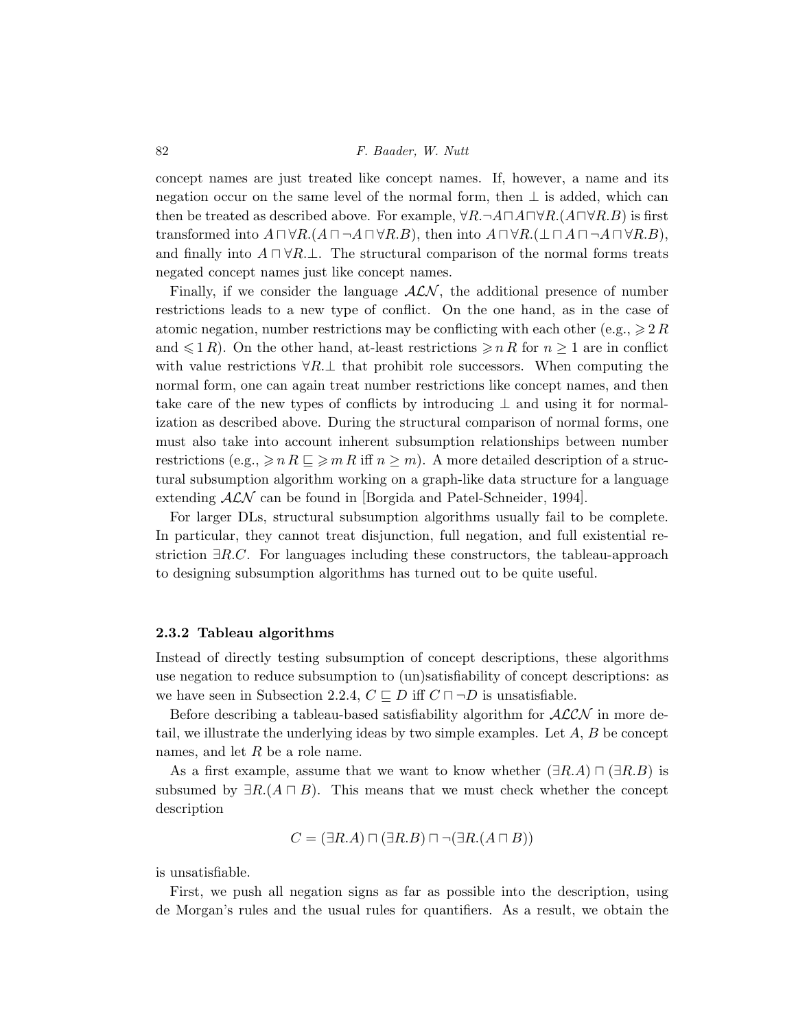concept names are just treated like concept names. If, however, a name and its negation occur on the same level of the normal form, then $\bot$ is added, which can then be treated as described above. For example, $\forall R.\neg A \sqcap A \sqcap \forall R.(A \sqcap \forall R.B)$ is first transformed into $A \sqcap \forall R.(A \sqcap \neg A \sqcap \forall R.B)$, then into $A \sqcap \forall R.(\bot \sqcap A \sqcap \neg A \sqcap \forall R.B)$, and finally into $A \sqcap \forall R.\bot$. The structural comparison of the normal forms treats negated concept names just like concept names.

Finally, if we consider the language $\mathcal{ALN}$, the additional presence of number restrictions leads to a new type of conflict. On the one hand, as in the case of atomic negation, number restrictions may be conflicting with each other (e.g., $\geqslant 2\,R$ and $\leqslant 1\,R$). On the other hand, at-least restrictions $\geqslant n\,R$ for $n \geq 1$ are in conflict with value restrictions $\forall R.\bot$ that prohibit role successors. When computing the normal form, one can again treat number restrictions like concept names, and then take care of the new types of conflicts by introducing $\bot$ and using it for normalization as described above. During the structural comparison of normal forms, one must also take into account inherent subsumption relationships between number restrictions (e.g., $\geqslant n\,R \sqsubseteq\, \geqslant m\,R$ iff $n \geq m$). A more detailed description of a structural subsumption algorithm working on a graph-like data structure for a language extending $\mathcal{ALN}$ can be found in [Borgida and Patel-Schneider, 1994].

For larger DLs, structural subsumption algorithms usually fail to be complete. In particular, they cannot treat disjunction, full negation, and full existential restriction $\exists R.C$. For languages including these constructors, the tableau-approach to designing subsumption algorithms has turned out to be quite useful.

### 2.3.2 Tableau algorithms

Instead of directly testing subsumption of concept descriptions, these algorithms use negation to reduce subsumption to (un)satisfiability of concept descriptions: as we have seen in Subsection 2.2.4, $C \sqsubseteq D$ iff $C \sqcap \neg D$ is unsatisfiable.

Before describing a tableau-based satisfiability algorithm for $\mathcal{ALCN}$ in more detail, we illustrate the underlying ideas by two simple examples. Let $A$, $B$ be concept names, and let $R$ be a role name.

As a first example, assume that we want to know whether $(\exists R.A) \sqcap (\exists R.B)$ is subsumed by $\exists R.(A \sqcap B)$. This means that we must check whether the concept description

$$C = (\exists R.A) \sqcap (\exists R.B) \sqcap \neg(\exists R.(A \sqcap B))$$

is unsatisfiable.

First, we push all negation signs as far as possible into the description, using de Morgan's rules and the usual rules for quantifiers. As a result, we obtain the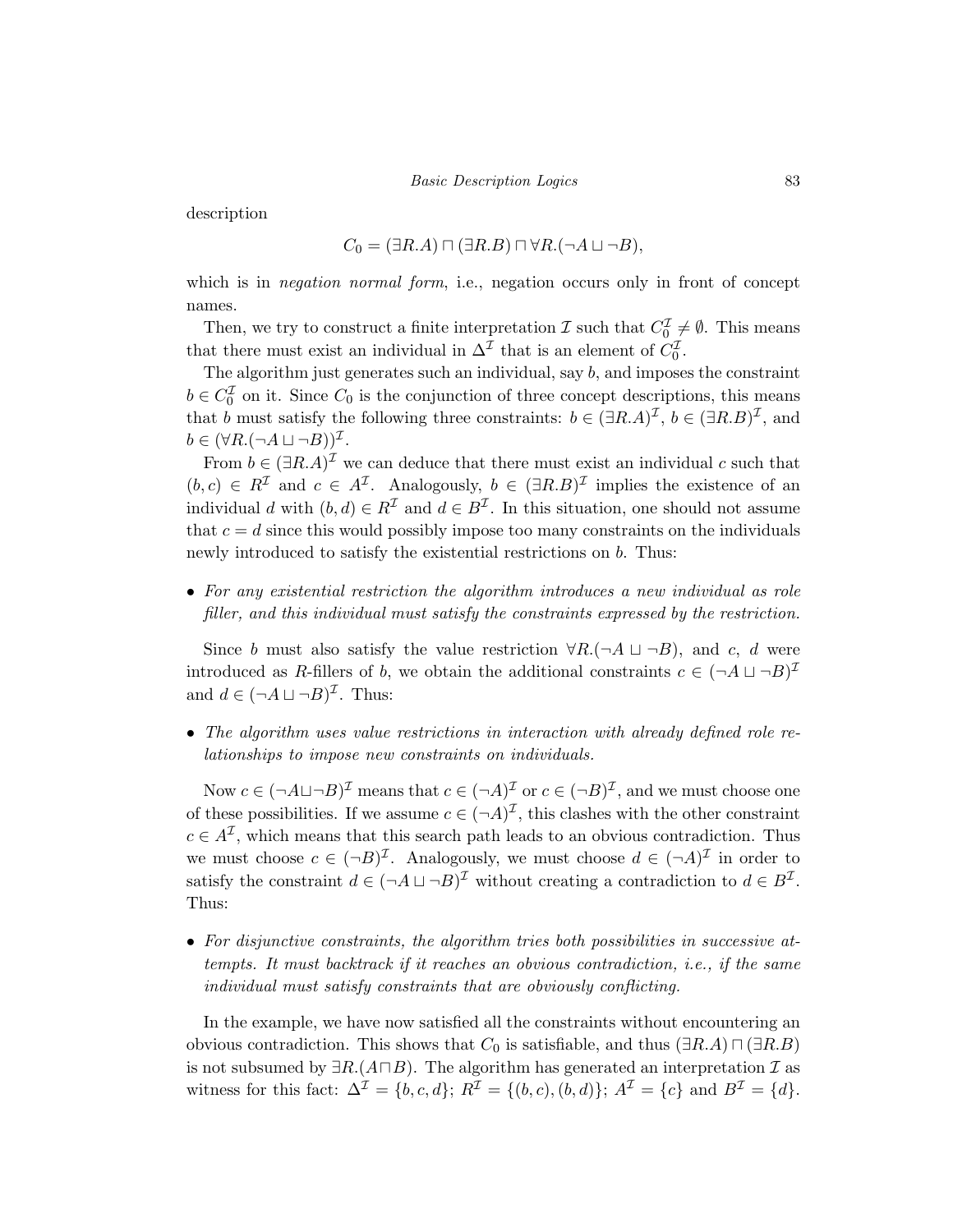description

$$C_0 = (\exists R.A) \sqcap (\exists R.B) \sqcap \forall R.(\neg A \sqcup \neg B),$$

which is in *negation normal form*, i.e., negation occurs only in front of concept names.

Then, we try to construct a finite interpretation $\mathcal{I}$ such that $C_0^{\mathcal{I}} \neq \emptyset$. This means that there must exist an individual in $\Delta^{\mathcal{I}}$ that is an element of $C_0^{\mathcal{I}}$.

The algorithm just generates such an individual, say $b$, and imposes the constraint $b \in C_0^{\mathcal{I}}$ on it. Since $C_0$ is the conjunction of three concept descriptions, this means that $b$ must satisfy the following three constraints: $b \in (\exists R.A)^{\mathcal{I}}$, $b \in (\exists R.B)^{\mathcal{I}}$, and $b \in (\forall R.(\neg A \sqcup \neg B))^{\mathcal{I}}$.

From $b \in (\exists R.A)^{\mathcal{I}}$ we can deduce that there must exist an individual $c$ such that $(b, c) \in R^{\mathcal{I}}$ and $c \in A^{\mathcal{I}}$. Analogously, $b \in (\exists R.B)^{\mathcal{I}}$ implies the existence of an individual $d$ with $(b, d) \in R^{\mathcal{I}}$ and $d \in B^{\mathcal{I}}$. In this situation, one should not assume that $c = d$ since this would possibly impose too many constraints on the individuals newly introduced to satisfy the existential restrictions on $b$. Thus:

- *For any existential restriction the algorithm introduces a new individual as role filler, and this individual must satisfy the constraints expressed by the restriction.*

Since $b$ must also satisfy the value restriction $\forall R.(\neg A \sqcup \neg B)$, and $c$, $d$ were introduced as $R$-fillers of $b$, we obtain the additional constraints $c \in (\neg A \sqcup \neg B)^{\mathcal{I}}$ and $d \in (\neg A \sqcup \neg B)^{\mathcal{I}}$. Thus:

- *The algorithm uses value restrictions in interaction with already defined role relationships to impose new constraints on individuals.*

Now $c \in (\neg A \sqcup \neg B)^{\mathcal{I}}$ means that $c \in (\neg A)^{\mathcal{I}}$ or $c \in (\neg B)^{\mathcal{I}}$, and we must choose one of these possibilities. If we assume $c \in (\neg A)^{\mathcal{I}}$, this clashes with the other constraint $c \in A^{\mathcal{I}}$, which means that this search path leads to an obvious contradiction. Thus we must choose $c \in (\neg B)^{\mathcal{I}}$. Analogously, we must choose $d \in (\neg A)^{\mathcal{I}}$ in order to satisfy the constraint $d \in (\neg A \sqcup \neg B)^{\mathcal{I}}$ without creating a contradiction to $d \in B^{\mathcal{I}}$. Thus:

- *For disjunctive constraints, the algorithm tries both possibilities in successive attempts. It must backtrack if it reaches an obvious contradiction, i.e., if the same individual must satisfy constraints that are obviously conflicting.*

In the example, we have now satisfied all the constraints without encountering an obvious contradiction. This shows that $C_0$ is satisfiable, and thus $(\exists R.A) \sqcap (\exists R.B)$ is not subsumed by $\exists R.(A \sqcap B)$. The algorithm has generated an interpretation $\mathcal{I}$ as witness for this fact: $\Delta^{\mathcal{I}} = \{b, c, d\}$; $R^{\mathcal{I}} = \{(b, c), (b, d)\}$; $A^{\mathcal{I}} = \{c\}$ and $B^{\mathcal{I}} = \{d\}$.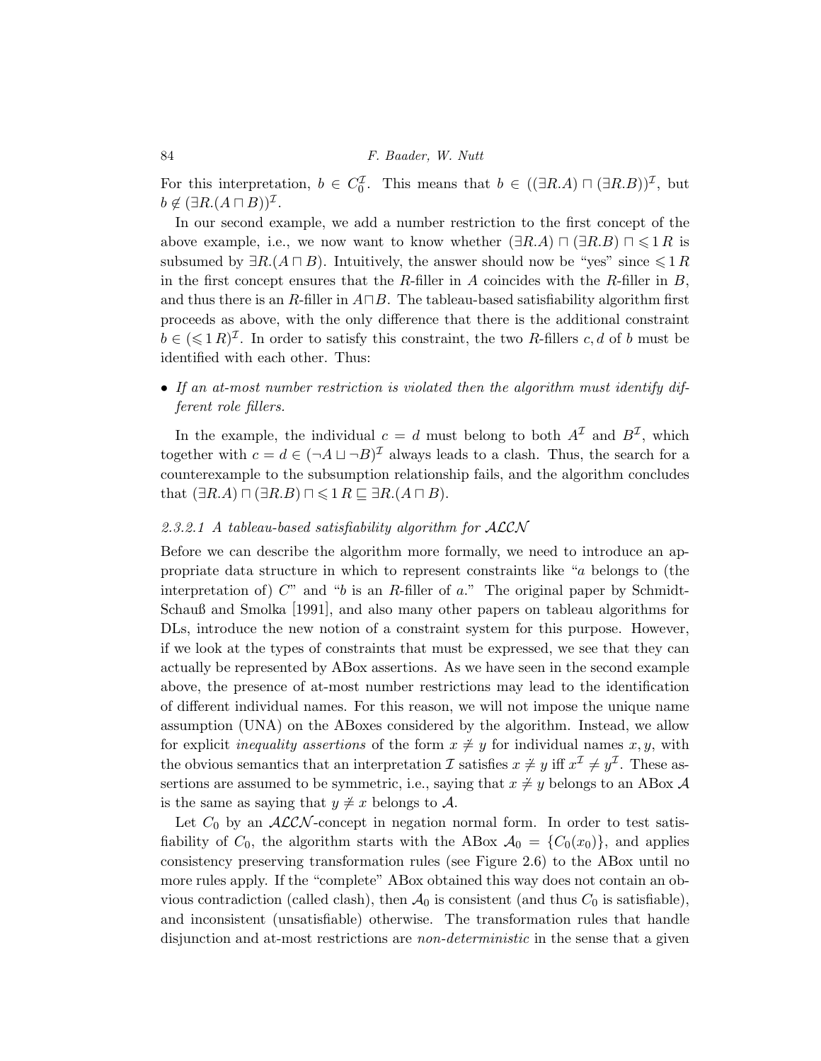For this interpretation, $b \in C_0^{\mathcal{I}}$. This means that $b \in ((\exists R.A) \sqcap (\exists R.B))^{\mathcal{I}}$, but $b \notin (\exists R.(A \sqcap B))^{\mathcal{I}}$.

In our second example, we add a number restriction to the first concept of the above example, i.e., we now want to know whether $(\exists R.A) \sqcap (\exists R.B) \sqcap \leqslant 1\, R$ is subsumed by $\exists R.(A \sqcap B)$. Intuitively, the answer should now be "yes" since $\leqslant 1\, R$ in the first concept ensures that the $R$-filler in $A$ coincides with the $R$-filler in $B$, and thus there is an $R$-filler in $A \sqcap B$. The tableau-based satisfiability algorithm first proceeds as above, with the only difference that there is the additional constraint $b \in (\leqslant 1\, R)^{\mathcal{I}}$. In order to satisfy this constraint, the two $R$-fillers $c, d$ of $b$ must be identified with each other. Thus:

- *If an at-most number restriction is violated then the algorithm must identify different role fillers.*

In the example, the individual $c = d$ must belong to both $A^{\mathcal{I}}$ and $B^{\mathcal{I}}$, which together with $c = d \in (\neg A \sqcup \neg B)^{\mathcal{I}}$ always leads to a clash. Thus, the search for a counterexample to the subsumption relationship fails, and the algorithm concludes that $(\exists R.A) \sqcap (\exists R.B) \sqcap \leqslant 1\, R \sqsubseteq \exists R.(A \sqcap B)$.

#### *2.3.2.1 A tableau-based satisfiability algorithm for $\mathcal{ALCN}$*

Before we can describe the algorithm more formally, we need to introduce an appropriate data structure in which to represent constraints like "$a$ belongs to (the interpretation of) $C$" and "$b$ is an $R$-filler of $a$." The original paper by Schmidt-Schauß and Smolka [1991], and also many other papers on tableau algorithms for DLs, introduce the new notion of a constraint system for this purpose. However, if we look at the types of constraints that must be expressed, we see that they can actually be represented by ABox assertions. As we have seen in the second example above, the presence of at-most number restrictions may lead to the identification of different individual names. For this reason, we will not impose the unique name assumption (UNA) on the ABoxes considered by the algorithm. Instead, we allow for explicit *inequality assertions* of the form $x \not\doteq y$ for individual names $x, y$, with the obvious semantics that an interpretation $\mathcal{I}$ satisfies $x \not\doteq y$ iff $x^{\mathcal{I}} \neq y^{\mathcal{I}}$. These assertions are assumed to be symmetric, i.e., saying that $x \not\doteq y$ belongs to an ABox $\mathcal{A}$ is the same as saying that $y \not\doteq x$ belongs to $\mathcal{A}$.

Let $C_0$ by an $\mathcal{ALCN}$-concept in negation normal form. In order to test satisfiability of $C_0$, the algorithm starts with the ABox $\mathcal{A}_0 = \{C_0(x_0)\}$, and applies consistency preserving transformation rules (see Figure 2.6) to the ABox until no more rules apply. If the "complete" ABox obtained this way does not contain an obvious contradiction (called clash), then $\mathcal{A}_0$ is consistent (and thus $C_0$ is satisfiable), and inconsistent (unsatisfiable) otherwise. The transformation rules that handle disjunction and at-most restrictions are *non-deterministic* in the sense that a given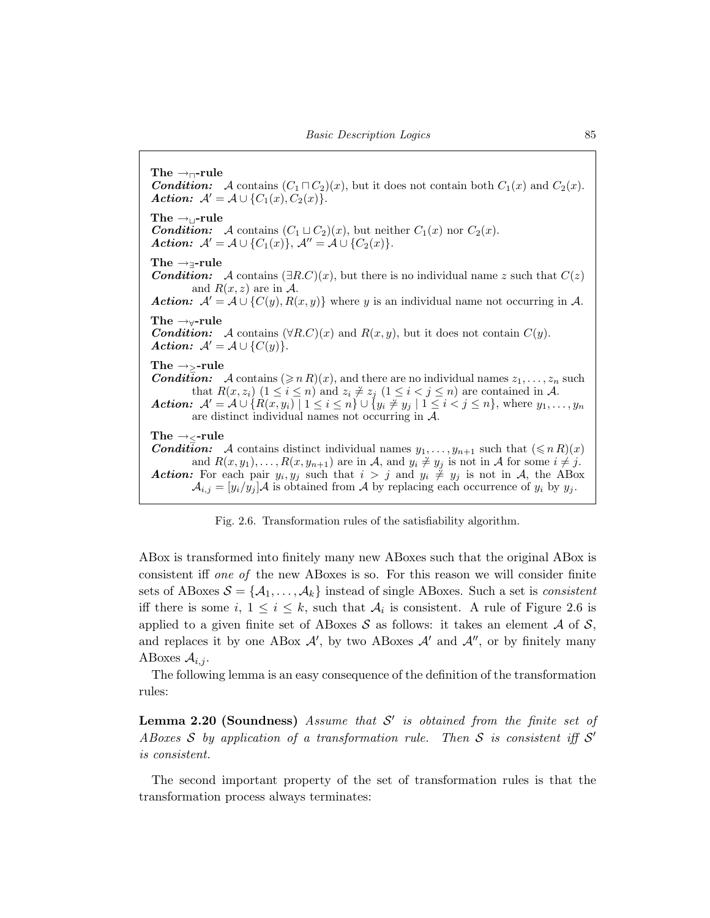**The $\rightarrow_{\sqcap}$-rule**
***Condition:*** $\mathcal{A}$ contains $(C_1 \sqcap C_2)(x)$, but it does not contain both $C_1(x)$ and $C_2(x)$.
***Action:*** $\mathcal{A}' = \mathcal{A} \cup \{C_1(x), C_2(x)\}$.

**The $\rightarrow_{\sqcup}$-rule**
***Condition:*** $\mathcal{A}$ contains $(C_1 \sqcup C_2)(x)$, but neither $C_1(x)$ nor $C_2(x)$.
***Action:*** $\mathcal{A}' = \mathcal{A} \cup \{C_1(x)\}$, $\mathcal{A}'' = \mathcal{A} \cup \{C_2(x)\}$.

**The $\rightarrow_{\exists}$-rule**
***Condition:*** $\mathcal{A}$ contains $(\exists R.C)(x)$, but there is no individual name $z$ such that $C(z)$ and $R(x,z)$ are in $\mathcal{A}$.
***Action:*** $\mathcal{A}' = \mathcal{A} \cup \{C(y), R(x,y)\}$ where $y$ is an individual name not occurring in $\mathcal{A}$.

**The $\rightarrow_{\forall}$-rule**
***Condition:*** $\mathcal{A}$ contains $(\forall R.C)(x)$ and $R(x,y)$, but it does not contain $C(y)$.
***Action:*** $\mathcal{A}' = \mathcal{A} \cup \{C(y)\}$.

**The $\rightarrow_{\geq}$-rule**
***Condition:*** $\mathcal{A}$ contains $(\geqslant n\, R)(x)$, and there are no individual names $z_1, \ldots, z_n$ such that $R(x, z_i)$ $(1 \leq i \leq n)$ and $z_i \not\doteq z_j$ $(1 \leq i < j \leq n)$ are contained in $\mathcal{A}$.
***Action:*** $\mathcal{A}' = \mathcal{A} \cup \{R(x, y_i) \mid 1 \leq i \leq n\} \cup \{y_i \not\doteq y_j \mid 1 \leq i < j \leq n\}$, where $y_1, \ldots, y_n$ are distinct individual names not occurring in $\mathcal{A}$.

**The $\rightarrow_{\leq}$-rule**
***Condition:*** $\mathcal{A}$ contains distinct individual names $y_1, \ldots, y_{n+1}$ such that $(\leqslant n\, R)(x)$ and $R(x, y_1), \ldots, R(x, y_{n+1})$ are in $\mathcal{A}$, and $y_i \not\doteq y_j$ is not in $\mathcal{A}$ for some $i \neq j$.
***Action:*** For each pair $y_i, y_j$ such that $i > j$ and $y_i \not\doteq y_j$ is not in $\mathcal{A}$, the ABox $\mathcal{A}_{i,j} = [y_i/y_j]\mathcal{A}$ is obtained from $\mathcal{A}$ by replacing each occurrence of $y_i$ by $y_j$.

Fig. 2.6. Transformation rules of the satisfiability algorithm.

ABox is transformed into finitely many new ABoxes such that the original ABox is consistent iff *one of* the new ABoxes is so. For this reason we will consider finite sets of ABoxes $\mathcal{S} = \{\mathcal{A}_1, \ldots, \mathcal{A}_k\}$ instead of single ABoxes. Such a set is *consistent* iff there is some $i$, $1 \leq i \leq k$, such that $\mathcal{A}_i$ is consistent. A rule of Figure 2.6 is applied to a given finite set of ABoxes $\mathcal{S}$ as follows: it takes an element $\mathcal{A}$ of $\mathcal{S}$, and replaces it by one ABox $\mathcal{A}'$, by two ABoxes $\mathcal{A}'$ and $\mathcal{A}''$, or by finitely many ABoxes $\mathcal{A}_{i,j}$.

The following lemma is an easy consequence of the definition of the transformation rules:

**Lemma 2.20 (Soundness)** *Assume that $\mathcal{S}'$ is obtained from the finite set of ABoxes $\mathcal{S}$ by application of a transformation rule. Then $\mathcal{S}$ is consistent iff $\mathcal{S}'$ is consistent.*

The second important property of the set of transformation rules is that the transformation process always terminates: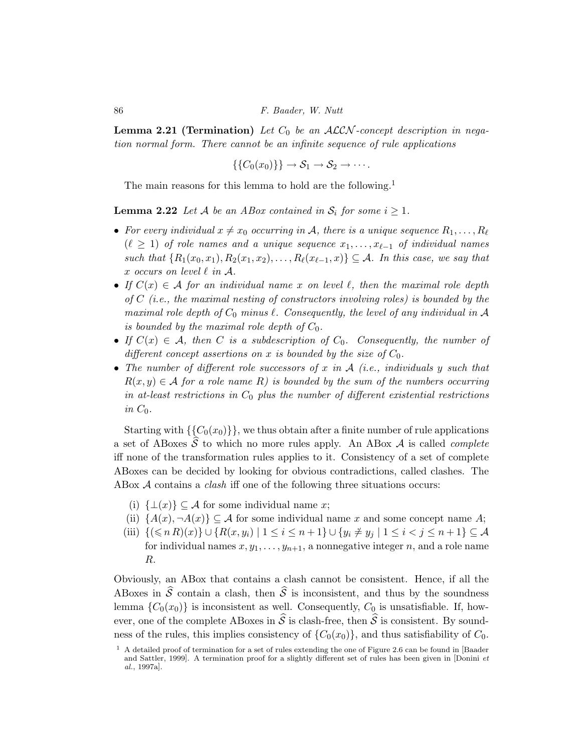**Lemma 2.21 (Termination)** *Let $C_0$ be an $\mathcal{ALCN}$-concept description in negation normal form. There cannot be an infinite sequence of rule applications*

$$\{\{C_0(x_0)\}\} \rightarrow \mathcal{S}_1 \rightarrow \mathcal{S}_2 \rightarrow \cdots.$$

The main reasons for this lemma to hold are the following.[1]

**Lemma 2.22** *Let $\mathcal{A}$ be an ABox contained in $\mathcal{S}_i$ for some $i \geq 1$.*

- *For every individual $x \neq x_0$ occurring in $\mathcal{A}$, there is a unique sequence $R_1, \ldots, R_\ell$ ($\ell \geq 1$) of role names and a unique sequence $x_1, \ldots, x_{\ell-1}$ of individual names such that $\{R_1(x_0, x_1), R_2(x_1, x_2), \ldots, R_\ell(x_{\ell-1}, x)\} \subseteq \mathcal{A}$. In this case, we say that $x$ occurs on level $\ell$ in $\mathcal{A}$.*
- *If $C(x) \in \mathcal{A}$ for an individual name $x$ on level $\ell$, then the maximal role depth of $C$ (i.e., the maximal nesting of constructors involving roles) is bounded by the maximal role depth of $C_0$ minus $\ell$. Consequently, the level of any individual in $\mathcal{A}$ is bounded by the maximal role depth of $C_0$.*
- *If $C(x) \in \mathcal{A}$, then $C$ is a subdescription of $C_0$. Consequently, the number of different concept assertions on $x$ is bounded by the size of $C_0$.*
- *The number of different role successors of $x$ in $\mathcal{A}$ (i.e., individuals $y$ such that $R(x, y) \in \mathcal{A}$ for a role name $R$) is bounded by the sum of the numbers occurring in at-least restrictions in $C_0$ plus the number of different existential restrictions in $C_0$.*

Starting with $\{\{C_0(x_0)\}\}$, we thus obtain after a finite number of rule applications a set of ABoxes $\widehat{\mathcal{S}}$ to which no more rules apply. An ABox $\mathcal{A}$ is called *complete* iff none of the transformation rules applies to it. Consistency of a set of complete ABoxes can be decided by looking for obvious contradictions, called clashes. The ABox $\mathcal{A}$ contains a *clash* iff one of the following three situations occurs:

(i) $\{\bot(x)\} \subseteq \mathcal{A}$ for some individual name $x$;
(ii) $\{A(x), \neg A(x)\} \subseteq \mathcal{A}$ for some individual name $x$ and some concept name $A$;
(iii) $\{(\leqslant n\, R)(x)\} \cup \{R(x, y_i) \mid 1 \leq i \leq n+1\} \cup \{y_i \not\doteq y_j \mid 1 \leq i < j \leq n+1\} \subseteq \mathcal{A}$ for individual names $x, y_1, \ldots, y_{n+1}$, a nonnegative integer $n$, and a role name $R$.

Obviously, an ABox that contains a clash cannot be consistent. Hence, if all the ABoxes in $\widehat{\mathcal{S}}$ contain a clash, then $\widehat{\mathcal{S}}$ is inconsistent, and thus by the soundness lemma $\{C_0(x_0)\}$ is inconsistent as well. Consequently, $C_0$ is unsatisfiable. If, however, one of the complete ABoxes in $\widehat{\mathcal{S}}$ is clash-free, then $\widehat{\mathcal{S}}$ is consistent. By soundness of the rules, this implies consistency of $\{C_0(x_0)\}$, and thus satisfiability of $C_0$.

[1] A detailed proof of termination for a set of rules extending the one of Figure 2.6 can be found in [Baader and Sattler, 1999]. A termination proof for a slightly different set of rules has been given in [Donini *et al.*, 1997a].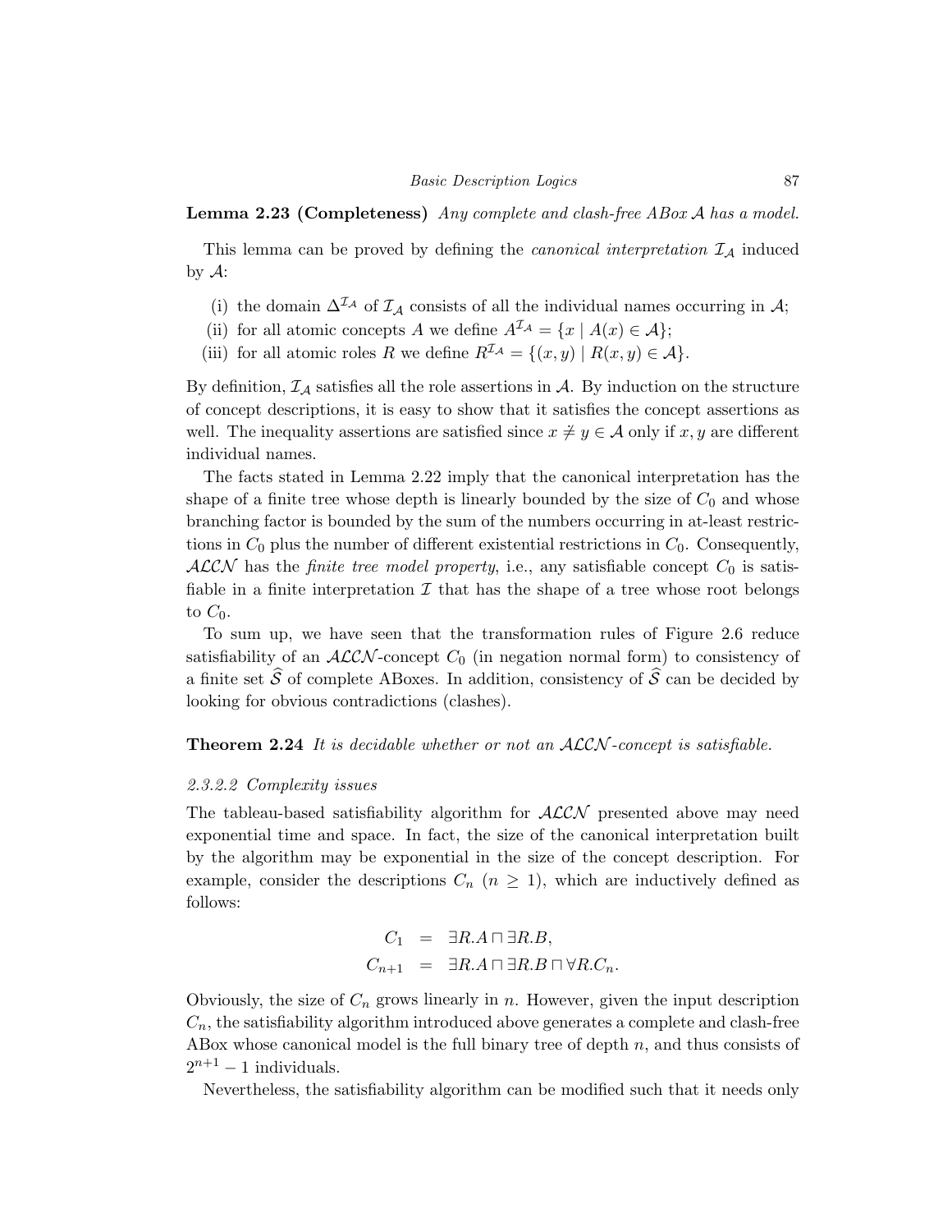**Lemma 2.23 (Completeness)** *Any complete and clash-free ABox $\mathcal{A}$ has a model.*

This lemma can be proved by defining the *canonical interpretation* $\mathcal{I}_\mathcal{A}$ induced by $\mathcal{A}$:

(i) the domain $\Delta^{\mathcal{I}_\mathcal{A}}$ of $\mathcal{I}_\mathcal{A}$ consists of all the individual names occurring in $\mathcal{A}$;
(ii) for all atomic concepts $A$ we define $A^{\mathcal{I}_\mathcal{A}} = \{x \mid A(x) \in \mathcal{A}\}$;
(iii) for all atomic roles $R$ we define $R^{\mathcal{I}_\mathcal{A}} = \{(x, y) \mid R(x, y) \in \mathcal{A}\}$.

By definition, $\mathcal{I}_\mathcal{A}$ satisfies all the role assertions in $\mathcal{A}$. By induction on the structure of concept descriptions, it is easy to show that it satisfies the concept assertions as well. The inequality assertions are satisfied since $x \neq y \in \mathcal{A}$ only if $x, y$ are different individual names.

The facts stated in Lemma 2.22 imply that the canonical interpretation has the shape of a finite tree whose depth is linearly bounded by the size of $C_0$ and whose branching factor is bounded by the sum of the numbers occurring in at-least restrictions in $C_0$ plus the number of different existential restrictions in $C_0$. Consequently, $\mathcal{ALCN}$ has the *finite tree model property*, i.e., any satisfiable concept $C_0$ is satisfiable in a finite interpretation $\mathcal{I}$ that has the shape of a tree whose root belongs to $C_0$.

To sum up, we have seen that the transformation rules of Figure 2.6 reduce satisfiability of an $\mathcal{ALCN}$-concept $C_0$ (in negation normal form) to consistency of a finite set $\widehat{\mathcal{S}}$ of complete ABoxes. In addition, consistency of $\widehat{\mathcal{S}}$ can be decided by looking for obvious contradictions (clashes).

**Theorem 2.24** *It is decidable whether or not an $\mathcal{ALCN}$-concept is satisfiable.*

#### *2.3.2.2 Complexity issues*

The tableau-based satisfiability algorithm for $\mathcal{ALCN}$ presented above may need exponential time and space. In fact, the size of the canonical interpretation built by the algorithm may be exponential in the size of the concept description. For example, consider the descriptions $C_n$ ($n \geq 1$), which are inductively defined as follows:

$$
\begin{aligned}
C_1 &= \exists R.A \sqcap \exists R.B, \\
C_{n+1} &= \exists R.A \sqcap \exists R.B \sqcap \forall R.C_n.
\end{aligned}
$$

Obviously, the size of $C_n$ grows linearly in $n$. However, given the input description $C_n$, the satisfiability algorithm introduced above generates a complete and clash-free ABox whose canonical model is the full binary tree of depth $n$, and thus consists of $2^{n+1} - 1$ individuals.

Nevertheless, the satisfiability algorithm can be modified such that it needs only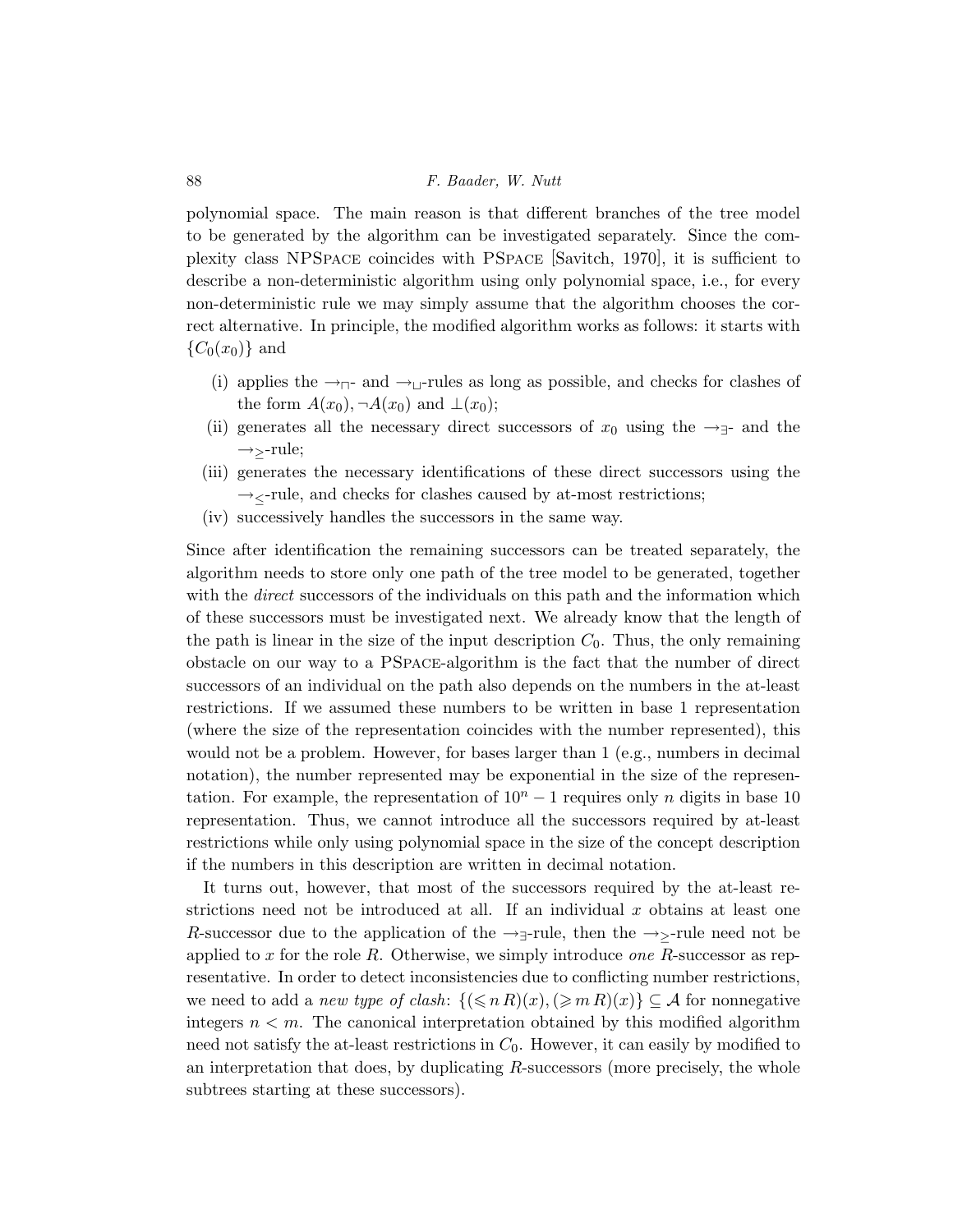polynomial space. The main reason is that different branches of the tree model to be generated by the algorithm can be investigated separately. Since the complexity class NPSpace coincides with PSpace [Savitch, 1970], it is sufficient to describe a non-deterministic algorithm using only polynomial space, i.e., for every non-deterministic rule we may simply assume that the algorithm chooses the correct alternative. In principle, the modified algorithm works as follows: it starts with $\{C_0(x_0)\}$ and

(i) applies the $\rightarrow_{\sqcap}$- and $\rightarrow_{\sqcup}$-rules as long as possible, and checks for clashes of the form $A(x_0), \neg A(x_0)$ and $\bot(x_0)$;

(ii) generates all the necessary direct successors of $x_0$ using the $\rightarrow_{\exists}$- and the $\rightarrow_{\geq}$-rule;

(iii) generates the necessary identifications of these direct successors using the $\rightarrow_{\leq}$-rule, and checks for clashes caused by at-most restrictions;

(iv) successively handles the successors in the same way.

Since after identification the remaining successors can be treated separately, the algorithm needs to store only one path of the tree model to be generated, together with the *direct* successors of the individuals on this path and the information which of these successors must be investigated next. We already know that the length of the path is linear in the size of the input description $C_0$. Thus, the only remaining obstacle on our way to a PSpace-algorithm is the fact that the number of direct successors of an individual on the path also depends on the numbers in the at-least restrictions. If we assumed these numbers to be written in base 1 representation (where the size of the representation coincides with the number represented), this would not be a problem. However, for bases larger than 1 (e.g., numbers in decimal notation), the number represented may be exponential in the size of the representation. For example, the representation of $10^n - 1$ requires only $n$ digits in base 10 representation. Thus, we cannot introduce all the successors required by at-least restrictions while only using polynomial space in the size of the concept description if the numbers in this description are written in decimal notation.

It turns out, however, that most of the successors required by the at-least restrictions need not be introduced at all. If an individual $x$ obtains at least one $R$-successor due to the application of the $\rightarrow_{\exists}$-rule, then the $\rightarrow_{\geq}$-rule need not be applied to $x$ for the role $R$. Otherwise, we simply introduce *one* $R$-successor as representative. In order to detect inconsistencies due to conflicting number restrictions, we need to add a *new type of clash*: $\{(\leqslant n\, R)(x), (\geqslant m\, R)(x)\} \subseteq \mathcal{A}$ for nonnegative integers $n < m$. The canonical interpretation obtained by this modified algorithm need not satisfy the at-least restrictions in $C_0$. However, it can easily by modified to an interpretation that does, by duplicating $R$-successors (more precisely, the whole subtrees starting at these successors).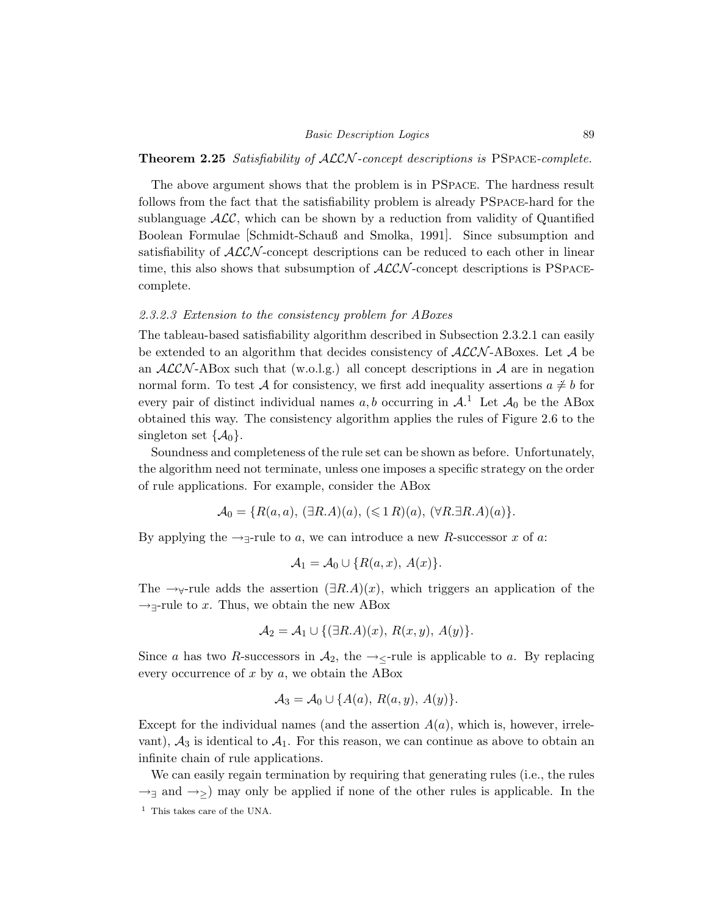**Theorem 2.25** *Satisfiability of $\mathcal{ALCN}$-concept descriptions is* PSPACE*-complete.*

The above argument shows that the problem is in PSPACE. The hardness result follows from the fact that the satisfiability problem is already PSPACE-hard for the sublanguage $\mathcal{ALC}$, which can be shown by a reduction from validity of Quantified Boolean Formulae [Schmidt-Schauß and Smolka, 1991]. Since subsumption and satisfiability of $\mathcal{ALCN}$-concept descriptions can be reduced to each other in linear time, this also shows that subsumption of $\mathcal{ALCN}$-concept descriptions is PSPACE-complete.

#### *2.3.2.3 Extension to the consistency problem for ABoxes*

The tableau-based satisfiability algorithm described in Subsection 2.3.2.1 can easily be extended to an algorithm that decides consistency of $\mathcal{ALCN}$-ABoxes. Let $\mathcal{A}$ be an $\mathcal{ALCN}$-ABox such that (w.o.l.g.) all concept descriptions in $\mathcal{A}$ are in negation normal form. To test $\mathcal{A}$ for consistency, we first add inequality assertions $a \not\doteq b$ for every pair of distinct individual names $a, b$ occurring in $\mathcal{A}$.[1] Let $\mathcal{A}_0$ be the ABox obtained this way. The consistency algorithm applies the rules of Figure 2.6 to the singleton set $\{\mathcal{A}_0\}$.

Soundness and completeness of the rule set can be shown as before. Unfortunately, the algorithm need not terminate, unless one imposes a specific strategy on the order of rule applications. For example, consider the ABox

$$\mathcal{A}_0 = \{R(a,a),\ (\exists R.A)(a),\ (\leqslant 1\, R)(a),\ (\forall R.\exists R.A)(a)\}.$$

By applying the $\rightarrow_\exists$-rule to $a$, we can introduce a new $R$-successor $x$ of $a$:

$$\mathcal{A}_1 = \mathcal{A}_0 \cup \{R(a,x),\ A(x)\}.$$

The $\rightarrow_\forall$-rule adds the assertion $(\exists R.A)(x)$, which triggers an application of the $\rightarrow_\exists$-rule to $x$. Thus, we obtain the new ABox

$$\mathcal{A}_2 = \mathcal{A}_1 \cup \{(\exists R.A)(x),\ R(x,y),\ A(y)\}.$$

Since $a$ has two $R$-successors in $\mathcal{A}_2$, the $\rightarrow_\leq$-rule is applicable to $a$. By replacing every occurrence of $x$ by $a$, we obtain the ABox

$$\mathcal{A}_3 = \mathcal{A}_0 \cup \{A(a),\ R(a,y),\ A(y)\}.$$

Except for the individual names (and the assertion $A(a)$, which is, however, irrelevant), $\mathcal{A}_3$ is identical to $\mathcal{A}_1$. For this reason, we can continue as above to obtain an infinite chain of rule applications.

We can easily regain termination by requiring that generating rules (i.e., the rules $\rightarrow_\exists$ and $\rightarrow_\geq$) may only be applied if none of the other rules is applicable. In the

[1] This takes care of the UNA.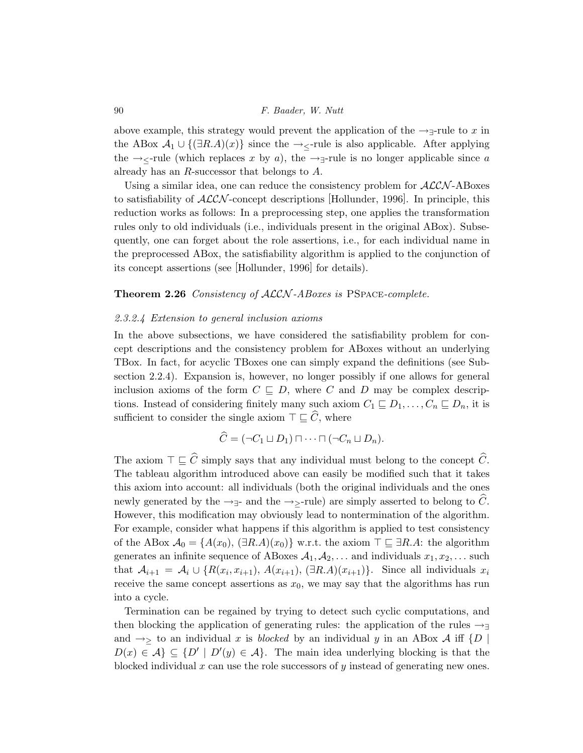above example, this strategy would prevent the application of the $\rightarrow_\exists$-rule to $x$ in the ABox $\mathcal{A}_1 \cup \{(\exists R.A)(x)\}$ since the $\rightarrow_\leq$-rule is also applicable. After applying the $\rightarrow_\leq$-rule (which replaces $x$ by $a$), the $\rightarrow_\exists$-rule is no longer applicable since $a$ already has an $R$-successor that belongs to $A$.

Using a similar idea, one can reduce the consistency problem for $\mathcal{ALCN}$-ABoxes to satisfiability of $\mathcal{ALCN}$-concept descriptions [Hollunder, 1996]. In principle, this reduction works as follows: In a preprocessing step, one applies the transformation rules only to old individuals (i.e., individuals present in the original ABox). Subsequently, one can forget about the role assertions, i.e., for each individual name in the preprocessed ABox, the satisfiability algorithm is applied to the conjunction of its concept assertions (see [Hollunder, 1996] for details).

**Theorem 2.26** *Consistency of $\mathcal{ALCN}$-ABoxes is* PSPACE*-complete.*

#### *2.3.2.4 Extension to general inclusion axioms*

In the above subsections, we have considered the satisfiability problem for concept descriptions and the consistency problem for ABoxes without an underlying TBox. In fact, for acyclic TBoxes one can simply expand the definitions (see Subsection 2.2.4). Expansion is, however, no longer possibly if one allows for general inclusion axioms of the form $C \sqsubseteq D$, where $C$ and $D$ may be complex descriptions. Instead of considering finitely many such axiom $C_1 \sqsubseteq D_1, \ldots, C_n \sqsubseteq D_n$, it is sufficient to consider the single axiom $\top \sqsubseteq \widehat{C}$, where

$$\widehat{C} = (\neg C_1 \sqcup D_1) \sqcap \cdots \sqcap (\neg C_n \sqcup D_n).$$

The axiom $\top \sqsubseteq \widehat{C}$ simply says that any individual must belong to the concept $\widehat{C}$. The tableau algorithm introduced above can easily be modified such that it takes this axiom into account: all individuals (both the original individuals and the ones newly generated by the $\rightarrow_\exists$- and the $\rightarrow_\geq$-rule) are simply asserted to belong to $\widehat{C}$. However, this modification may obviously lead to nontermination of the algorithm. For example, consider what happens if this algorithm is applied to test consistency of the ABox $\mathcal{A}_0 = \{A(x_0), (\exists R.A)(x_0)\}$ w.r.t. the axiom $\top \sqsubseteq \exists R.A$: the algorithm generates an infinite sequence of ABoxes $\mathcal{A}_1, \mathcal{A}_2, \ldots$ and individuals $x_1, x_2, \ldots$ such that $\mathcal{A}_{i+1} = \mathcal{A}_i \cup \{R(x_i, x_{i+1}), A(x_{i+1}), (\exists R.A)(x_{i+1})\}$. Since all individuals $x_i$ receive the same concept assertions as $x_0$, we may say that the algorithms has run into a cycle.

Termination can be regained by trying to detect such cyclic computations, and then blocking the application of generating rules: the application of the rules $\rightarrow_\exists$ and $\rightarrow_\geq$ to an individual $x$ is *blocked* by an individual $y$ in an ABox $\mathcal{A}$ iff $\{D \mid D(x) \in \mathcal{A}\} \subseteq \{D' \mid D'(y) \in \mathcal{A}\}$. The main idea underlying blocking is that the blocked individual $x$ can use the role successors of $y$ instead of generating new ones.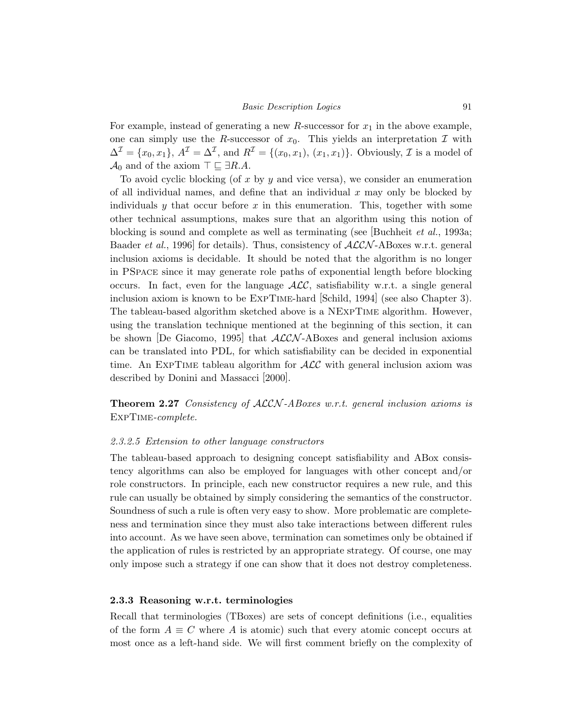For example, instead of generating a new $R$-successor for $x_1$ in the above example, one can simply use the $R$-successor of $x_0$. This yields an interpretation $\mathcal{I}$ with $\Delta^{\mathcal{I}} = \{x_0, x_1\}$, $A^{\mathcal{I}} = \Delta^{\mathcal{I}}$, and $R^{\mathcal{I}} = \{(x_0, x_1), (x_1, x_1)\}$. Obviously, $\mathcal{I}$ is a model of $\mathcal{A}_0$ and of the axiom $\top \sqsubseteq \exists R.A$.

To avoid cyclic blocking (of $x$ by $y$ and vice versa), we consider an enumeration of all individual names, and define that an individual $x$ may only be blocked by individuals $y$ that occur before $x$ in this enumeration. This, together with some other technical assumptions, makes sure that an algorithm using this notion of blocking is sound and complete as well as terminating (see [Buchheit *et al.*, 1993a; Baader *et al.*, 1996] for details). Thus, consistency of $\mathcal{ALCN}$-ABoxes w.r.t. general inclusion axioms is decidable. It should be noted that the algorithm is no longer in PSpace since it may generate role paths of exponential length before blocking occurs. In fact, even for the language $\mathcal{ALC}$, satisfiability w.r.t. a single general inclusion axiom is known to be ExpTime-hard [Schild, 1994] (see also Chapter 3). The tableau-based algorithm sketched above is a NExpTime algorithm. However, using the translation technique mentioned at the beginning of this section, it can be shown [De Giacomo, 1995] that $\mathcal{ALCN}$-ABoxes and general inclusion axioms can be translated into PDL, for which satisfiability can be decided in exponential time. An ExpTime tableau algorithm for $\mathcal{ALC}$ with general inclusion axiom was described by Donini and Massacci [2000].

**Theorem 2.27** *Consistency of $\mathcal{ALCN}$-ABoxes w.r.t. general inclusion axioms is* ExpTime*-complete.*

#### *2.3.2.5 Extension to other language constructors*

The tableau-based approach to designing concept satisfiability and ABox consistency algorithms can also be employed for languages with other concept and/or role constructors. In principle, each new constructor requires a new rule, and this rule can usually be obtained by simply considering the semantics of the constructor. Soundness of such a rule is often very easy to show. More problematic are completeness and termination since they must also take interactions between different rules into account. As we have seen above, termination can sometimes only be obtained if the application of rules is restricted by an appropriate strategy. Of course, one may only impose such a strategy if one can show that it does not destroy completeness.

### **2.3.3 Reasoning w.r.t. terminologies**

Recall that terminologies (TBoxes) are sets of concept definitions (i.e., equalities of the form $A \equiv C$ where $A$ is atomic) such that every atomic concept occurs at most once as a left-hand side. We will first comment briefly on the complexity of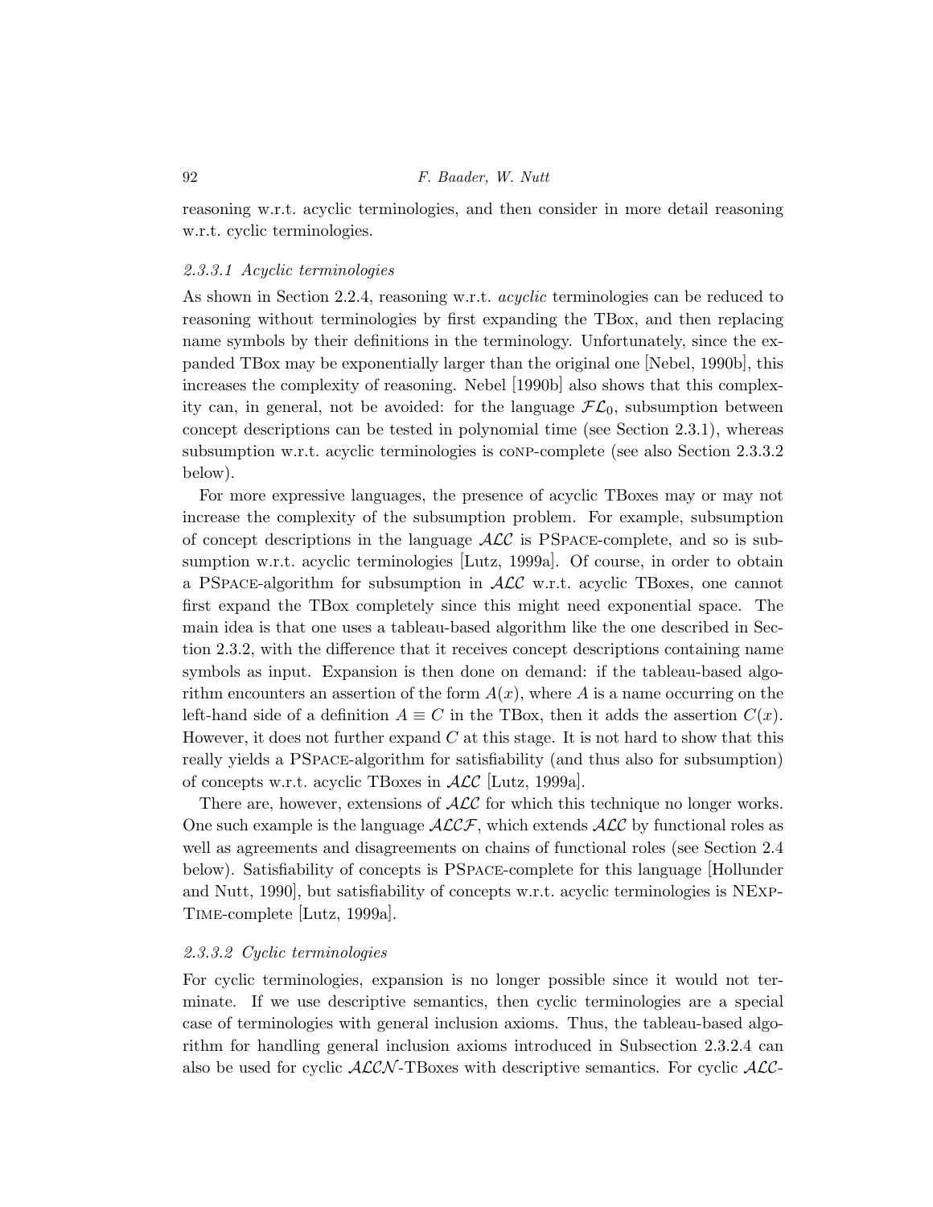reasoning w.r.t. acyclic terminologies, and then consider in more detail reasoning w.r.t. cyclic terminologies.

#### *2.3.3.1 Acyclic terminologies*

As shown in Section 2.2.4, reasoning w.r.t. *acyclic* terminologies can be reduced to reasoning without terminologies by first expanding the TBox, and then replacing name symbols by their definitions in the terminology. Unfortunately, since the expanded TBox may be exponentially larger than the original one [Nebel, 1990b], this increases the complexity of reasoning. Nebel [1990b] also shows that this complexity can, in general, not be avoided: for the language $\mathcal{FL}_0$, subsumption between concept descriptions can be tested in polynomial time (see Section 2.3.1), whereas subsumption w.r.t. acyclic terminologies is coNP-complete (see also Section 2.3.3.2 below).

For more expressive languages, the presence of acyclic TBoxes may or may not increase the complexity of the subsumption problem. For example, subsumption of concept descriptions in the language $\mathcal{ALC}$ is PSpace-complete, and so is subsumption w.r.t. acyclic terminologies [Lutz, 1999a]. Of course, in order to obtain a PSpace-algorithm for subsumption in $\mathcal{ALC}$ w.r.t. acyclic TBoxes, one cannot first expand the TBox completely since this might need exponential space. The main idea is that one uses a tableau-based algorithm like the one described in Section 2.3.2, with the difference that it receives concept descriptions containing name symbols as input. Expansion is then done on demand: if the tableau-based algorithm encounters an assertion of the form $A(x)$, where $A$ is a name occurring on the left-hand side of a definition $A \equiv C$ in the TBox, then it adds the assertion $C(x)$. However, it does not further expand $C$ at this stage. It is not hard to show that this really yields a PSpace-algorithm for satisfiability (and thus also for subsumption) of concepts w.r.t. acyclic TBoxes in $\mathcal{ALC}$ [Lutz, 1999a].

There are, however, extensions of $\mathcal{ALC}$ for which this technique no longer works. One such example is the language $\mathcal{ALCF}$, which extends $\mathcal{ALC}$ by functional roles as well as agreements and disagreements on chains of functional roles (see Section 2.4 below). Satisfiability of concepts is PSpace-complete for this language [Hollunder and Nutt, 1990], but satisfiability of concepts w.r.t. acyclic terminologies is NExpTime-complete [Lutz, 1999a].

#### *2.3.3.2 Cyclic terminologies*

For cyclic terminologies, expansion is no longer possible since it would not terminate. If we use descriptive semantics, then cyclic terminologies are a special case of terminologies with general inclusion axioms. Thus, the tableau-based algorithm for handling general inclusion axioms introduced in Subsection 2.3.2.4 can also be used for cyclic $\mathcal{ALCN}$-TBoxes with descriptive semantics. For cyclic $\mathcal{ALC}$-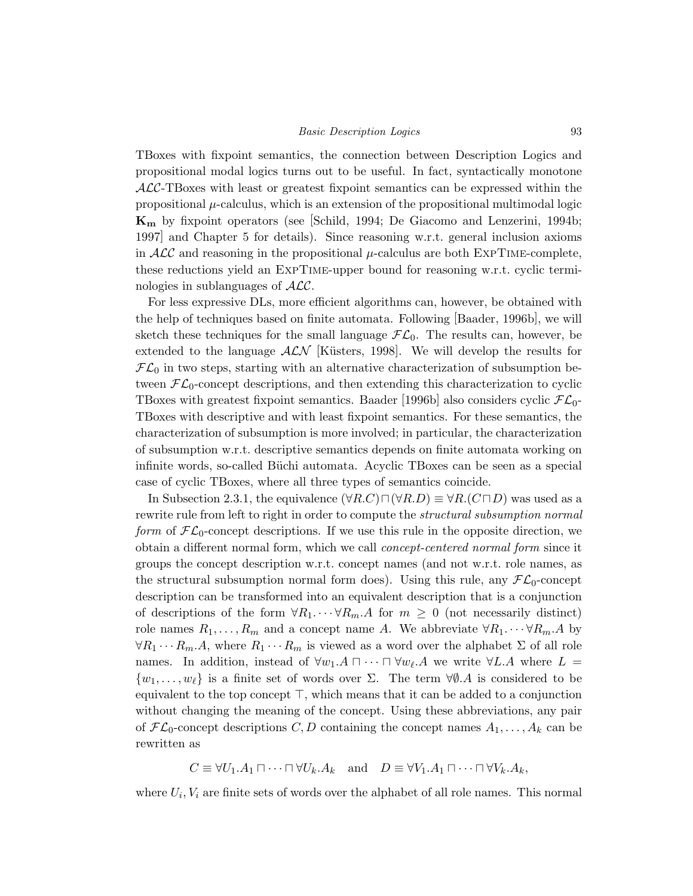TBoxes with fixpoint semantics, the connection between Description Logics and propositional modal logics turns out to be useful. In fact, syntactically monotone $\mathcal{ALC}$-TBoxes with least or greatest fixpoint semantics can be expressed within the propositional $\mu$-calculus, which is an extension of the propositional multimodal logic $\mathbf{K_m}$ by fixpoint operators (see [Schild, 1994; De Giacomo and Lenzerini, 1994b; 1997] and Chapter 5 for details). Since reasoning w.r.t. general inclusion axioms in $\mathcal{ALC}$ and reasoning in the propositional $\mu$-calculus are both ExpTime-complete, these reductions yield an ExpTime-upper bound for reasoning w.r.t. cyclic terminologies in sublanguages of $\mathcal{ALC}$.

For less expressive DLs, more efficient algorithms can, however, be obtained with the help of techniques based on finite automata. Following [Baader, 1996b], we will sketch these techniques for the small language $\mathcal{FL}_0$. The results can, however, be extended to the language $\mathcal{ALN}$ [Küsters, 1998]. We will develop the results for $\mathcal{FL}_0$ in two steps, starting with an alternative characterization of subsumption between $\mathcal{FL}_0$-concept descriptions, and then extending this characterization to cyclic TBoxes with greatest fixpoint semantics. Baader [1996b] also considers cyclic $\mathcal{FL}_0$-TBoxes with descriptive and with least fixpoint semantics. For these semantics, the characterization of subsumption is more involved; in particular, the characterization of subsumption w.r.t. descriptive semantics depends on finite automata working on infinite words, so-called Büchi automata. Acyclic TBoxes can be seen as a special case of cyclic TBoxes, where all three types of semantics coincide.

In Subsection 2.3.1, the equivalence $(\forall R.C) \sqcap (\forall R.D) \equiv \forall R.(C \sqcap D)$ was used as a rewrite rule from left to right in order to compute the *structural subsumption normal form* of $\mathcal{FL}_0$-concept descriptions. If we use this rule in the opposite direction, we obtain a different normal form, which we call *concept-centered normal form* since it groups the concept description w.r.t. concept names (and not w.r.t. role names, as the structural subsumption normal form does). Using this rule, any $\mathcal{FL}_0$-concept description can be transformed into an equivalent description that is a conjunction of descriptions of the form $\forall R_1.\cdots\forall R_m.A$ for $m \geq 0$ (not necessarily distinct) role names $R_1, \ldots, R_m$ and a concept name $A$. We abbreviate $\forall R_1.\cdots\forall R_m.A$ by $\forall R_1 \cdots R_m.A$, where $R_1 \cdots R_m$ is viewed as a word over the alphabet $\Sigma$ of all role names. In addition, instead of $\forall w_1.A \sqcap \cdots \sqcap \forall w_\ell.A$ we write $\forall L.A$ where $L = \{w_1, \ldots, w_\ell\}$ is a finite set of words over $\Sigma$. The term $\forall \emptyset.A$ is considered to be equivalent to the top concept $\top$, which means that it can be added to a conjunction without changing the meaning of the concept. Using these abbreviations, any pair of $\mathcal{FL}_0$-concept descriptions $C, D$ containing the concept names $A_1, \ldots, A_k$ can be rewritten as

$$C \equiv \forall U_1.A_1 \sqcap \cdots \sqcap \forall U_k.A_k \quad \text{and} \quad D \equiv \forall V_1.A_1 \sqcap \cdots \sqcap \forall V_k.A_k,$$

where $U_i, V_i$ are finite sets of words over the alphabet of all role names. This normal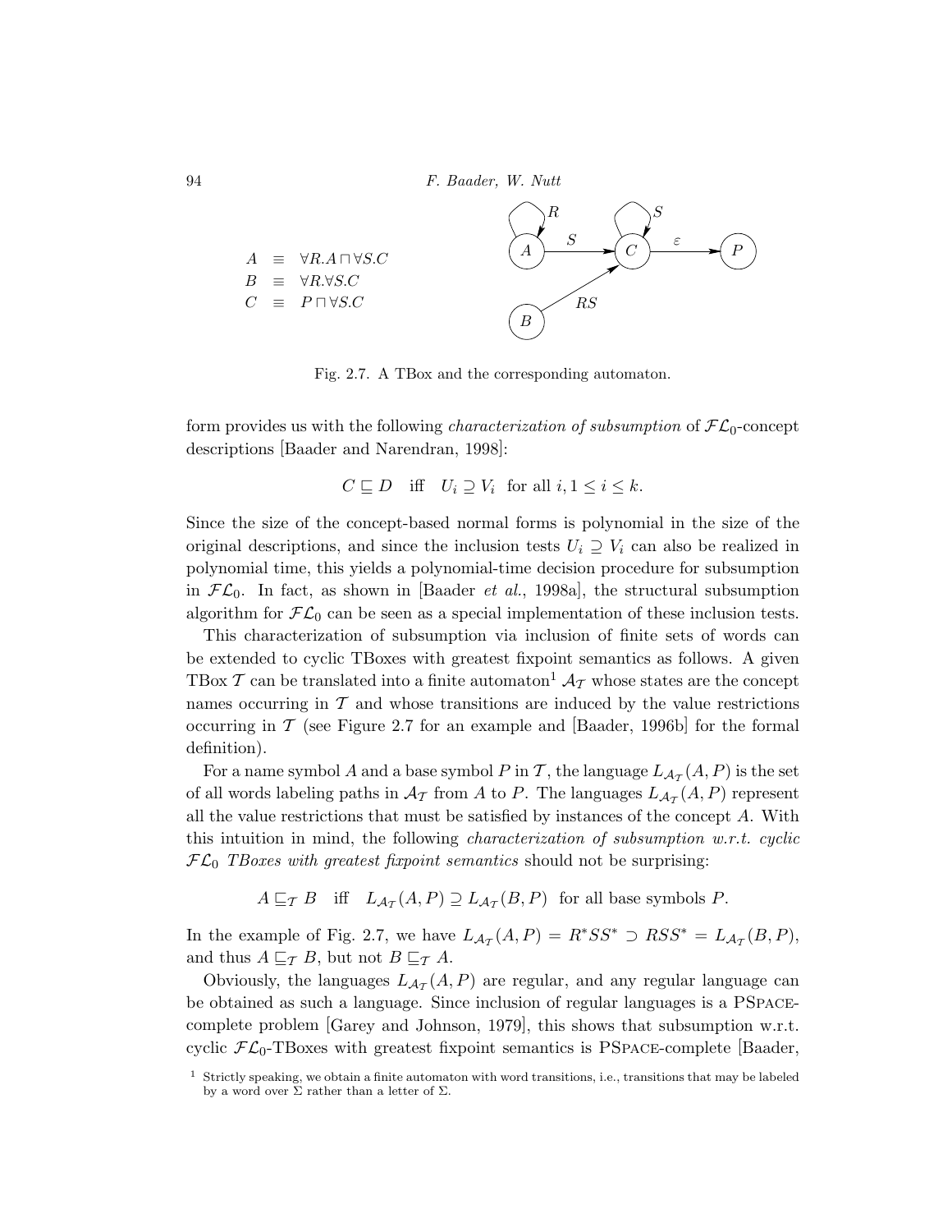$$
\begin{aligned}
A &\equiv \forall R.A \sqcap \forall S.C \\
B &\equiv \forall R.\forall S.C \\
C &\equiv P \sqcap \forall S.C
\end{aligned}
$$

Fig. 2.7. A TBox and the corresponding automaton.

form provides us with the following *characterization of subsumption* of $\mathcal{FL}_0$-concept descriptions [Baader and Narendran, 1998]:

$$C \sqsubseteq D \quad \text{iff} \quad U_i \supseteq V_i \;\; \text{for all } i, 1 \leq i \leq k.$$

Since the size of the concept-based normal forms is polynomial in the size of the original descriptions, and since the inclusion tests $U_i \supseteq V_i$ can also be realized in polynomial time, this yields a polynomial-time decision procedure for subsumption in $\mathcal{FL}_0$. In fact, as shown in [Baader *et al.*, 1998a], the structural subsumption algorithm for $\mathcal{FL}_0$ can be seen as a special implementation of these inclusion tests.

This characterization of subsumption via inclusion of finite sets of words can be extended to cyclic TBoxes with greatest fixpoint semantics as follows. A given TBox $\mathcal{T}$ can be translated into a finite automaton[1] $\mathcal{A}_\mathcal{T}$ whose states are the concept names occurring in $\mathcal{T}$ and whose transitions are induced by the value restrictions occurring in $\mathcal{T}$ (see Figure 2.7 for an example and [Baader, 1996b] for the formal definition).

For a name symbol $A$ and a base symbol $P$ in $\mathcal{T}$, the language $L_{\mathcal{A}_\mathcal{T}}(A, P)$ is the set of all words labeling paths in $\mathcal{A}_\mathcal{T}$ from $A$ to $P$. The languages $L_{\mathcal{A}_\mathcal{T}}(A, P)$ represent all the value restrictions that must be satisfied by instances of the concept $A$. With this intuition in mind, the following *characterization of subsumption w.r.t. cyclic* $\mathcal{FL}_0$ *TBoxes with greatest fixpoint semantics* should not be surprising:

$$A \sqsubseteq_\mathcal{T} B \quad \text{iff} \quad L_{\mathcal{A}_\mathcal{T}}(A, P) \supseteq L_{\mathcal{A}_\mathcal{T}}(B, P) \;\; \text{for all base symbols } P.$$

In the example of Fig. 2.7, we have $L_{\mathcal{A}_\mathcal{T}}(A, P) = R^*SS^* \supset RSS^* = L_{\mathcal{A}_\mathcal{T}}(B, P)$, and thus $A \sqsubseteq_\mathcal{T} B$, but not $B \sqsubseteq_\mathcal{T} A$.

Obviously, the languages $L_{\mathcal{A}_\mathcal{T}}(A, P)$ are regular, and any regular language can be obtained as such a language. Since inclusion of regular languages is a PSpace-complete problem [Garey and Johnson, 1979], this shows that subsumption w.r.t. cyclic $\mathcal{FL}_0$-TBoxes with greatest fixpoint semantics is PSpace-complete [Baader,

[1] Strictly speaking, we obtain a finite automaton with word transitions, i.e., transitions that may be labeled by a word over $\Sigma$ rather than a letter of $\Sigma$.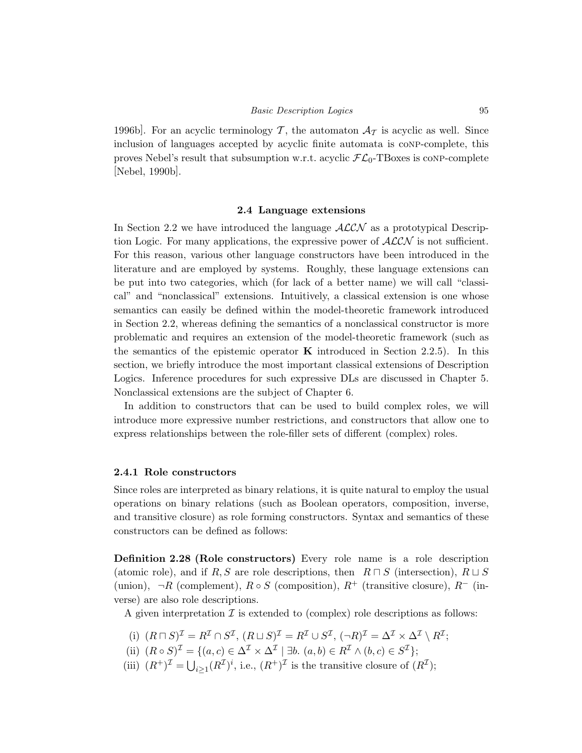1996b]. For an acyclic terminology $\mathcal{T}$, the automaton $\mathcal{A}_\mathcal{T}$ is acyclic as well. Since inclusion of languages accepted by acyclic finite automata is coNP-complete, this proves Nebel's result that subsumption w.r.t. acyclic $\mathcal{FL}_0$-TBoxes is coNP-complete [Nebel, 1990b].

## 2.4 Language extensions

In Section 2.2 we have introduced the language $\mathcal{ALCN}$ as a prototypical Description Logic. For many applications, the expressive power of $\mathcal{ALCN}$ is not sufficient. For this reason, various other language constructors have been introduced in the literature and are employed by systems. Roughly, these language extensions can be put into two categories, which (for lack of a better name) we will call "classical" and "nonclassical" extensions. Intuitively, a classical extension is one whose semantics can easily be defined within the model-theoretic framework introduced in Section 2.2, whereas defining the semantics of a nonclassical constructor is more problematic and requires an extension of the model-theoretic framework (such as the semantics of the epistemic operator $\mathbf{K}$ introduced in Section 2.2.5). In this section, we briefly introduce the most important classical extensions of Description Logics. Inference procedures for such expressive DLs are discussed in Chapter 5. Nonclassical extensions are the subject of Chapter 6.

In addition to constructors that can be used to build complex roles, we will introduce more expressive number restrictions, and constructors that allow one to express relationships between the role-filler sets of different (complex) roles.

### 2.4.1 Role constructors

Since roles are interpreted as binary relations, it is quite natural to employ the usual operations on binary relations (such as Boolean operators, composition, inverse, and transitive closure) as role forming constructors. Syntax and semantics of these constructors can be defined as follows:

**Definition 2.28 (Role constructors)** Every role name is a role description (atomic role), and if $R, S$ are role descriptions, then $R \sqcap S$ (intersection), $R \sqcup S$ (union), $\neg R$ (complement), $R \circ S$ (composition), $R^+$ (transitive closure), $R^-$ (inverse) are also role descriptions.

A given interpretation $\mathcal{I}$ is extended to (complex) role descriptions as follows:

(i) $(R \sqcap S)^\mathcal{I} = R^\mathcal{I} \cap S^\mathcal{I}$, $(R \sqcup S)^\mathcal{I} = R^\mathcal{I} \cup S^\mathcal{I}$, $(\neg R)^\mathcal{I} = \Delta^\mathcal{I} \times \Delta^\mathcal{I} \setminus R^\mathcal{I}$;

(ii) $(R \circ S)^\mathcal{I} = \{(a, c) \in \Delta^\mathcal{I} \times \Delta^\mathcal{I} \mid \exists b.\ (a, b) \in R^\mathcal{I} \wedge (b, c) \in S^\mathcal{I}\}$;

(iii) $(R^+)^\mathcal{I} = \bigcup_{i \geq 1} (R^\mathcal{I})^i$, i.e., $(R^+)^\mathcal{I}$ is the transitive closure of $(R^\mathcal{I})$;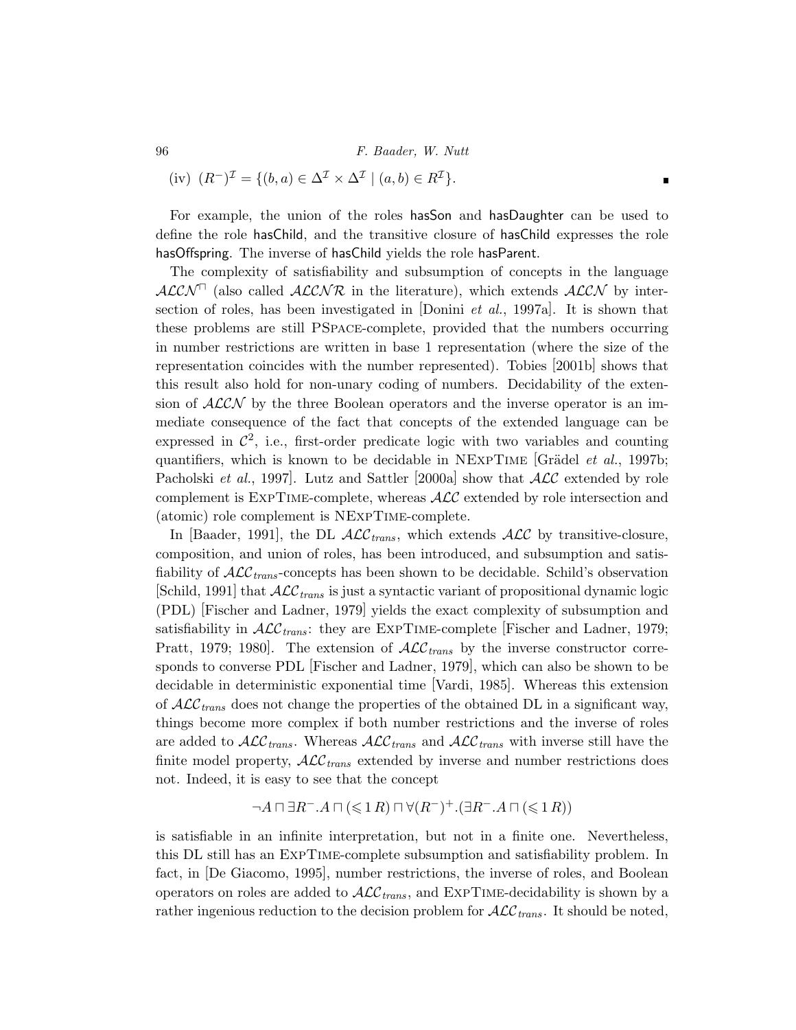(iv) $(R^-)^\mathcal{I} = \{(b,a) \in \Delta^\mathcal{I} \times \Delta^\mathcal{I} \mid (a,b) \in R^\mathcal{I}\}$. ∎

For example, the union of the roles hasSon and hasDaughter can be used to define the role hasChild, and the transitive closure of hasChild expresses the role hasOffspring. The inverse of hasChild yields the role hasParent.

The complexity of satisfiability and subsumption of concepts in the language $\mathcal{ALCN}^\sqcap$ (also called $\mathcal{ALCNR}$ in the literature), which extends $\mathcal{ALCN}$ by intersection of roles, has been investigated in [Donini *et al.*, 1997a]. It is shown that these problems are still PSPACE-complete, provided that the numbers occurring in number restrictions are written in base 1 representation (where the size of the representation coincides with the number represented). Tobies [2001b] shows that this result also hold for non-unary coding of numbers. Decidability of the extension of $\mathcal{ALCN}$ by the three Boolean operators and the inverse operator is an immediate consequence of the fact that concepts of the extended language can be expressed in $\mathcal{C}^2$, i.e., first-order predicate logic with two variables and counting quantifiers, which is known to be decidable in NEXPTIME [Grädel *et al.*, 1997b; Pacholski *et al.*, 1997]. Lutz and Sattler [2000a] show that $\mathcal{ALC}$ extended by role complement is EXPTIME-complete, whereas $\mathcal{ALC}$ extended by role intersection and (atomic) role complement is NEXPTIME-complete.

In [Baader, 1991], the DL $\mathcal{ALC}_{trans}$, which extends $\mathcal{ALC}$ by transitive-closure, composition, and union of roles, has been introduced, and subsumption and satisfiability of $\mathcal{ALC}_{trans}$-concepts has been shown to be decidable. Schild's observation [Schild, 1991] that $\mathcal{ALC}_{trans}$ is just a syntactic variant of propositional dynamic logic (PDL) [Fischer and Ladner, 1979] yields the exact complexity of subsumption and satisfiability in $\mathcal{ALC}_{trans}$: they are EXPTIME-complete [Fischer and Ladner, 1979; Pratt, 1979; 1980]. The extension of $\mathcal{ALC}_{trans}$ by the inverse constructor corresponds to converse PDL [Fischer and Ladner, 1979], which can also be shown to be decidable in deterministic exponential time [Vardi, 1985]. Whereas this extension of $\mathcal{ALC}_{trans}$ does not change the properties of the obtained DL in a significant way, things become more complex if both number restrictions and the inverse of roles are added to $\mathcal{ALC}_{trans}$. Whereas $\mathcal{ALC}_{trans}$ and $\mathcal{ALC}_{trans}$ with inverse still have the finite model property, $\mathcal{ALC}_{trans}$ extended by inverse and number restrictions does not. Indeed, it is easy to see that the concept

$$\neg A \sqcap \exists R^-.A \sqcap (\leqslant 1\, R) \sqcap \forall (R^-)^+.(\exists R^-.A \sqcap (\leqslant 1\, R))$$

is satisfiable in an infinite interpretation, but not in a finite one. Nevertheless, this DL still has an EXPTIME-complete subsumption and satisfiability problem. In fact, in [De Giacomo, 1995], number restrictions, the inverse of roles, and Boolean operators on roles are added to $\mathcal{ALC}_{trans}$, and EXPTIME-decidability is shown by a rather ingenious reduction to the decision problem for $\mathcal{ALC}_{trans}$. It should be noted,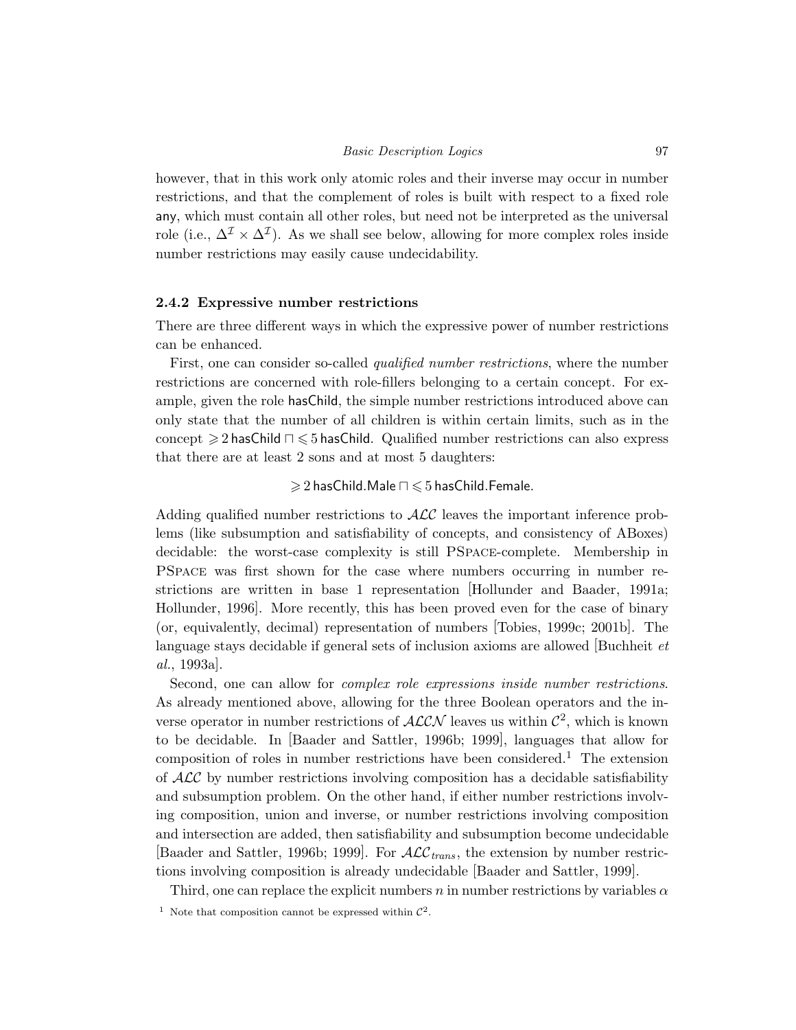however, that in this work only atomic roles and their inverse may occur in number restrictions, and that the complement of roles is built with respect to a fixed role any, which must contain all other roles, but need not be interpreted as the universal role (i.e., $\Delta^{\mathcal{I}} \times \Delta^{\mathcal{I}}$). As we shall see below, allowing for more complex roles inside number restrictions may easily cause undecidability.

### 2.4.2 Expressive number restrictions

There are three different ways in which the expressive power of number restrictions can be enhanced.

First, one can consider so-called *qualified number restrictions*, where the number restrictions are concerned with role-fillers belonging to a certain concept. For example, given the role hasChild, the simple number restrictions introduced above can only state that the number of all children is within certain limits, such as in the concept $\geqslant 2\,\mathsf{hasChild} \sqcap \leqslant 5\,\mathsf{hasChild}$. Qualified number restrictions can also express that there are at least 2 sons and at most 5 daughters:

$$\geqslant 2\,\mathsf{hasChild.Male} \sqcap \leqslant 5\,\mathsf{hasChild.Female}.$$

Adding qualified number restrictions to $\mathcal{ALC}$ leaves the important inference problems (like subsumption and satisfiability of concepts, and consistency of ABoxes) decidable: the worst-case complexity is still PSpace-complete. Membership in PSpace was first shown for the case where numbers occurring in number restrictions are written in base 1 representation [Hollunder and Baader, 1991a; Hollunder, 1996]. More recently, this has been proved even for the case of binary (or, equivalently, decimal) representation of numbers [Tobies, 1999c; 2001b]. The language stays decidable if general sets of inclusion axioms are allowed [Buchheit *et al.*, 1993a].

Second, one can allow for *complex role expressions inside number restrictions*. As already mentioned above, allowing for the three Boolean operators and the inverse operator in number restrictions of $\mathcal{ALCN}$ leaves us within $\mathcal{C}^2$, which is known to be decidable. In [Baader and Sattler, 1996b; 1999], languages that allow for composition of roles in number restrictions have been considered.[1] The extension of $\mathcal{ALC}$ by number restrictions involving composition has a decidable satisfiability and subsumption problem. On the other hand, if either number restrictions involving composition, union and inverse, or number restrictions involving composition and intersection are added, then satisfiability and subsumption become undecidable [Baader and Sattler, 1996b; 1999]. For $\mathcal{ALC}_{trans}$, the extension by number restrictions involving composition is already undecidable [Baader and Sattler, 1999].

Third, one can replace the explicit numbers $n$ in number restrictions by variables $\alpha$

[1] Note that composition cannot be expressed within $\mathcal{C}^2$.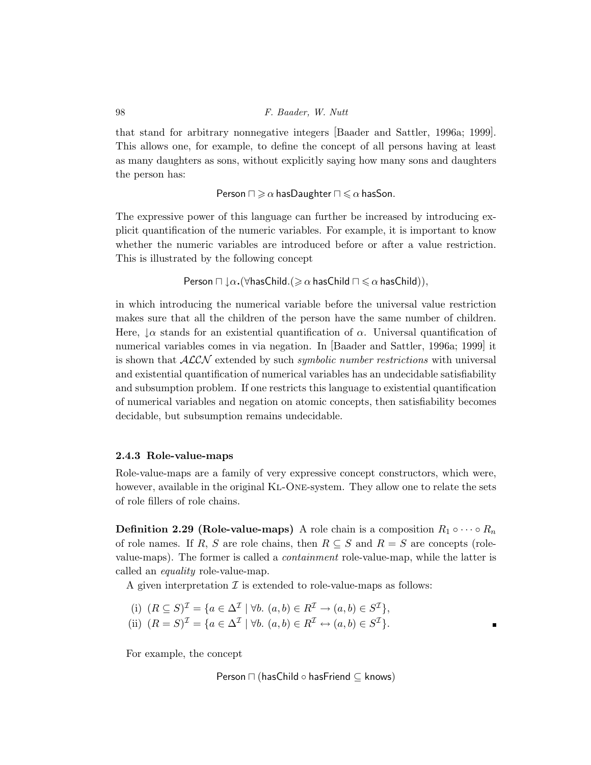that stand for arbitrary nonnegative integers [Baader and Sattler, 1996a; 1999]. This allows one, for example, to define the concept of all persons having at least as many daughters as sons, without explicitly saying how many sons and daughters the person has:

$$\mathsf{Person} \sqcap \geqslant \alpha\, \mathsf{hasDaughter} \sqcap \leqslant \alpha\, \mathsf{hasSon}.$$

The expressive power of this language can further be increased by introducing explicit quantification of the numeric variables. For example, it is important to know whether the numeric variables are introduced before or after a value restriction. This is illustrated by the following concept

$$\mathsf{Person} \sqcap \downarrow\alpha.(\forall \mathsf{hasChild}.(\geqslant \alpha\, \mathsf{hasChild} \sqcap \leqslant \alpha\, \mathsf{hasChild})),$$

in which introducing the numerical variable before the universal value restriction makes sure that all the children of the person have the same number of children. Here, $\downarrow\alpha$ stands for an existential quantification of $\alpha$. Universal quantification of numerical variables comes in via negation. In [Baader and Sattler, 1996a; 1999] it is shown that $\mathcal{ALCN}$ extended by such *symbolic number restrictions* with universal and existential quantification of numerical variables has an undecidable satisfiability and subsumption problem. If one restricts this language to existential quantification of numerical variables and negation on atomic concepts, then satisfiability becomes decidable, but subsumption remains undecidable.

### 2.4.3 Role-value-maps

Role-value-maps are a family of very expressive concept constructors, which were, however, available in the original KL-ONE-system. They allow one to relate the sets of role fillers of role chains.

**Definition 2.29 (Role-value-maps)** A role chain is a composition $R_1 \circ \cdots \circ R_n$ of role names. If $R$, $S$ are role chains, then $R \subseteq S$ and $R = S$ are concepts (role-value-maps). The former is called a *containment* role-value-map, while the latter is called an *equality* role-value-map.

A given interpretation $\mathcal{I}$ is extended to role-value-maps as follows:

(i) $(R \subseteq S)^{\mathcal{I}} = \{a \in \Delta^{\mathcal{I}} \mid \forall b.\ (a,b) \in R^{\mathcal{I}} \rightarrow (a,b) \in S^{\mathcal{I}}\}$,
(ii) $(R = S)^{\mathcal{I}} = \{a \in \Delta^{\mathcal{I}} \mid \forall b.\ (a,b) \in R^{\mathcal{I}} \leftrightarrow (a,b) \in S^{\mathcal{I}}\}$.

For example, the concept

$$\mathsf{Person} \sqcap (\mathsf{hasChild} \circ \mathsf{hasFriend} \subseteq \mathsf{knows})$$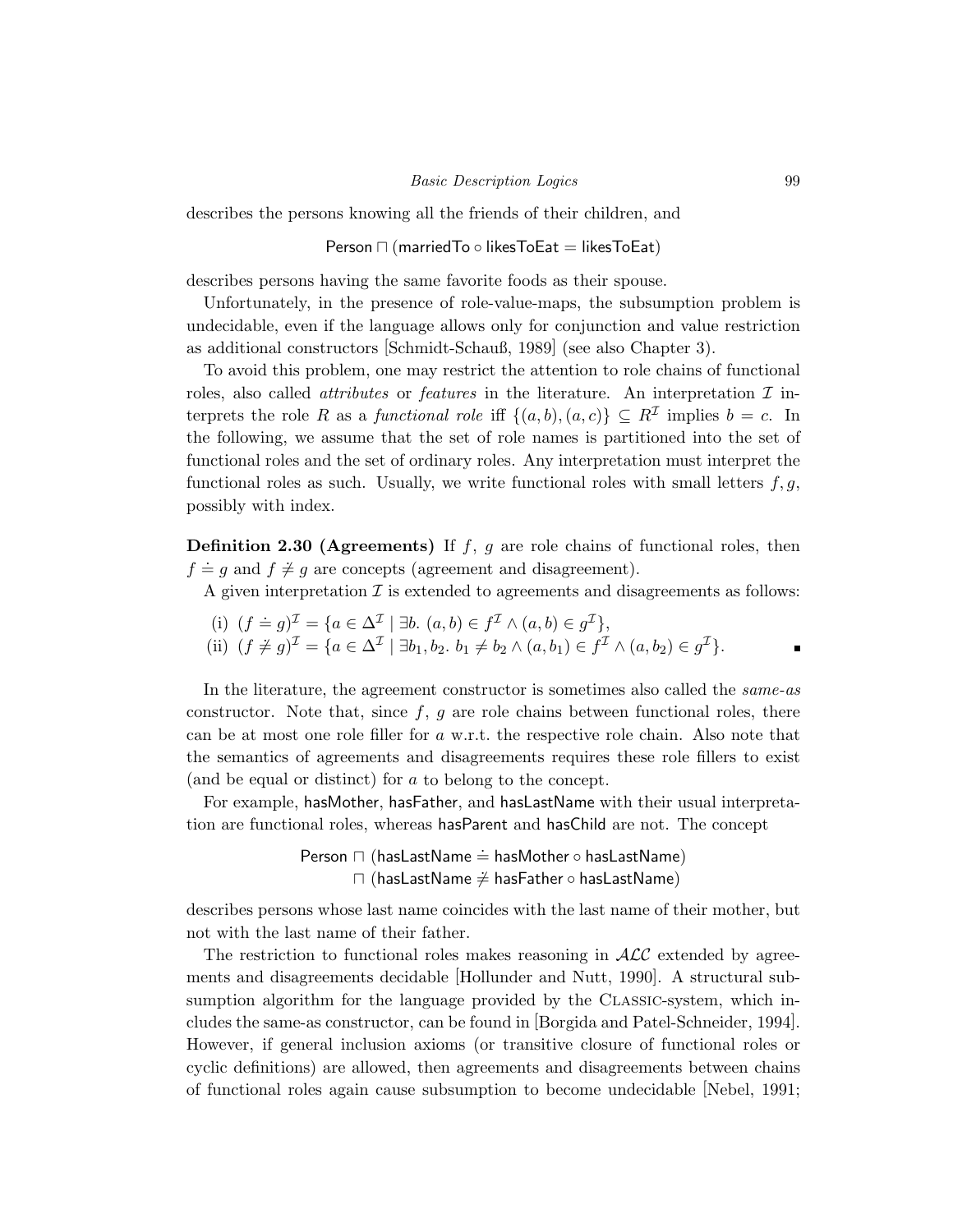describes the persons knowing all the friends of their children, and

$$\mathsf{Person} \sqcap (\mathsf{marriedTo} \circ \mathsf{likesToEat} = \mathsf{likesToEat})$$

describes persons having the same favorite foods as their spouse.

Unfortunately, in the presence of role-value-maps, the subsumption problem is undecidable, even if the language allows only for conjunction and value restriction as additional constructors [Schmidt-Schauß, 1989] (see also Chapter 3).

To avoid this problem, one may restrict the attention to role chains of functional roles, also called *attributes* or *features* in the literature. An interpretation $\mathcal{I}$ interprets the role $R$ as a *functional role* iff $\{(a, b), (a, c)\} \subseteq R^{\mathcal{I}}$ implies $b = c$. In the following, we assume that the set of role names is partitioned into the set of functional roles and the set of ordinary roles. Any interpretation must interpret the functional roles as such. Usually, we write functional roles with small letters $f, g$, possibly with index.

**Definition 2.30 (Agreements)** If $f$, $g$ are role chains of functional roles, then $f \doteq g$ and $f \neq g$ are concepts (agreement and disagreement).

A given interpretation $\mathcal{I}$ is extended to agreements and disagreements as follows:

(i) $(f \doteq g)^{\mathcal{I}} = \{a \in \Delta^{\mathcal{I}} \mid \exists b.\ (a, b) \in f^{\mathcal{I}} \wedge (a, b) \in g^{\mathcal{I}}\}$,

(ii) $(f \neq g)^{\mathcal{I}} = \{a \in \Delta^{\mathcal{I}} \mid \exists b_1, b_2.\ b_1 \neq b_2 \wedge (a, b_1) \in f^{\mathcal{I}} \wedge (a, b_2) \in g^{\mathcal{I}}\}$. ∎

In the literature, the agreement constructor is sometimes also called the *same-as* constructor. Note that, since $f$, $g$ are role chains between functional roles, there can be at most one role filler for $a$ w.r.t. the respective role chain. Also note that the semantics of agreements and disagreements requires these role fillers to exist (and be equal or distinct) for $a$ to belong to the concept.

For example, hasMother, hasFather, and hasLastName with their usual interpretation are functional roles, whereas hasParent and hasChild are not. The concept

$$\mathsf{Person} \sqcap (\mathsf{hasLastName} \doteq \mathsf{hasMother} \circ \mathsf{hasLastName})$$
$$\sqcap\ (\mathsf{hasLastName} \neq \mathsf{hasFather} \circ \mathsf{hasLastName})$$

describes persons whose last name coincides with the last name of their mother, but not with the last name of their father.

The restriction to functional roles makes reasoning in $\mathcal{ALC}$ extended by agreements and disagreements decidable [Hollunder and Nutt, 1990]. A structural subsumption algorithm for the language provided by the Classic-system, which includes the same-as constructor, can be found in [Borgida and Patel-Schneider, 1994]. However, if general inclusion axioms (or transitive closure of functional roles or cyclic definitions) are allowed, then agreements and disagreements between chains of functional roles again cause subsumption to become undecidable [Nebel, 1991;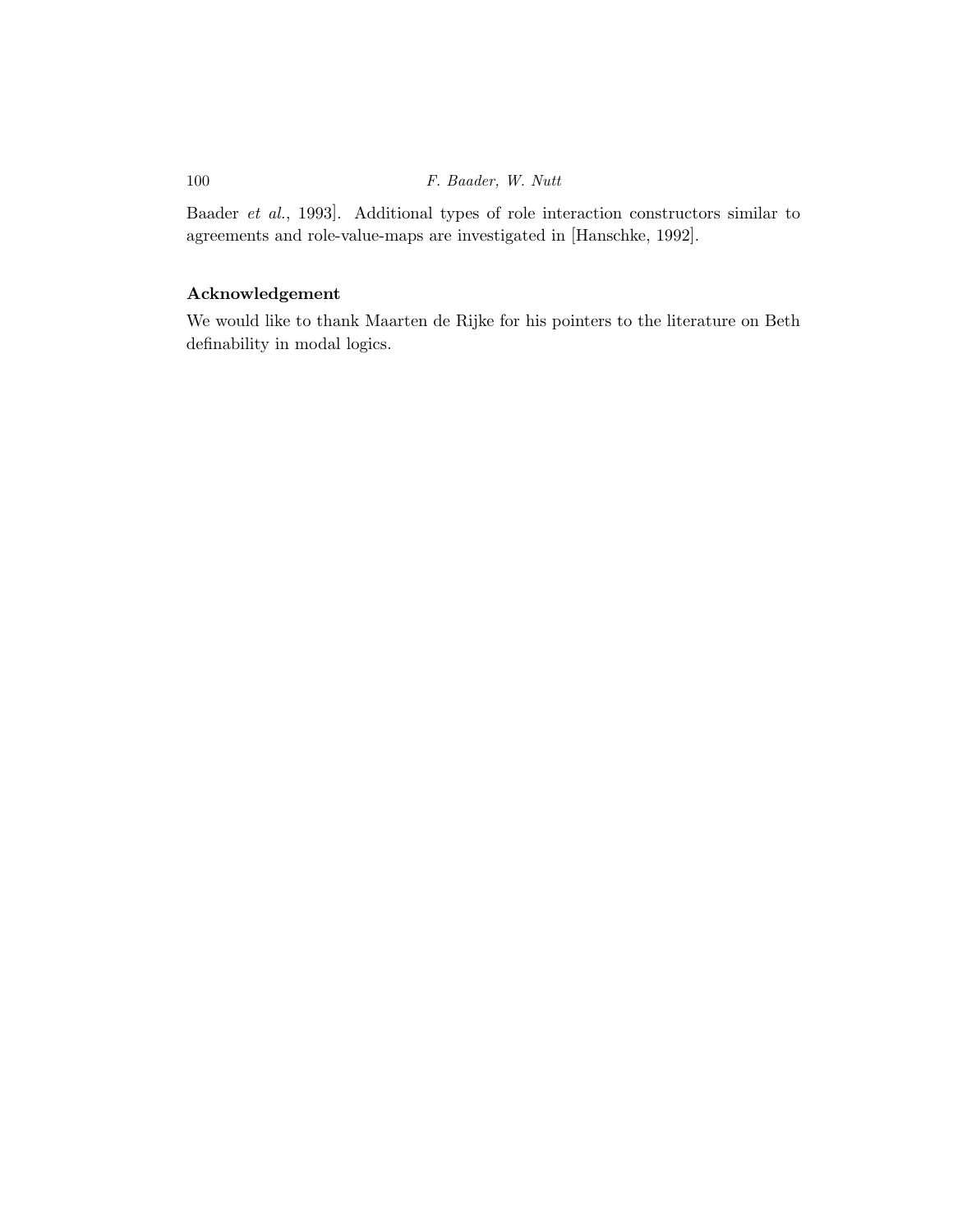Baader *et al.*, 1993]. Additional types of role interaction constructors similar to agreements and role-value-maps are investigated in [Hanschke, 1992].

## Acknowledgement

We would like to thank Maarten de Rijke for his pointers to the literature on Beth definability in modal logics.